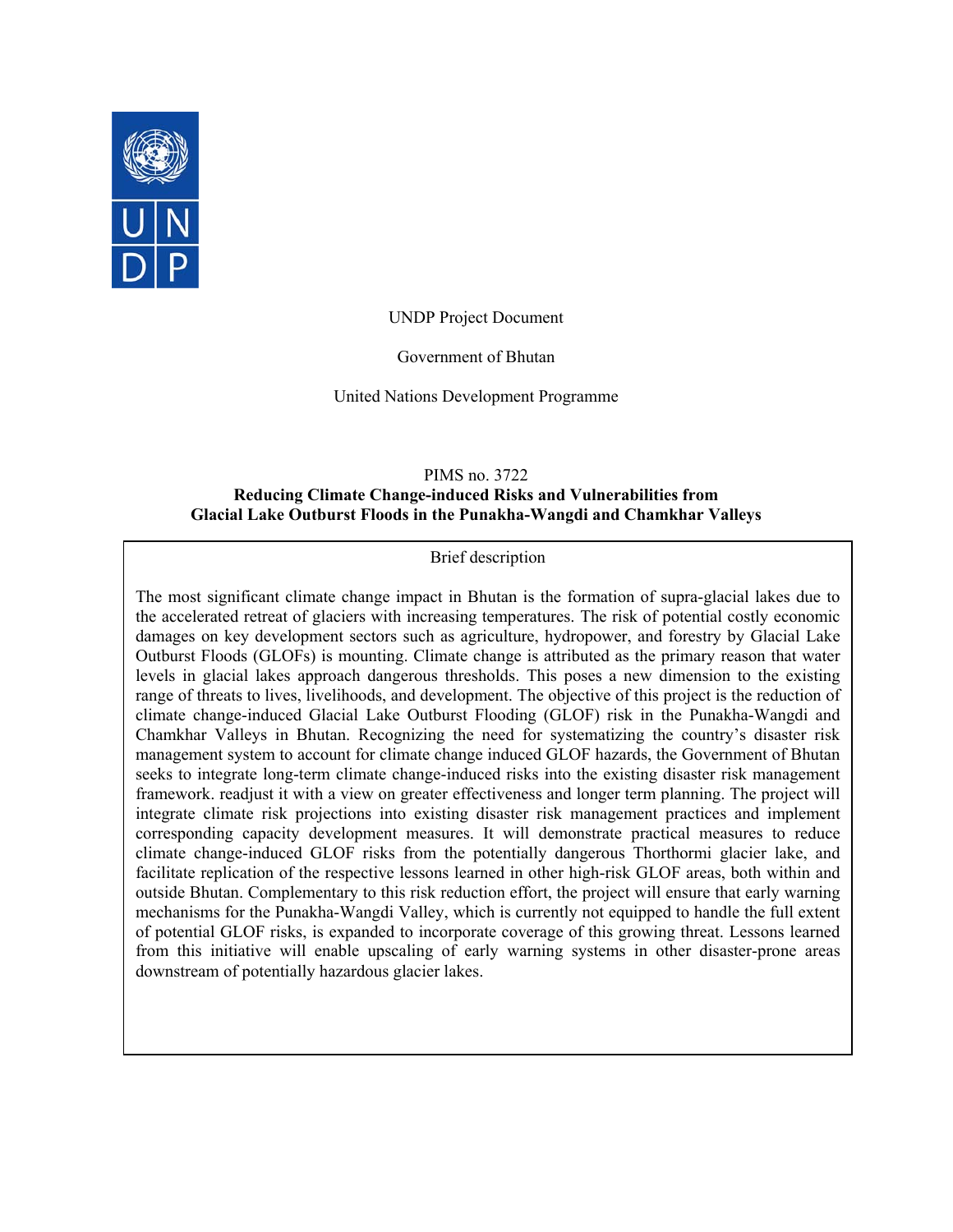UNDP Project Document

Government of Bhutan

United Nations Development Programme

PIMS no. 3722

**Reducing Climate Change-induced Risks and Vulnerabilities from Glacial Lake Outburst Floods in the Punakha-Wangdi and Chamkhar Valleys**

Brief description

The most significant climate change impact in Bhutan is the formation of supra-glacial lakes due to the accelerated retreat of glaciers with increasing temperatures. The risk of potential costly economic damages on key development sectors such as agriculture, hydropower, and forestry by Glacial Lake Outburst Floods (GLOFs) is mounting. Climate change is attributed as the primary reason that water levels in glacial lakes approach dangerous thresholds. This poses a new dimension to the existing range of threats to lives, livelihoods, and development. The objective of this project is the reduction of climate change-induced Glacial Lake Outburst Flooding (GLOF) risk in the Punakha-Wangdi and Chamkhar Valleys in Bhutan. Recognizing the need for systematizing the country's disaster risk management system to account for climate change induced GLOF hazards, the Government of Bhutan seeks to integrate long-term climate change-induced risks into the existing disaster risk management framework. readjust it with a view on greater effectiveness and longer term planning. The project will integrate climate risk projections into existing disaster risk management practices and implement corresponding capacity development measures. It will demonstrate practical measures to reduce climate change-induced GLOF risks from the potentially dangerous Thorthormi glacier lake, and facilitate replication of the respective lessons learned in other high-risk GLOF areas, both within and outside Bhutan. Complementary to this risk reduction effort, the project will ensure that early warning mechanisms for the Punakha-Wangdi Valley, which is currently not equipped to handle the full extent of potential GLOF risks, is expanded to incorporate coverage of this growing threat. Lessons learned from this initiative will enable upscaling of early warning systems in other disaster-prone areas downstream of potentially hazardous glacier lakes.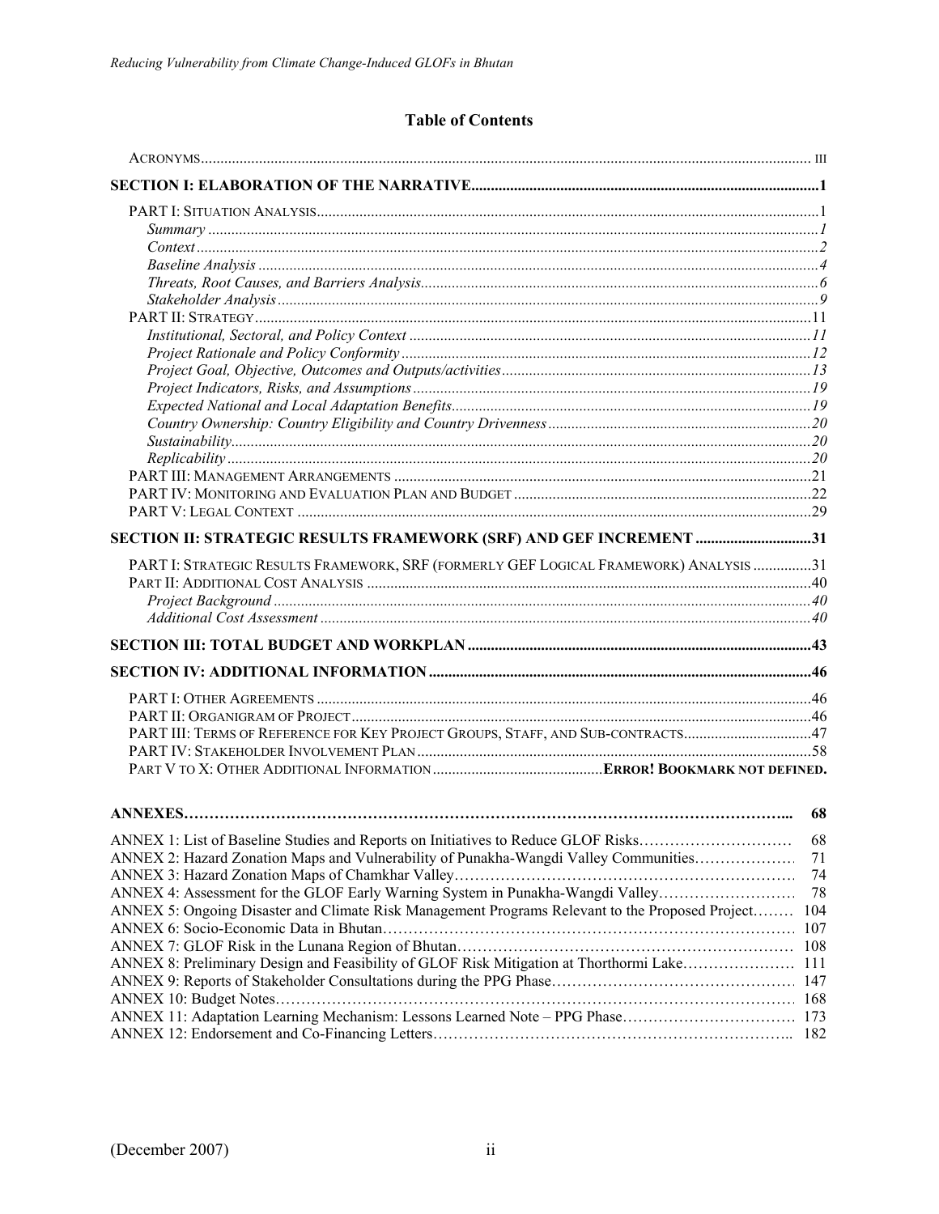## Table of Contents

| | |
|---|---|
| ACRONYMS | III |
| **SECTION I: ELABORATION OF THE NARRATIVE** | **1** |
| PART I: SITUATION ANALYSIS | 1 |
| *Summary* | *1* |
| *Context* | *2* |
| *Baseline Analysis* | *4* |
| *Threats, Root Causes, and Barriers Analysis* | *6* |
| *Stakeholder Analysis* | *9* |
| PART II: STRATEGY | 11 |
| *Institutional, Sectoral, and Policy Context* | *11* |
| *Project Rationale and Policy Conformity* | *12* |
| *Project Goal, Objective, Outcomes and Outputs/activities* | *13* |
| *Project Indicators, Risks, and Assumptions* | *19* |
| *Expected National and Local Adaptation Benefits* | *19* |
| *Country Ownership: Country Eligibility and Country Drivenness* | *20* |
| *Sustainability* | *20* |
| *Replicability* | *20* |
| PART III: MANAGEMENT ARRANGEMENTS | 21 |
| PART IV: MONITORING AND EVALUATION PLAN AND BUDGET | 22 |
| PART V: LEGAL CONTEXT | 29 |
| **SECTION II: STRATEGIC RESULTS FRAMEWORK (SRF) AND GEF INCREMENT** | **31** |
| PART I: STRATEGIC RESULTS FRAMEWORK, SRF (FORMERLY GEF LOGICAL FRAMEWORK) ANALYSIS | 31 |
| PART II: ADDITIONAL COST ANALYSIS | 40 |
| *Project Background* | *40* |
| *Additional Cost Assessment* | *40* |
| **SECTION III: TOTAL BUDGET AND WORKPLAN** | **43** |
| **SECTION IV: ADDITIONAL INFORMATION** | **46** |
| PART I: OTHER AGREEMENTS | 46 |
| PART II: ORGANIGRAM OF PROJECT | 46 |
| PART III: TERMS OF REFERENCE FOR KEY PROJECT GROUPS, STAFF, AND SUB-CONTRACTS | 47 |
| PART IV: STAKEHOLDER INVOLVEMENT PLAN | 58 |
| PART V TO X: OTHER ADDITIONAL INFORMATION | **ERROR! BOOKMARK NOT DEFINED.** |
| **ANNEXES** | **68** |
| ANNEX 1: List of Baseline Studies and Reports on Initiatives to Reduce GLOF Risks | 68 |
| ANNEX 2: Hazard Zonation Maps and Vulnerability of Punakha-Wangdi Valley Communities | 71 |
| ANNEX 3: Hazard Zonation Maps of Chamkhar Valley | 74 |
| ANNEX 4: Assessment for the GLOF Early Warning System in Punakha-Wangdi Valley | 78 |
| ANNEX 5: Ongoing Disaster and Climate Risk Management Programs Relevant to the Proposed Project | 104 |
| ANNEX 6: Socio-Economic Data in Bhutan | 107 |
| ANNEX 7: GLOF Risk in the Lunana Region of Bhutan | 108 |
| ANNEX 8: Preliminary Design and Feasibility of GLOF Risk Mitigation at Thorthormi Lake | 111 |
| ANNEX 9: Reports of Stakeholder Consultations during the PPG Phase | 147 |
| ANNEX 10: Budget Notes | 168 |
| ANNEX 11: Adaptation Learning Mechanism: Lessons Learned Note – PPG Phase | 173 |
| ANNEX 12: Endorsement and Co-Financing Letters | 182 |

(December 2007)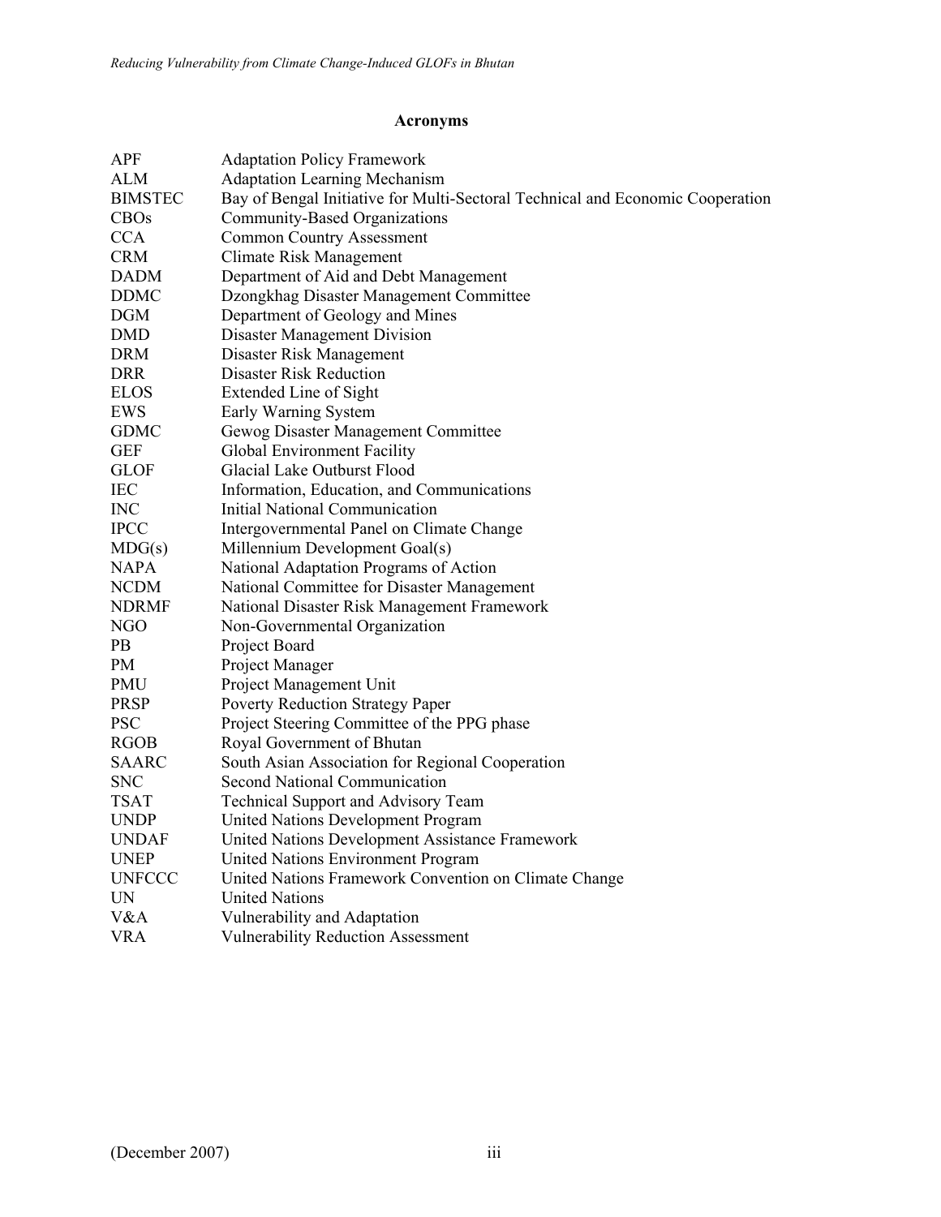## Acronyms

| | |
|---|---|
| APF | Adaptation Policy Framework |
| ALM | Adaptation Learning Mechanism |
| BIMSTEC | Bay of Bengal Initiative for Multi-Sectoral Technical and Economic Cooperation |
| CBOs | Community-Based Organizations |
| CCA | Common Country Assessment |
| CRM | Climate Risk Management |
| DADM | Department of Aid and Debt Management |
| DDMC | Dzongkhag Disaster Management Committee |
| DGM | Department of Geology and Mines |
| DMD | Disaster Management Division |
| DRM | Disaster Risk Management |
| DRR | Disaster Risk Reduction |
| ELOS | Extended Line of Sight |
| EWS | Early Warning System |
| GDMC | Gewog Disaster Management Committee |
| GEF | Global Environment Facility |
| GLOF | Glacial Lake Outburst Flood |
| IEC | Information, Education, and Communications |
| INC | Initial National Communication |
| IPCC | Intergovernmental Panel on Climate Change |
| MDG(s) | Millennium Development Goal(s) |
| NAPA | National Adaptation Programs of Action |
| NCDM | National Committee for Disaster Management |
| NDRMF | National Disaster Risk Management Framework |
| NGO | Non-Governmental Organization |
| PB | Project Board |
| PM | Project Manager |
| PMU | Project Management Unit |
| PRSP | Poverty Reduction Strategy Paper |
| PSC | Project Steering Committee of the PPG phase |
| RGOB | Royal Government of Bhutan |
| SAARC | South Asian Association for Regional Cooperation |
| SNC | Second National Communication |
| TSAT | Technical Support and Advisory Team |
| UNDP | United Nations Development Program |
| UNDAF | United Nations Development Assistance Framework |
| UNEP | United Nations Environment Program |
| UNFCCC | United Nations Framework Convention on Climate Change |
| UN | United Nations |
| V&A | Vulnerability and Adaptation |
| VRA | Vulnerability Reduction Assessment |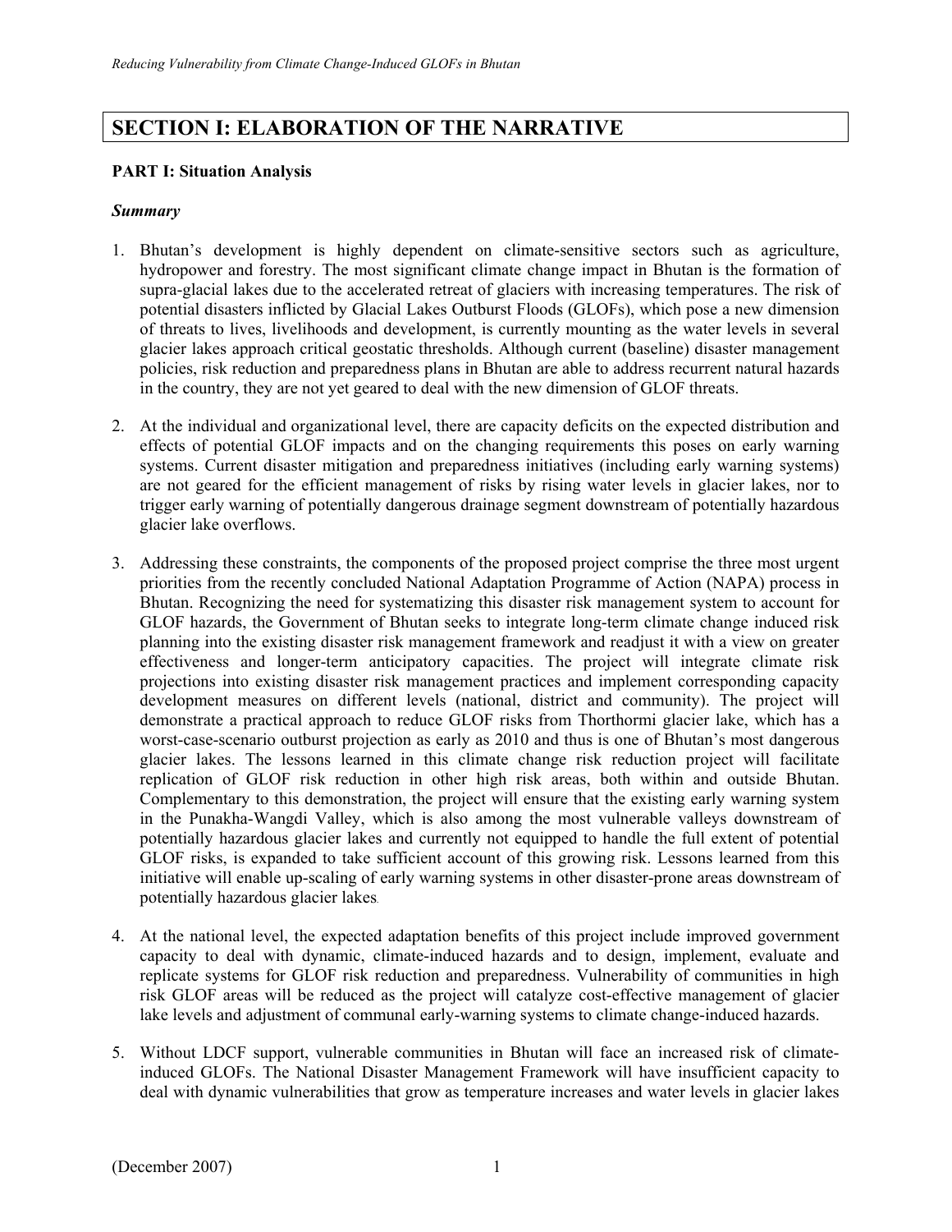# SECTION I: ELABORATION OF THE NARRATIVE

**PART I: Situation Analysis**

***Summary***

1. Bhutan's development is highly dependent on climate-sensitive sectors such as agriculture, hydropower and forestry. The most significant climate change impact in Bhutan is the formation of supra-glacial lakes due to the accelerated retreat of glaciers with increasing temperatures. The risk of potential disasters inflicted by Glacial Lakes Outburst Floods (GLOFs), which pose a new dimension of threats to lives, livelihoods and development, is currently mounting as the water levels in several glacier lakes approach critical geostatic thresholds. Although current (baseline) disaster management policies, risk reduction and preparedness plans in Bhutan are able to address recurrent natural hazards in the country, they are not yet geared to deal with the new dimension of GLOF threats.

2. At the individual and organizational level, there are capacity deficits on the expected distribution and effects of potential GLOF impacts and on the changing requirements this poses on early warning systems. Current disaster mitigation and preparedness initiatives (including early warning systems) are not geared for the efficient management of risks by rising water levels in glacier lakes, nor to trigger early warning of potentially dangerous drainage segment downstream of potentially hazardous glacier lake overflows.

3. Addressing these constraints, the components of the proposed project comprise the three most urgent priorities from the recently concluded National Adaptation Programme of Action (NAPA) process in Bhutan. Recognizing the need for systematizing this disaster risk management system to account for GLOF hazards, the Government of Bhutan seeks to integrate long-term climate change induced risk planning into the existing disaster risk management framework and readjust it with a view on greater effectiveness and longer-term anticipatory capacities. The project will integrate climate risk projections into existing disaster risk management practices and implement corresponding capacity development measures on different levels (national, district and community). The project will demonstrate a practical approach to reduce GLOF risks from Thorthormi glacier lake, which has a worst-case-scenario outburst projection as early as 2010 and thus is one of Bhutan's most dangerous glacier lakes. The lessons learned in this climate change risk reduction project will facilitate replication of GLOF risk reduction in other high risk areas, both within and outside Bhutan. Complementary to this demonstration, the project will ensure that the existing early warning system in the Punakha-Wangdi Valley, which is also among the most vulnerable valleys downstream of potentially hazardous glacier lakes and currently not equipped to handle the full extent of potential GLOF risks, is expanded to take sufficient account of this growing risk. Lessons learned from this initiative will enable up-scaling of early warning systems in other disaster-prone areas downstream of potentially hazardous glacier lakes.

4. At the national level, the expected adaptation benefits of this project include improved government capacity to deal with dynamic, climate-induced hazards and to design, implement, evaluate and replicate systems for GLOF risk reduction and preparedness. Vulnerability of communities in high risk GLOF areas will be reduced as the project will catalyze cost-effective management of glacier lake levels and adjustment of communal early-warning systems to climate change-induced hazards.

5. Without LDCF support, vulnerable communities in Bhutan will face an increased risk of climate-induced GLOFs. The National Disaster Management Framework will have insufficient capacity to deal with dynamic vulnerabilities that grow as temperature increases and water levels in glacier lakes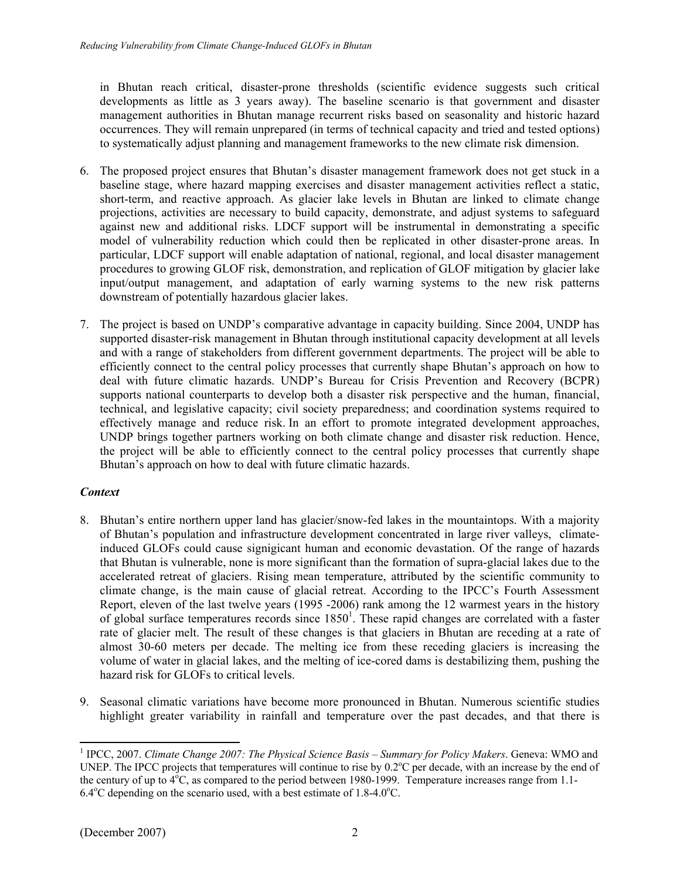in Bhutan reach critical, disaster-prone thresholds (scientific evidence suggests such critical developments as little as 3 years away). The baseline scenario is that government and disaster management authorities in Bhutan manage recurrent risks based on seasonality and historic hazard occurrences. They will remain unprepared (in terms of technical capacity and tried and tested options) to systematically adjust planning and management frameworks to the new climate risk dimension.

6. The proposed project ensures that Bhutan's disaster management framework does not get stuck in a baseline stage, where hazard mapping exercises and disaster management activities reflect a static, short-term, and reactive approach. As glacier lake levels in Bhutan are linked to climate change projections, activities are necessary to build capacity, demonstrate, and adjust systems to safeguard against new and additional risks. LDCF support will be instrumental in demonstrating a specific model of vulnerability reduction which could then be replicated in other disaster-prone areas. In particular, LDCF support will enable adaptation of national, regional, and local disaster management procedures to growing GLOF risk, demonstration, and replication of GLOF mitigation by glacier lake input/output management, and adaptation of early warning systems to the new risk patterns downstream of potentially hazardous glacier lakes.

7. The project is based on UNDP's comparative advantage in capacity building. Since 2004, UNDP has supported disaster-risk management in Bhutan through institutional capacity development at all levels and with a range of stakeholders from different government departments. The project will be able to efficiently connect to the central policy processes that currently shape Bhutan's approach on how to deal with future climatic hazards. UNDP's Bureau for Crisis Prevention and Recovery (BCPR) supports national counterparts to develop both a disaster risk perspective and the human, financial, technical, and legislative capacity; civil society preparedness; and coordination systems required to effectively manage and reduce risk. In an effort to promote integrated development approaches, UNDP brings together partners working on both climate change and disaster risk reduction. Hence, the project will be able to efficiently connect to the central policy processes that currently shape Bhutan's approach on how to deal with future climatic hazards.

### *Context*

8. Bhutan's entire northern upper land has glacier/snow-fed lakes in the mountaintops. With a majority of Bhutan's population and infrastructure development concentrated in large river valleys, climate-induced GLOFs could cause signigicant human and economic devastation. Of the range of hazards that Bhutan is vulnerable, none is more significant than the formation of supra-glacial lakes due to the accelerated retreat of glaciers. Rising mean temperature, attributed by the scientific community to climate change, is the main cause of glacial retreat. According to the IPCC's Fourth Assessment Report, eleven of the last twelve years (1995 -2006) rank among the 12 warmest years in the history of global surface temperatures records since 1850[1]. These rapid changes are correlated with a faster rate of glacier melt. The result of these changes is that glaciers in Bhutan are receding at a rate of almost 30-60 meters per decade. The melting ice from these receding glaciers is increasing the volume of water in glacial lakes, and the melting of ice-cored dams is destabilizing them, pushing the hazard risk for GLOFs to critical levels.

9. Seasonal climatic variations have become more pronounced in Bhutan. Numerous scientific studies highlight greater variability in rainfall and temperature over the past decades, and that there is

[1] IPCC, 2007. *Climate Change 2007: The Physical Science Basis – Summary for Policy Makers*. Geneva: WMO and UNEP. The IPCC projects that temperatures will continue to rise by 0.2°C per decade, with an increase by the end of the century of up to 4°C, as compared to the period between 1980-1999. Temperature increases range from 1.1-6.4°C depending on the scenario used, with a best estimate of 1.8-4.0°C.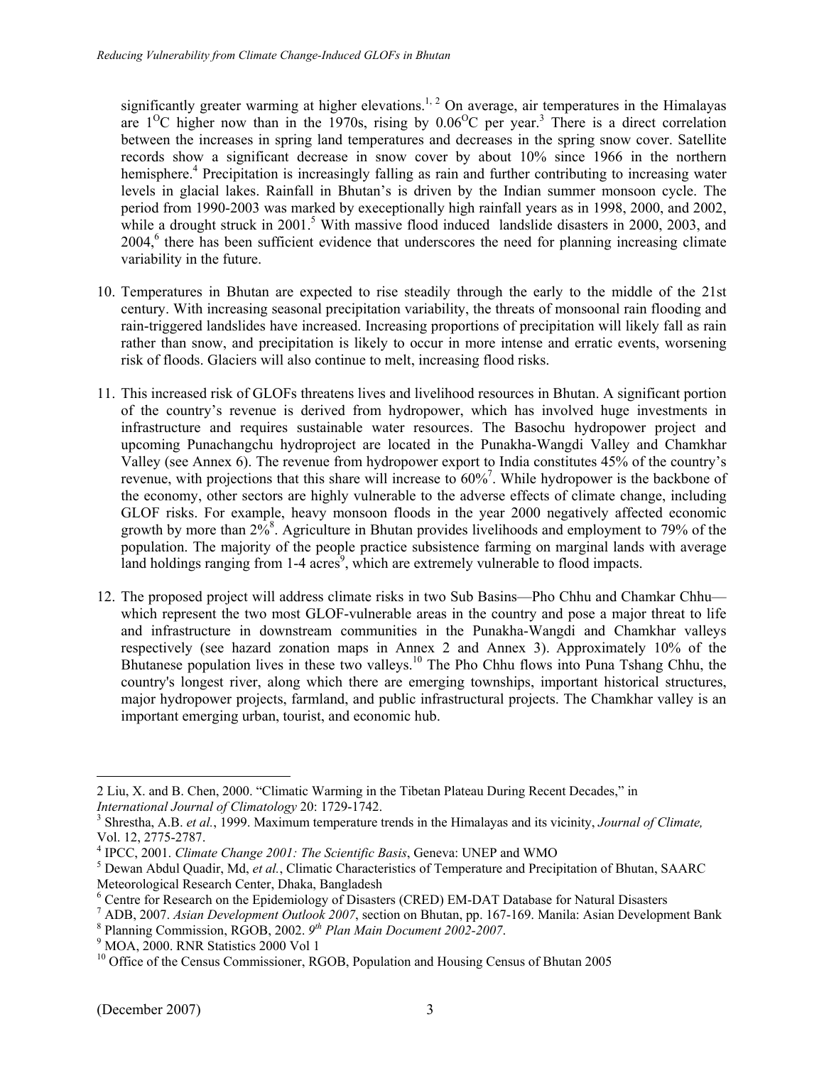significantly greater warming at higher elevations.[1, 2] On average, air temperatures in the Himalayas are 1°C higher now than in the 1970s, rising by 0.06°C per year.[3] There is a direct correlation between the increases in spring land temperatures and decreases in the spring snow cover. Satellite records show a significant decrease in snow cover by about 10% since 1966 in the northern hemisphere.[4] Precipitation is increasingly falling as rain and further contributing to increasing water levels in glacial lakes. Rainfall in Bhutan's is driven by the Indian summer monsoon cycle. The period from 1990-2003 was marked by execeptionally high rainfall years as in 1998, 2000, and 2002, while a drought struck in 2001.[5] With massive flood induced landslide disasters in 2000, 2003, and 2004,[6] there has been sufficient evidence that underscores the need for planning increasing climate variability in the future.

10. Temperatures in Bhutan are expected to rise steadily through the early to the middle of the 21st century. With increasing seasonal precipitation variability, the threats of monsoonal rain flooding and rain-triggered landslides have increased. Increasing proportions of precipitation will likely fall as rain rather than snow, and precipitation is likely to occur in more intense and erratic events, worsening risk of floods. Glaciers will also continue to melt, increasing flood risks.

11. This increased risk of GLOFs threatens lives and livelihood resources in Bhutan. A significant portion of the country's revenue is derived from hydropower, which has involved huge investments in infrastructure and requires sustainable water resources. The Basochu hydropower project and upcoming Punachangchu hydroproject are located in the Punakha-Wangdi Valley and Chamkhar Valley (see Annex 6). The revenue from hydropower export to India constitutes 45% of the country's revenue, with projections that this share will increase to 60%[7]. While hydropower is the backbone of the economy, other sectors are highly vulnerable to the adverse effects of climate change, including GLOF risks. For example, heavy monsoon floods in the year 2000 negatively affected economic growth by more than 2%[8]. Agriculture in Bhutan provides livelihoods and employment to 79% of the population. The majority of the people practice subsistence farming on marginal lands with average land holdings ranging from 1-4 acres[9], which are extremely vulnerable to flood impacts.

12. The proposed project will address climate risks in two Sub Basins—Pho Chhu and Chamkar Chhu—which represent the two most GLOF-vulnerable areas in the country and pose a major threat to life and infrastructure in downstream communities in the Punakha-Wangdi and Chamkhar valleys respectively (see hazard zonation maps in Annex 2 and Annex 3). Approximately 10% of the Bhutanese population lives in these two valleys.[10] The Pho Chhu flows into Puna Tshang Chhu, the country's longest river, along which there are emerging townships, important historical structures, major hydropower projects, farmland, and public infrastructural projects. The Chamkhar valley is an important emerging urban, tourist, and economic hub.

---

2 Liu, X. and B. Chen, 2000. "Climatic Warming in the Tibetan Plateau During Recent Decades," in *International Journal of Climatology* 20: 1729-1742.

[3] Shrestha, A.B. *et al.*, 1999. Maximum temperature trends in the Himalayas and its vicinity, *Journal of Climate,* Vol. 12, 2775-2787.

[4] IPCC, 2001. *Climate Change 2001: The Scientific Basis*, Geneva: UNEP and WMO

[5] Dewan Abdul Quadir, Md, *et al.*, Climatic Characteristics of Temperature and Precipitation of Bhutan, SAARC Meteorological Research Center, Dhaka, Bangladesh

[6] Centre for Research on the Epidemiology of Disasters (CRED) EM-DAT Database for Natural Disasters

[7] ADB, 2007. *Asian Development Outlook 2007*, section on Bhutan, pp. 167-169. Manila: Asian Development Bank

[8] Planning Commission, RGOB, 2002. *9th Plan Main Document 2002-2007*.

[9] MOA, 2000. RNR Statistics 2000 Vol 1

[10] Office of the Census Commissioner, RGOB, Population and Housing Census of Bhutan 2005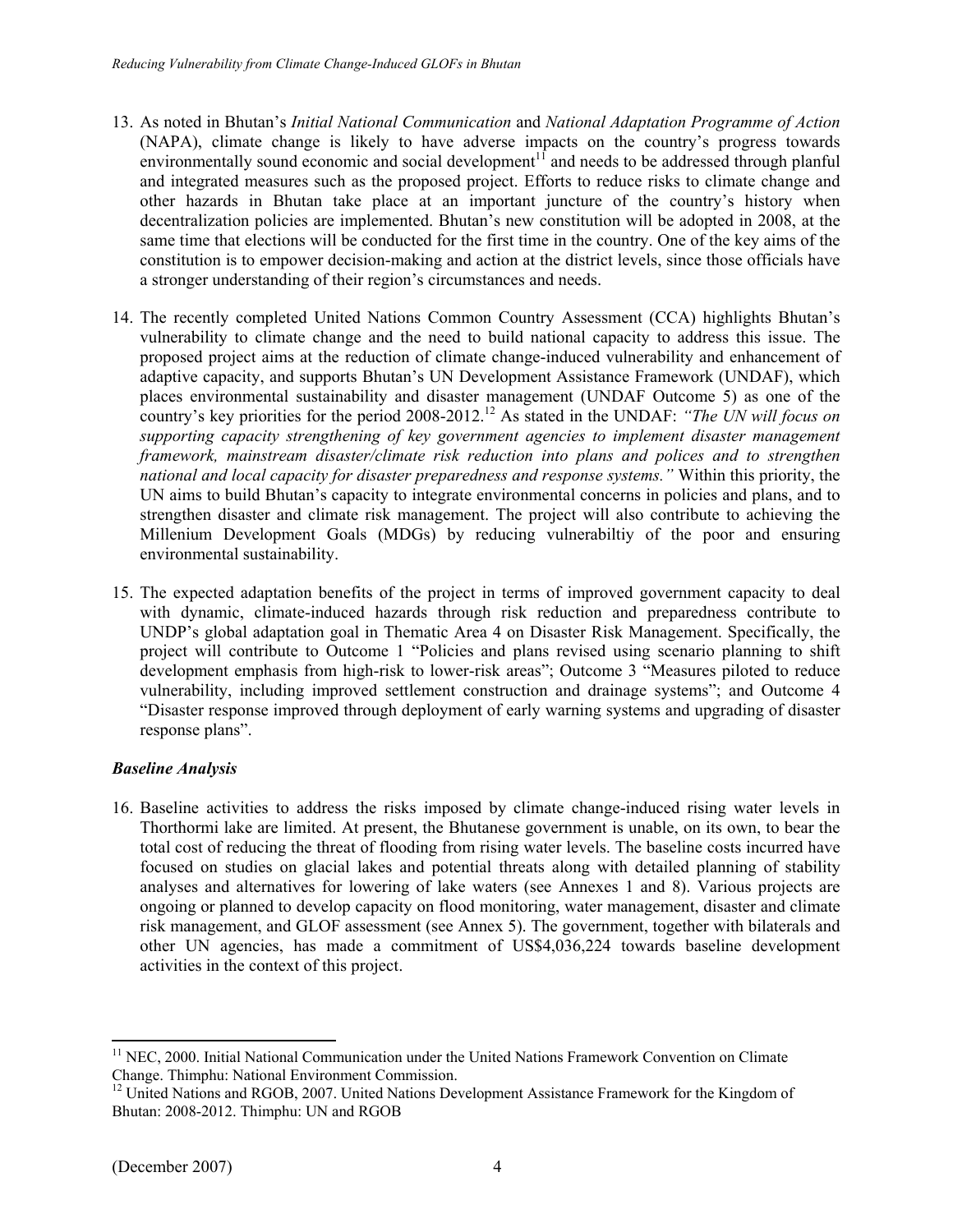13. As noted in Bhutan's *Initial National Communication* and *National Adaptation Programme of Action* (NAPA), climate change is likely to have adverse impacts on the country's progress towards environmentally sound economic and social development[11] and needs to be addressed through planful and integrated measures such as the proposed project. Efforts to reduce risks to climate change and other hazards in Bhutan take place at an important juncture of the country's history when decentralization policies are implemented. Bhutan's new constitution will be adopted in 2008, at the same time that elections will be conducted for the first time in the country. One of the key aims of the constitution is to empower decision-making and action at the district levels, since those officials have a stronger understanding of their region's circumstances and needs.

14. The recently completed United Nations Common Country Assessment (CCA) highlights Bhutan's vulnerability to climate change and the need to build national capacity to address this issue. The proposed project aims at the reduction of climate change-induced vulnerability and enhancement of adaptive capacity, and supports Bhutan's UN Development Assistance Framework (UNDAF), which places environmental sustainability and disaster management (UNDAF Outcome 5) as one of the country's key priorities for the period 2008-2012.[12] As stated in the UNDAF: *"The UN will focus on supporting capacity strengthening of key government agencies to implement disaster management framework, mainstream disaster/climate risk reduction into plans and polices and to strengthen national and local capacity for disaster preparedness and response systems."* Within this priority, the UN aims to build Bhutan's capacity to integrate environmental concerns in policies and plans, and to strengthen disaster and climate risk management. The project will also contribute to achieving the Millenium Development Goals (MDGs) by reducing vulnerabiltiy of the poor and ensuring environmental sustainability.

15. The expected adaptation benefits of the project in terms of improved government capacity to deal with dynamic, climate-induced hazards through risk reduction and preparedness contribute to UNDP's global adaptation goal in Thematic Area 4 on Disaster Risk Management. Specifically, the project will contribute to Outcome 1 "Policies and plans revised using scenario planning to shift development emphasis from high-risk to lower-risk areas"; Outcome 3 "Measures piloted to reduce vulnerability, including improved settlement construction and drainage systems"; and Outcome 4 "Disaster response improved through deployment of early warning systems and upgrading of disaster response plans".

### *Baseline Analysis*

16. Baseline activities to address the risks imposed by climate change-induced rising water levels in Thorthormi lake are limited. At present, the Bhutanese government is unable, on its own, to bear the total cost of reducing the threat of flooding from rising water levels. The baseline costs incurred have focused on studies on glacial lakes and potential threats along with detailed planning of stability analyses and alternatives for lowering of lake waters (see Annexes 1 and 8). Various projects are ongoing or planned to develop capacity on flood monitoring, water management, disaster and climate risk management, and GLOF assessment (see Annex 5). The government, together with bilaterals and other UN agencies, has made a commitment of US$4,036,224 towards baseline development activities in the context of this project.

---

[11] NEC, 2000. Initial National Communication under the United Nations Framework Convention on Climate Change. Thimphu: National Environment Commission.

[12] United Nations and RGOB, 2007. United Nations Development Assistance Framework for the Kingdom of Bhutan: 2008-2012. Thimphu: UN and RGOB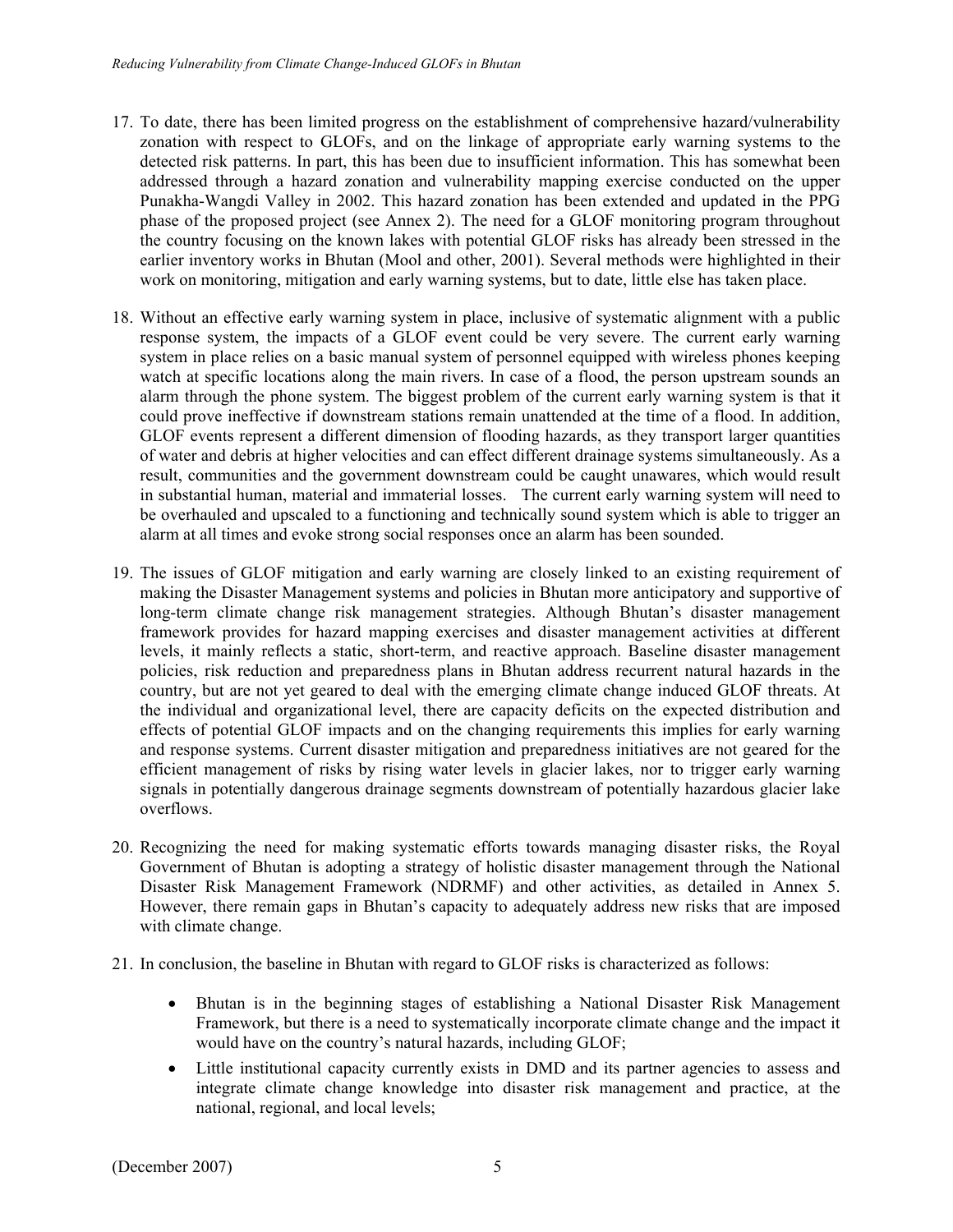17. To date, there has been limited progress on the establishment of comprehensive hazard/vulnerability zonation with respect to GLOFs, and on the linkage of appropriate early warning systems to the detected risk patterns. In part, this has been due to insufficient information. This has somewhat been addressed through a hazard zonation and vulnerability mapping exercise conducted on the upper Punakha-Wangdi Valley in 2002. This hazard zonation has been extended and updated in the PPG phase of the proposed project (see Annex 2). The need for a GLOF monitoring program throughout the country focusing on the known lakes with potential GLOF risks has already been stressed in the earlier inventory works in Bhutan (Mool and other, 2001). Several methods were highlighted in their work on monitoring, mitigation and early warning systems, but to date, little else has taken place.

18. Without an effective early warning system in place, inclusive of systematic alignment with a public response system, the impacts of a GLOF event could be very severe. The current early warning system in place relies on a basic manual system of personnel equipped with wireless phones keeping watch at specific locations along the main rivers. In case of a flood, the person upstream sounds an alarm through the phone system. The biggest problem of the current early warning system is that it could prove ineffective if downstream stations remain unattended at the time of a flood. In addition, GLOF events represent a different dimension of flooding hazards, as they transport larger quantities of water and debris at higher velocities and can effect different drainage systems simultaneously. As a result, communities and the government downstream could be caught unawares, which would result in substantial human, material and immaterial losses. The current early warning system will need to be overhauled and upscaled to a functioning and technically sound system which is able to trigger an alarm at all times and evoke strong social responses once an alarm has been sounded.

19. The issues of GLOF mitigation and early warning are closely linked to an existing requirement of making the Disaster Management systems and policies in Bhutan more anticipatory and supportive of long-term climate change risk management strategies. Although Bhutan's disaster management framework provides for hazard mapping exercises and disaster management activities at different levels, it mainly reflects a static, short-term, and reactive approach. Baseline disaster management policies, risk reduction and preparedness plans in Bhutan address recurrent natural hazards in the country, but are not yet geared to deal with the emerging climate change induced GLOF threats. At the individual and organizational level, there are capacity deficits on the expected distribution and effects of potential GLOF impacts and on the changing requirements this implies for early warning and response systems. Current disaster mitigation and preparedness initiatives are not geared for the efficient management of risks by rising water levels in glacier lakes, nor to trigger early warning signals in potentially dangerous drainage segments downstream of potentially hazardous glacier lake overflows.

20. Recognizing the need for making systematic efforts towards managing disaster risks, the Royal Government of Bhutan is adopting a strategy of holistic disaster management through the National Disaster Risk Management Framework (NDRMF) and other activities, as detailed in Annex 5. However, there remain gaps in Bhutan's capacity to adequately address new risks that are imposed with climate change.

21. In conclusion, the baseline in Bhutan with regard to GLOF risks is characterized as follows:

    - Bhutan is in the beginning stages of establishing a National Disaster Risk Management Framework, but there is a need to systematically incorporate climate change and the impact it would have on the country's natural hazards, including GLOF;
    - Little institutional capacity currently exists in DMD and its partner agencies to assess and integrate climate change knowledge into disaster risk management and practice, at the national, regional, and local levels;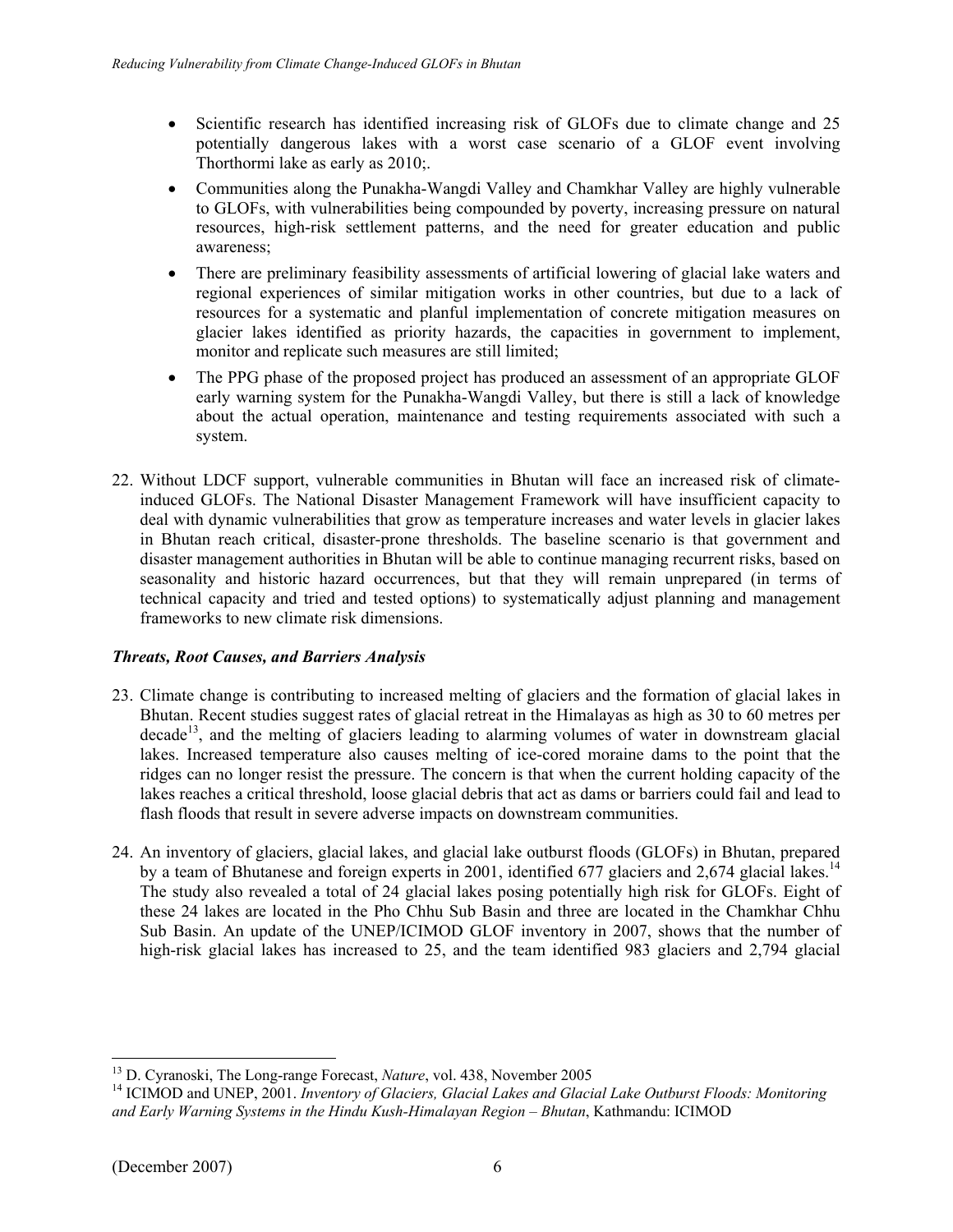- Scientific research has identified increasing risk of GLOFs due to climate change and 25 potentially dangerous lakes with a worst case scenario of a GLOF event involving Thorthormi lake as early as 2010;.
- Communities along the Punakha-Wangdi Valley and Chamkhar Valley are highly vulnerable to GLOFs, with vulnerabilities being compounded by poverty, increasing pressure on natural resources, high-risk settlement patterns, and the need for greater education and public awareness;
- There are preliminary feasibility assessments of artificial lowering of glacial lake waters and regional experiences of similar mitigation works in other countries, but due to a lack of resources for a systematic and planful implementation of concrete mitigation measures on glacier lakes identified as priority hazards, the capacities in government to implement, monitor and replicate such measures are still limited;
- The PPG phase of the proposed project has produced an assessment of an appropriate GLOF early warning system for the Punakha-Wangdi Valley, but there is still a lack of knowledge about the actual operation, maintenance and testing requirements associated with such a system.

22. Without LDCF support, vulnerable communities in Bhutan will face an increased risk of climate-induced GLOFs. The National Disaster Management Framework will have insufficient capacity to deal with dynamic vulnerabilities that grow as temperature increases and water levels in glacier lakes in Bhutan reach critical, disaster-prone thresholds. The baseline scenario is that government and disaster management authorities in Bhutan will be able to continue managing recurrent risks, based on seasonality and historic hazard occurrences, but that they will remain unprepared (in terms of technical capacity and tried and tested options) to systematically adjust planning and management frameworks to new climate risk dimensions.

***Threats, Root Causes, and Barriers Analysis***

23. Climate change is contributing to increased melting of glaciers and the formation of glacial lakes in Bhutan. Recent studies suggest rates of glacial retreat in the Himalayas as high as 30 to 60 metres per decade[13], and the melting of glaciers leading to alarming volumes of water in downstream glacial lakes. Increased temperature also causes melting of ice-cored moraine dams to the point that the ridges can no longer resist the pressure. The concern is that when the current holding capacity of the lakes reaches a critical threshold, loose glacial debris that act as dams or barriers could fail and lead to flash floods that result in severe adverse impacts on downstream communities.

24. An inventory of glaciers, glacial lakes, and glacial lake outburst floods (GLOFs) in Bhutan, prepared by a team of Bhutanese and foreign experts in 2001, identified 677 glaciers and 2,674 glacial lakes.[14] The study also revealed a total of 24 glacial lakes posing potentially high risk for GLOFs. Eight of these 24 lakes are located in the Pho Chhu Sub Basin and three are located in the Chamkhar Chhu Sub Basin. An update of the UNEP/ICIMOD GLOF inventory in 2007, shows that the number of high-risk glacial lakes has increased to 25, and the team identified 983 glaciers and 2,794 glacial

[13] D. Cyranoski, The Long-range Forecast, *Nature*, vol. 438, November 2005

[14] ICIMOD and UNEP, 2001. *Inventory of Glaciers, Glacial Lakes and Glacial Lake Outburst Floods: Monitoring and Early Warning Systems in the Hindu Kush-Himalayan Region – Bhutan*, Kathmandu: ICIMOD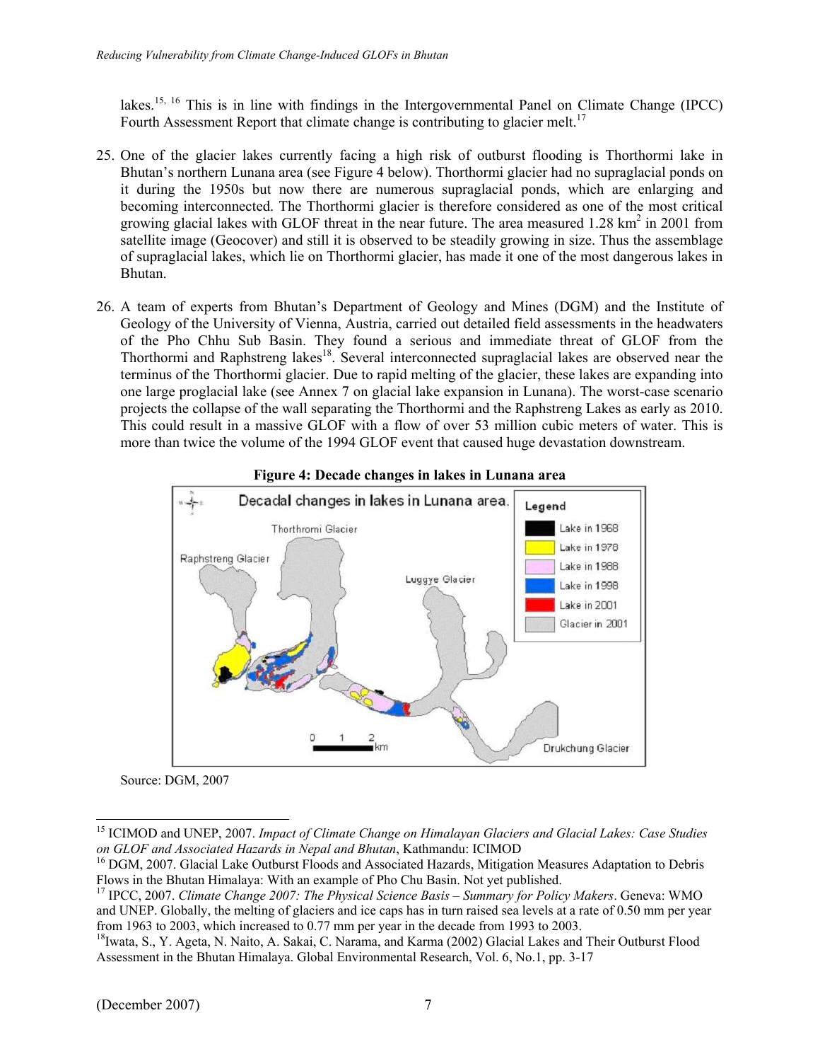lakes.[15, 16] This is in line with findings in the Intergovernmental Panel on Climate Change (IPCC) Fourth Assessment Report that climate change is contributing to glacier melt.[17]

25. One of the glacier lakes currently facing a high risk of outburst flooding is Thorthormi lake in Bhutan's northern Lunana area (see Figure 4 below). Thorthormi glacier had no supraglacial ponds on it during the 1950s but now there are numerous supraglacial ponds, which are enlarging and becoming interconnected. The Thorthormi glacier is therefore considered as one of the most critical growing glacial lakes with GLOF threat in the near future. The area measured 1.28 $km^2$ in 2001 from satellite image (Geocover) and still it is observed to be steadily growing in size. Thus the assemblage of supraglacial lakes, which lie on Thorthormi glacier, has made it one of the most dangerous lakes in Bhutan.

26. A team of experts from Bhutan's Department of Geology and Mines (DGM) and the Institute of Geology of the University of Vienna, Austria, carried out detailed field assessments in the headwaters of the Pho Chhu Sub Basin. They found a serious and immediate threat of GLOF from the Thorthormi and Raphstreng lakes[18]. Several interconnected supraglacial lakes are observed near the terminus of the Thorthormi glacier. Due to rapid melting of the glacier, these lakes are expanding into one large proglacial lake (see Annex 7 on glacial lake expansion in Lunana). The worst-case scenario projects the collapse of the wall separating the Thorthormi and the Raphstreng Lakes as early as 2010. This could result in a massive GLOF with a flow of over 53 million cubic meters of water. This is more than twice the volume of the 1994 GLOF event that caused huge devastation downstream.

**Figure 4: Decade changes in lakes in Lunana area**

Source: DGM, 2007

---

[15] ICIMOD and UNEP, 2007. *Impact of Climate Change on Himalayan Glaciers and Glacial Lakes: Case Studies on GLOF and Associated Hazards in Nepal and Bhutan*, Kathmandu: ICIMOD

[16] DGM, 2007. Glacial Lake Outburst Floods and Associated Hazards, Mitigation Measures Adaptation to Debris Flows in the Bhutan Himalaya: With an example of Pho Chu Basin. Not yet published.

[17] IPCC, 2007. *Climate Change 2007: The Physical Science Basis – Summary for Policy Makers*. Geneva: WMO and UNEP. Globally, the melting of glaciers and ice caps has in turn raised sea levels at a rate of 0.50 mm per year from 1963 to 2003, which increased to 0.77 mm per year in the decade from 1993 to 2003.

[18] Iwata, S., Y. Ageta, N. Naito, A. Sakai, C. Narama, and Karma (2002) Glacial Lakes and Their Outburst Flood Assessment in the Bhutan Himalaya. Global Environmental Research, Vol. 6, No.1, pp. 3-17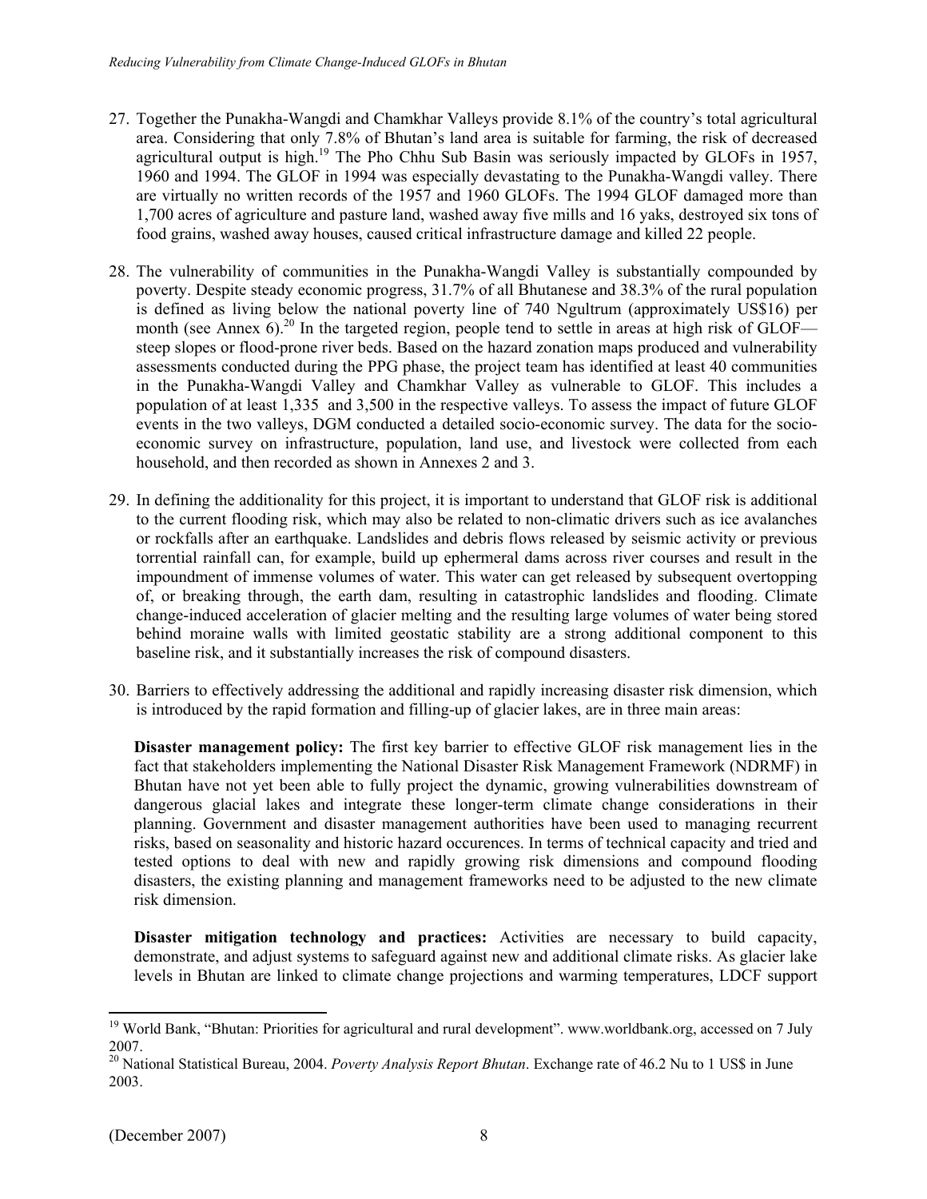27. Together the Punakha-Wangdi and Chamkhar Valleys provide 8.1% of the country's total agricultural area. Considering that only 7.8% of Bhutan's land area is suitable for farming, the risk of decreased agricultural output is high.[19] The Pho Chhu Sub Basin was seriously impacted by GLOFs in 1957, 1960 and 1994. The GLOF in 1994 was especially devastating to the Punakha-Wangdi valley. There are virtually no written records of the 1957 and 1960 GLOFs. The 1994 GLOF damaged more than 1,700 acres of agriculture and pasture land, washed away five mills and 16 yaks, destroyed six tons of food grains, washed away houses, caused critical infrastructure damage and killed 22 people.

28. The vulnerability of communities in the Punakha-Wangdi Valley is substantially compounded by poverty. Despite steady economic progress, 31.7% of all Bhutanese and 38.3% of the rural population is defined as living below the national poverty line of 740 Ngultrum (approximately US$16) per month (see Annex 6).[20] In the targeted region, people tend to settle in areas at high risk of GLOF—steep slopes or flood-prone river beds. Based on the hazard zonation maps produced and vulnerability assessments conducted during the PPG phase, the project team has identified at least 40 communities in the Punakha-Wangdi Valley and Chamkhar Valley as vulnerable to GLOF. This includes a population of at least 1,335 and 3,500 in the respective valleys. To assess the impact of future GLOF events in the two valleys, DGM conducted a detailed socio-economic survey. The data for the socio-economic survey on infrastructure, population, land use, and livestock were collected from each household, and then recorded as shown in Annexes 2 and 3.

29. In defining the additionality for this project, it is important to understand that GLOF risk is additional to the current flooding risk, which may also be related to non-climatic drivers such as ice avalanches or rockfalls after an earthquake. Landslides and debris flows released by seismic activity or previous torrential rainfall can, for example, build up ephermeral dams across river courses and result in the impoundment of immense volumes of water. This water can get released by subsequent overtopping of, or breaking through, the earth dam, resulting in catastrophic landslides and flooding. Climate change-induced acceleration of glacier melting and the resulting large volumes of water being stored behind moraine walls with limited geostatic stability are a strong additional component to this baseline risk, and it substantially increases the risk of compound disasters.

30. Barriers to effectively addressing the additional and rapidly increasing disaster risk dimension, which is introduced by the rapid formation and filling-up of glacier lakes, are in three main areas:

    **Disaster management policy:** The first key barrier to effective GLOF risk management lies in the fact that stakeholders implementing the National Disaster Risk Management Framework (NDRMF) in Bhutan have not yet been able to fully project the dynamic, growing vulnerabilities downstream of dangerous glacial lakes and integrate these longer-term climate change considerations in their planning. Government and disaster management authorities have been used to managing recurrent risks, based on seasonality and historic hazard occurences. In terms of technical capacity and tried and tested options to deal with new and rapidly growing risk dimensions and compound flooding disasters, the existing planning and management frameworks need to be adjusted to the new climate risk dimension.

    **Disaster mitigation technology and practices:** Activities are necessary to build capacity, demonstrate, and adjust systems to safeguard against new and additional climate risks. As glacier lake levels in Bhutan are linked to climate change projections and warming temperatures, LDCF support

---

[19] World Bank, "Bhutan: Priorities for agricultural and rural development". www.worldbank.org, accessed on 7 July 2007.

[20] National Statistical Bureau, 2004. *Poverty Analysis Report Bhutan*. Exchange rate of 46.2 Nu to 1 US$ in June 2003.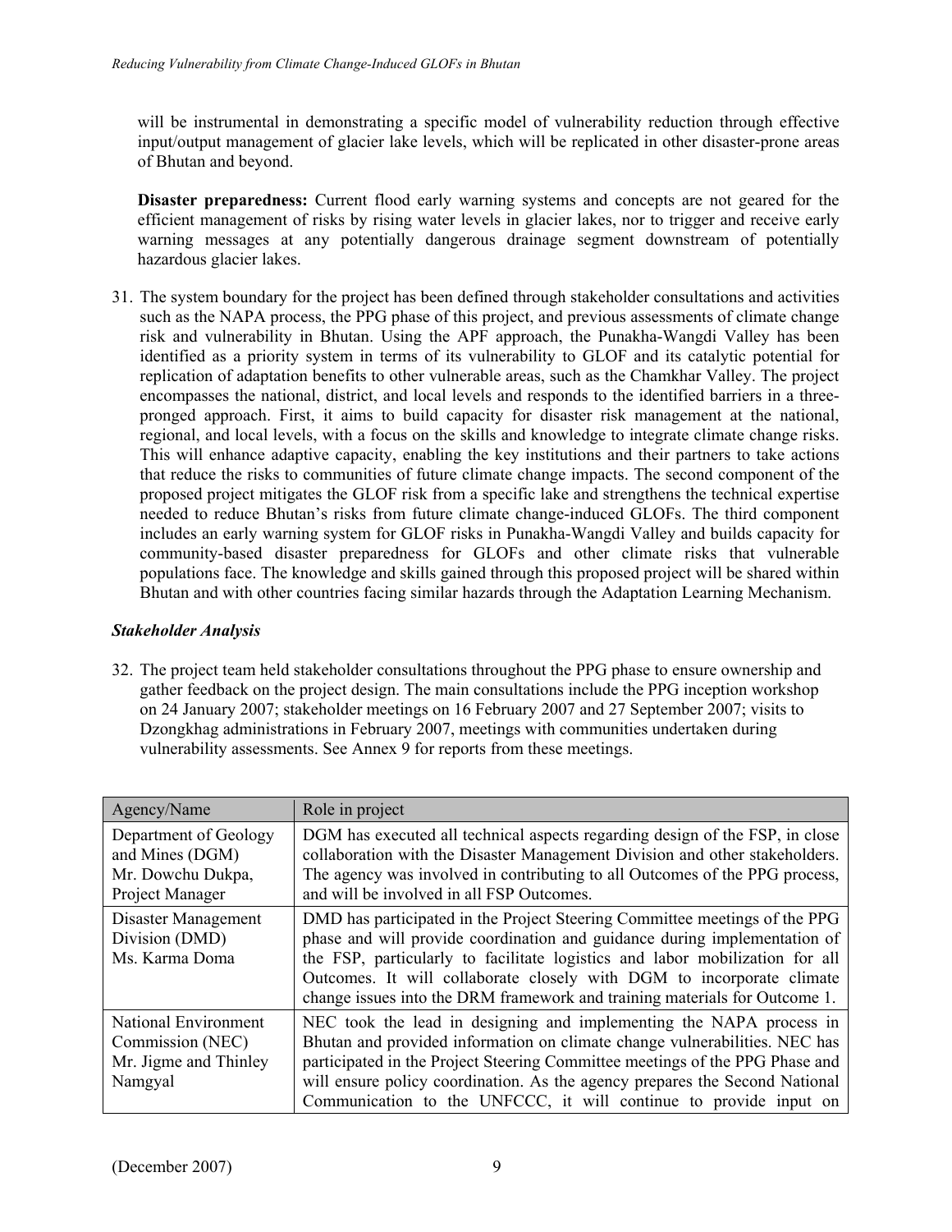will be instrumental in demonstrating a specific model of vulnerability reduction through effective input/output management of glacier lake levels, which will be replicated in other disaster-prone areas of Bhutan and beyond.

**Disaster preparedness:** Current flood early warning systems and concepts are not geared for the efficient management of risks by rising water levels in glacier lakes, nor to trigger and receive early warning messages at any potentially dangerous drainage segment downstream of potentially hazardous glacier lakes.

31. The system boundary for the project has been defined through stakeholder consultations and activities such as the NAPA process, the PPG phase of this project, and previous assessments of climate change risk and vulnerability in Bhutan. Using the APF approach, the Punakha-Wangdi Valley has been identified as a priority system in terms of its vulnerability to GLOF and its catalytic potential for replication of adaptation benefits to other vulnerable areas, such as the Chamkhar Valley. The project encompasses the national, district, and local levels and responds to the identified barriers in a three-pronged approach. First, it aims to build capacity for disaster risk management at the national, regional, and local levels, with a focus on the skills and knowledge to integrate climate change risks. This will enhance adaptive capacity, enabling the key institutions and their partners to take actions that reduce the risks to communities of future climate change impacts. The second component of the proposed project mitigates the GLOF risk from a specific lake and strengthens the technical expertise needed to reduce Bhutan's risks from future climate change-induced GLOFs. The third component includes an early warning system for GLOF risks in Punakha-Wangdi Valley and builds capacity for community-based disaster preparedness for GLOFs and other climate risks that vulnerable populations face. The knowledge and skills gained through this proposed project will be shared within Bhutan and with other countries facing similar hazards through the Adaptation Learning Mechanism.

### *Stakeholder Analysis*

32. The project team held stakeholder consultations throughout the PPG phase to ensure ownership and gather feedback on the project design. The main consultations include the PPG inception workshop on 24 January 2007; stakeholder meetings on 16 February 2007 and 27 September 2007; visits to Dzongkhag administrations in February 2007, meetings with communities undertaken during vulnerability assessments. See Annex 9 for reports from these meetings.

| Agency/Name | Role in project |
|---|---|
| Department of Geology and Mines (DGM) Mr. Dowchu Dukpa, Project Manager | DGM has executed all technical aspects regarding design of the FSP, in close collaboration with the Disaster Management Division and other stakeholders. The agency was involved in contributing to all Outcomes of the PPG process, and will be involved in all FSP Outcomes. |
| Disaster Management Division (DMD) Ms. Karma Doma | DMD has participated in the Project Steering Committee meetings of the PPG phase and will provide coordination and guidance during implementation of the FSP, particularly to facilitate logistics and labor mobilization for all Outcomes. It will collaborate closely with DGM to incorporate climate change issues into the DRM framework and training materials for Outcome 1. |
| National Environment Commission (NEC) Mr. Jigme and Thinley Namgyal | NEC took the lead in designing and implementing the NAPA process in Bhutan and provided information on climate change vulnerabilities. NEC has participated in the Project Steering Committee meetings of the PPG Phase and will ensure policy coordination. As the agency prepares the Second National Communication to the UNFCCC, it will continue to provide input on |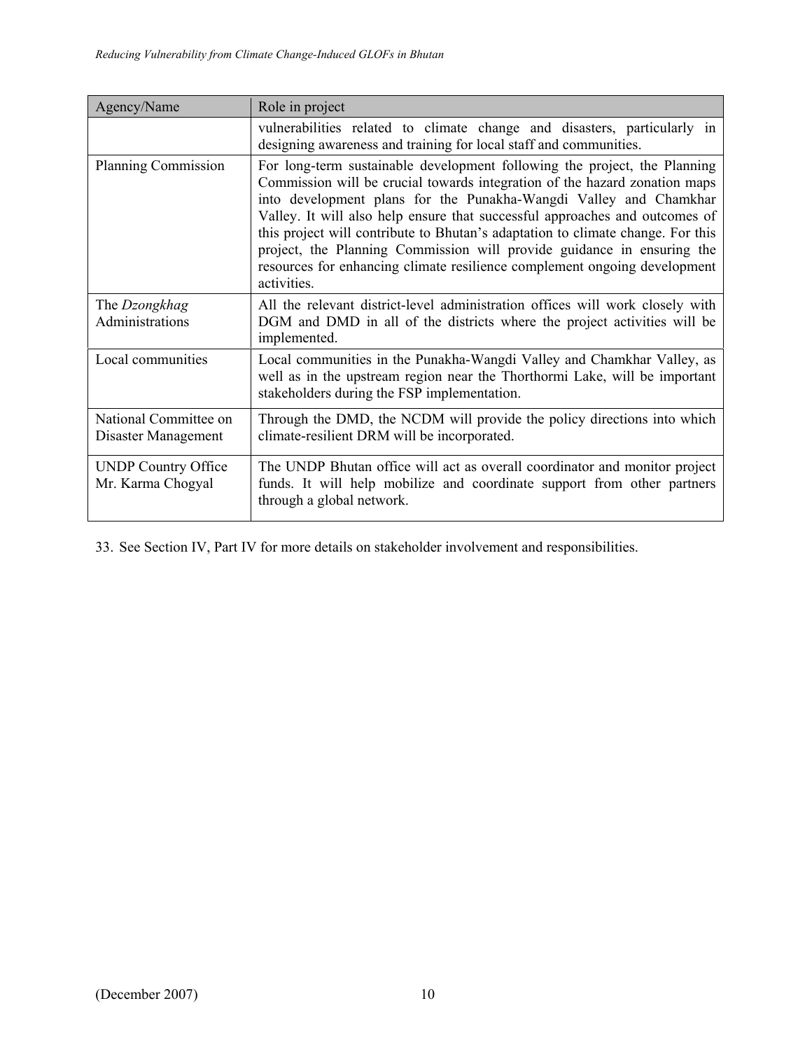| Agency/Name | Role in project |
|---|---|
| | vulnerabilities related to climate change and disasters, particularly in designing awareness and training for local staff and communities. |
| Planning Commission | For long-term sustainable development following the project, the Planning Commission will be crucial towards integration of the hazard zonation maps into development plans for the Punakha-Wangdi Valley and Chamkhar Valley. It will also help ensure that successful approaches and outcomes of this project will contribute to Bhutan's adaptation to climate change. For this project, the Planning Commission will provide guidance in ensuring the resources for enhancing climate resilience complement ongoing development activities. |
| The *Dzongkhag* Administrations | All the relevant district-level administration offices will work closely with DGM and DMD in all of the districts where the project activities will be implemented. |
| Local communities | Local communities in the Punakha-Wangdi Valley and Chamkhar Valley, as well as in the upstream region near the Thorthormi Lake, will be important stakeholders during the FSP implementation. |
| National Committee on Disaster Management | Through the DMD, the NCDM will provide the policy directions into which climate-resilient DRM will be incorporated. |
| UNDP Country Office Mr. Karma Chogyal | The UNDP Bhutan office will act as overall coordinator and monitor project funds. It will help mobilize and coordinate support from other partners through a global network. |

33. See Section IV, Part IV for more details on stakeholder involvement and responsibilities.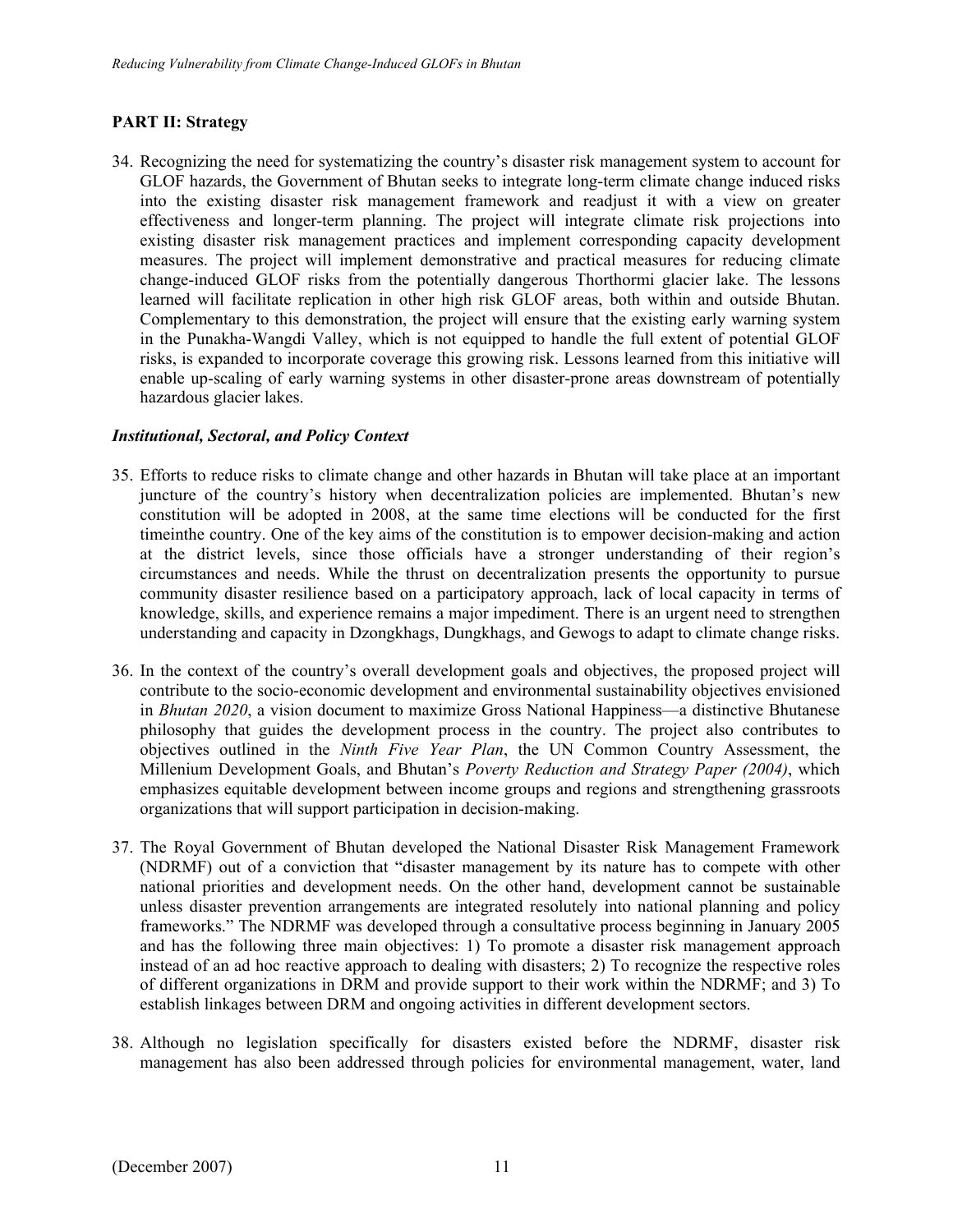## PART II: Strategy

34. Recognizing the need for systematizing the country's disaster risk management system to account for GLOF hazards, the Government of Bhutan seeks to integrate long-term climate change induced risks into the existing disaster risk management framework and readjust it with a view on greater effectiveness and longer-term planning. The project will integrate climate risk projections into existing disaster risk management practices and implement corresponding capacity development measures. The project will implement demonstrative and practical measures for reducing climate change-induced GLOF risks from the potentially dangerous Thorthormi glacier lake. The lessons learned will facilitate replication in other high risk GLOF areas, both within and outside Bhutan. Complementary to this demonstration, the project will ensure that the existing early warning system in the Punakha-Wangdi Valley, which is not equipped to handle the full extent of potential GLOF risks, is expanded to incorporate coverage this growing risk. Lessons learned from this initiative will enable up-scaling of early warning systems in other disaster-prone areas downstream of potentially hazardous glacier lakes.

### *Institutional, Sectoral, and Policy Context*

35. Efforts to reduce risks to climate change and other hazards in Bhutan will take place at an important juncture of the country's history when decentralization policies are implemented. Bhutan's new constitution will be adopted in 2008, at the same time elections will be conducted for the first timeinthe country. One of the key aims of the constitution is to empower decision-making and action at the district levels, since those officials have a stronger understanding of their region's circumstances and needs. While the thrust on decentralization presents the opportunity to pursue community disaster resilience based on a participatory approach, lack of local capacity in terms of knowledge, skills, and experience remains a major impediment. There is an urgent need to strengthen understanding and capacity in Dzongkhags, Dungkhags, and Gewogs to adapt to climate change risks.

36. In the context of the country's overall development goals and objectives, the proposed project will contribute to the socio-economic development and environmental sustainability objectives envisioned in *Bhutan 2020*, a vision document to maximize Gross National Happiness—a distinctive Bhutanese philosophy that guides the development process in the country. The project also contributes to objectives outlined in the *Ninth Five Year Plan*, the UN Common Country Assessment, the Millenium Development Goals, and Bhutan's *Poverty Reduction and Strategy Paper (2004)*, which emphasizes equitable development between income groups and regions and strengthening grassroots organizations that will support participation in decision-making.

37. The Royal Government of Bhutan developed the National Disaster Risk Management Framework (NDRMF) out of a conviction that "disaster management by its nature has to compete with other national priorities and development needs. On the other hand, development cannot be sustainable unless disaster prevention arrangements are integrated resolutely into national planning and policy frameworks." The NDRMF was developed through a consultative process beginning in January 2005 and has the following three main objectives: 1) To promote a disaster risk management approach instead of an ad hoc reactive approach to dealing with disasters; 2) To recognize the respective roles of different organizations in DRM and provide support to their work within the NDRMF; and 3) To establish linkages between DRM and ongoing activities in different development sectors.

38. Although no legislation specifically for disasters existed before the NDRMF, disaster risk management has also been addressed through policies for environmental management, water, land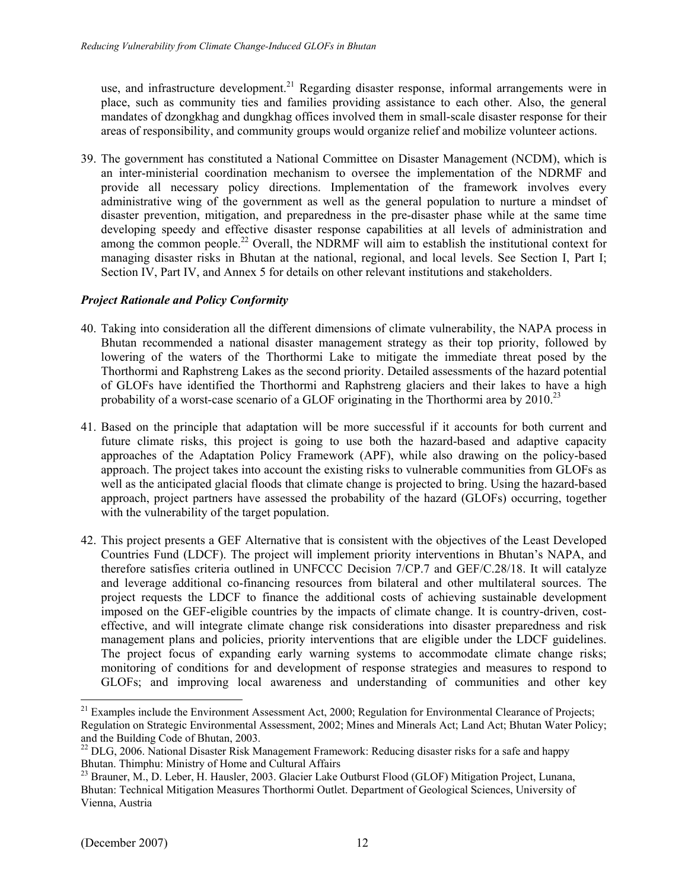use, and infrastructure development.[21] Regarding disaster response, informal arrangements were in place, such as community ties and families providing assistance to each other. Also, the general mandates of dzongkhag and dungkhag offices involved them in small-scale disaster response for their areas of responsibility, and community groups would organize relief and mobilize volunteer actions.

39. The government has constituted a National Committee on Disaster Management (NCDM), which is an inter-ministerial coordination mechanism to oversee the implementation of the NDRMF and provide all necessary policy directions. Implementation of the framework involves every administrative wing of the government as well as the general population to nurture a mindset of disaster prevention, mitigation, and preparedness in the pre-disaster phase while at the same time developing speedy and effective disaster response capabilities at all levels of administration and among the common people.[22] Overall, the NDRMF will aim to establish the institutional context for managing disaster risks in Bhutan at the national, regional, and local levels. See Section I, Part I; Section IV, Part IV, and Annex 5 for details on other relevant institutions and stakeholders.

### *Project Rationale and Policy Conformity*

40. Taking into consideration all the different dimensions of climate vulnerability, the NAPA process in Bhutan recommended a national disaster management strategy as their top priority, followed by lowering of the waters of the Thorthormi Lake to mitigate the immediate threat posed by the Thorthormi and Raphstreng Lakes as the second priority. Detailed assessments of the hazard potential of GLOFs have identified the Thorthormi and Raphstreng glaciers and their lakes to have a high probability of a worst-case scenario of a GLOF originating in the Thorthormi area by 2010.[23]

41. Based on the principle that adaptation will be more successful if it accounts for both current and future climate risks, this project is going to use both the hazard-based and adaptive capacity approaches of the Adaptation Policy Framework (APF), while also drawing on the policy-based approach. The project takes into account the existing risks to vulnerable communities from GLOFs as well as the anticipated glacial floods that climate change is projected to bring. Using the hazard-based approach, project partners have assessed the probability of the hazard (GLOFs) occurring, together with the vulnerability of the target population.

42. This project presents a GEF Alternative that is consistent with the objectives of the Least Developed Countries Fund (LDCF). The project will implement priority interventions in Bhutan's NAPA, and therefore satisfies criteria outlined in UNFCCC Decision 7/CP.7 and GEF/C.28/18. It will catalyze and leverage additional co-financing resources from bilateral and other multilateral sources. The project requests the LDCF to finance the additional costs of achieving sustainable development imposed on the GEF-eligible countries by the impacts of climate change. It is country-driven, cost-effective, and will integrate climate change risk considerations into disaster preparedness and risk management plans and policies, priority interventions that are eligible under the LDCF guidelines. The project focus of expanding early warning systems to accommodate climate change risks; monitoring of conditions for and development of response strategies and measures to respond to GLOFs; and improving local awareness and understanding of communities and other key

---

[21] Examples include the Environment Assessment Act, 2000; Regulation for Environmental Clearance of Projects; Regulation on Strategic Environmental Assessment, 2002; Mines and Minerals Act; Land Act; Bhutan Water Policy; and the Building Code of Bhutan, 2003.

[22] DLG, 2006. National Disaster Risk Management Framework: Reducing disaster risks for a safe and happy Bhutan. Thimphu: Ministry of Home and Cultural Affairs

[23] Brauner, M., D. Leber, H. Hausler, 2003. Glacier Lake Outburst Flood (GLOF) Mitigation Project, Lunana, Bhutan: Technical Mitigation Measures Thorthormi Outlet. Department of Geological Sciences, University of Vienna, Austria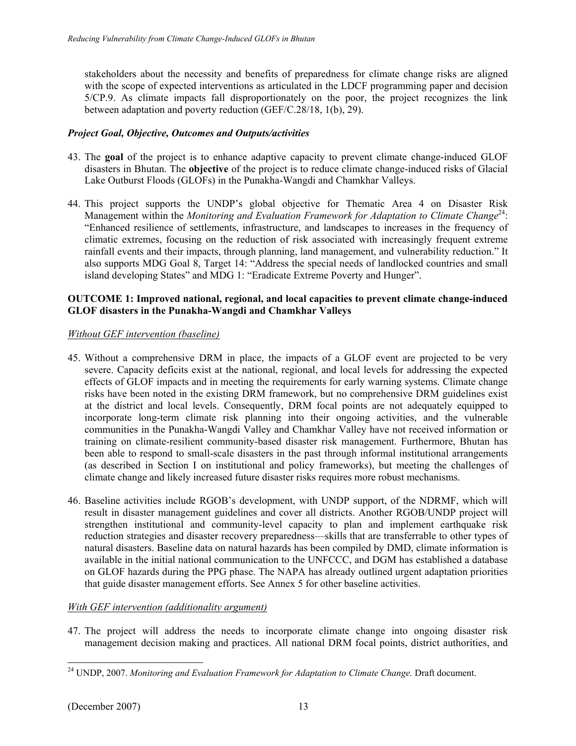stakeholders about the necessity and benefits of preparedness for climate change risks are aligned with the scope of expected interventions as articulated in the LDCF programming paper and decision 5/CP.9. As climate impacts fall disproportionately on the poor, the project recognizes the link between adaptation and poverty reduction (GEF/C.28/18, 1(b), 29).

### *Project Goal, Objective, Outcomes and Outputs/activities*

43. The **goal** of the project is to enhance adaptive capacity to prevent climate change-induced GLOF disasters in Bhutan. The **objective** of the project is to reduce climate change-induced risks of Glacial Lake Outburst Floods (GLOFs) in the Punakha-Wangdi and Chamkhar Valleys.

44. This project supports the UNDP's global objective for Thematic Area 4 on Disaster Risk Management within the *Monitoring and Evaluation Framework for Adaptation to Climate Change*[24]: "Enhanced resilience of settlements, infrastructure, and landscapes to increases in the frequency of climatic extremes, focusing on the reduction of risk associated with increasingly frequent extreme rainfall events and their impacts, through planning, land management, and vulnerability reduction." It also supports MDG Goal 8, Target 14: "Address the special needs of landlocked countries and small island developing States" and MDG 1: "Eradicate Extreme Poverty and Hunger".

### OUTCOME 1: Improved national, regional, and local capacities to prevent climate change-induced GLOF disasters in the Punakha-Wangdi and Chamkhar Valleys

*Without GEF intervention (baseline)*

45. Without a comprehensive DRM in place, the impacts of a GLOF event are projected to be very severe. Capacity deficits exist at the national, regional, and local levels for addressing the expected effects of GLOF impacts and in meeting the requirements for early warning systems. Climate change risks have been noted in the existing DRM framework, but no comprehensive DRM guidelines exist at the district and local levels. Consequently, DRM focal points are not adequately equipped to incorporate long-term climate risk planning into their ongoing activities, and the vulnerable communities in the Punakha-Wangdi Valley and Chamkhar Valley have not received information or training on climate-resilient community-based disaster risk management. Furthermore, Bhutan has been able to respond to small-scale disasters in the past through informal institutional arrangements (as described in Section I on institutional and policy frameworks), but meeting the challenges of climate change and likely increased future disaster risks requires more robust mechanisms.

46. Baseline activities include RGOB's development, with UNDP support, of the NDRMF, which will result in disaster management guidelines and cover all districts. Another RGOB/UNDP project will strengthen institutional and community-level capacity to plan and implement earthquake risk reduction strategies and disaster recovery preparedness—skills that are transferrable to other types of natural disasters. Baseline data on natural hazards has been compiled by DMD, climate information is available in the initial national communication to the UNFCCC, and DGM has established a database on GLOF hazards during the PPG phase. The NAPA has already outlined urgent adaptation priorities that guide disaster management efforts. See Annex 5 for other baseline activities.

*With GEF intervention (additionality argument)*

47. The project will address the needs to incorporate climate change into ongoing disaster risk management decision making and practices. All national DRM focal points, district authorities, and

[24] UNDP, 2007. *Monitoring and Evaluation Framework for Adaptation to Climate Change.* Draft document.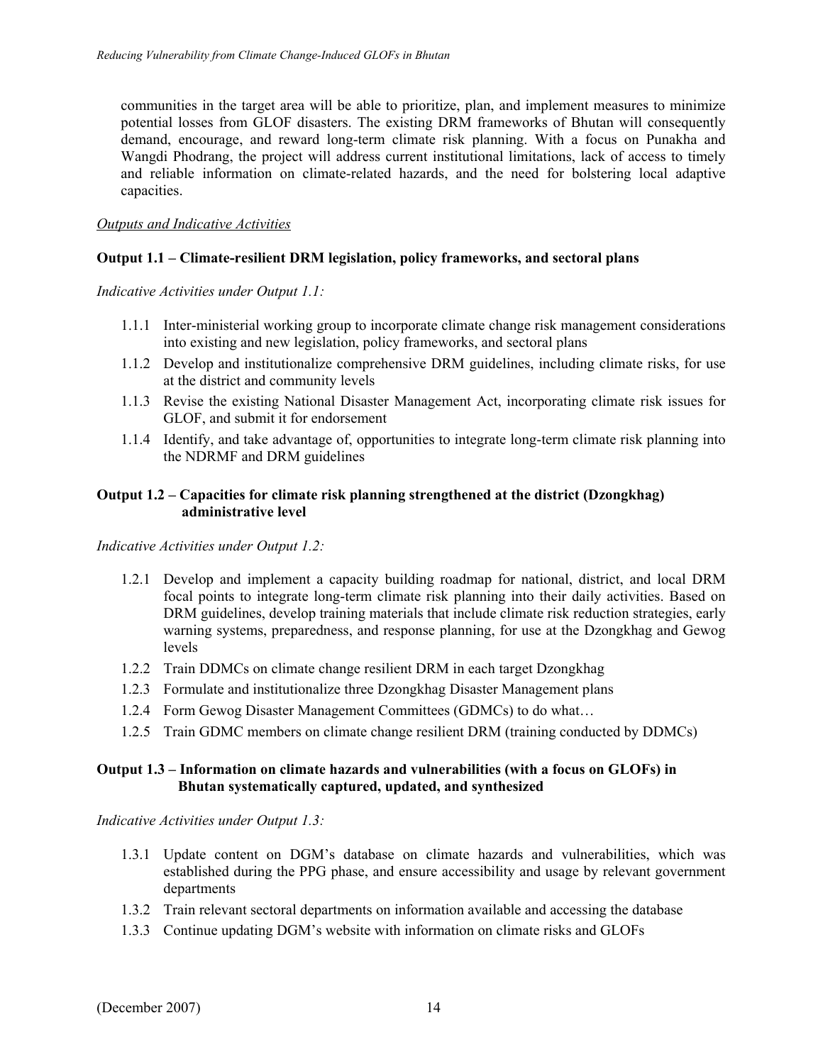communities in the target area will be able to prioritize, plan, and implement measures to minimize potential losses from GLOF disasters. The existing DRM frameworks of Bhutan will consequently demand, encourage, and reward long-term climate risk planning. With a focus on Punakha and Wangdi Phodrang, the project will address current institutional limitations, lack of access to timely and reliable information on climate-related hazards, and the need for bolstering local adaptive capacities.

*Outputs and Indicative Activities*

**Output 1.1 – Climate-resilient DRM legislation, policy frameworks, and sectoral plans**

*Indicative Activities under Output 1.1:*

- 1.1.1 Inter-ministerial working group to incorporate climate change risk management considerations into existing and new legislation, policy frameworks, and sectoral plans
- 1.1.2 Develop and institutionalize comprehensive DRM guidelines, including climate risks, for use at the district and community levels
- 1.1.3 Revise the existing National Disaster Management Act, incorporating climate risk issues for GLOF, and submit it for endorsement
- 1.1.4 Identify, and take advantage of, opportunities to integrate long-term climate risk planning into the NDRMF and DRM guidelines

**Output 1.2 – Capacities for climate risk planning strengthened at the district (Dzongkhag) administrative level**

*Indicative Activities under Output 1.2:*

- 1.2.1 Develop and implement a capacity building roadmap for national, district, and local DRM focal points to integrate long-term climate risk planning into their daily activities. Based on DRM guidelines, develop training materials that include climate risk reduction strategies, early warning systems, preparedness, and response planning, for use at the Dzongkhag and Gewog levels
- 1.2.2 Train DDMCs on climate change resilient DRM in each target Dzongkhag
- 1.2.3 Formulate and institutionalize three Dzongkhag Disaster Management plans
- 1.2.4 Form Gewog Disaster Management Committees (GDMCs) to do what…
- 1.2.5 Train GDMC members on climate change resilient DRM (training conducted by DDMCs)

**Output 1.3 – Information on climate hazards and vulnerabilities (with a focus on GLOFs) in Bhutan systematically captured, updated, and synthesized**

*Indicative Activities under Output 1.3:*

- 1.3.1 Update content on DGM's database on climate hazards and vulnerabilities, which was established during the PPG phase, and ensure accessibility and usage by relevant government departments
- 1.3.2 Train relevant sectoral departments on information available and accessing the database
- 1.3.3 Continue updating DGM's website with information on climate risks and GLOFs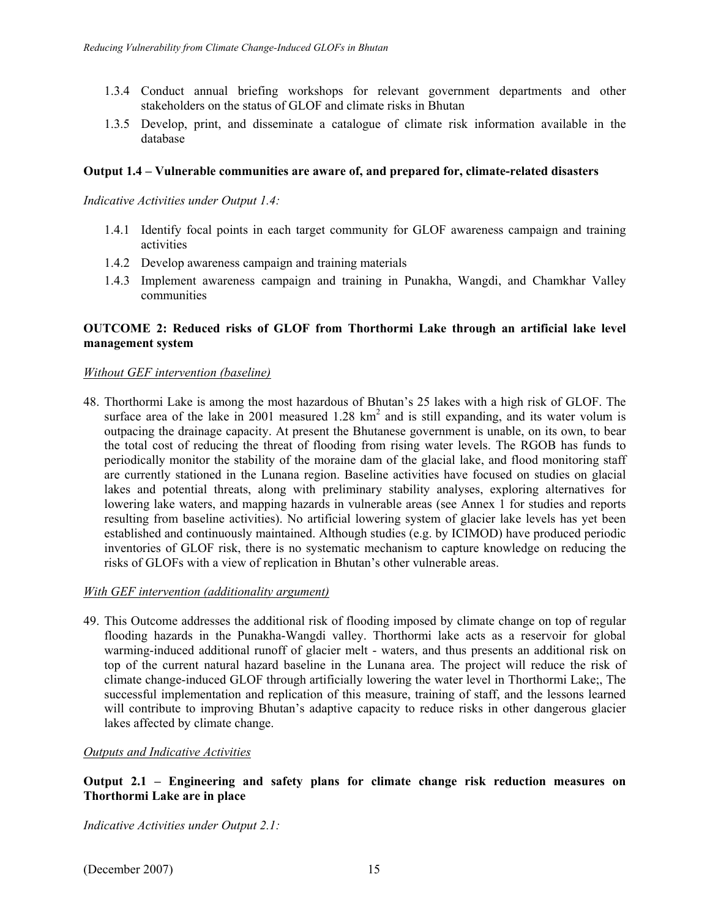1.3.4 Conduct annual briefing workshops for relevant government departments and other stakeholders on the status of GLOF and climate risks in Bhutan

1.3.5 Develop, print, and disseminate a catalogue of climate risk information available in the database

**Output 1.4 – Vulnerable communities are aware of, and prepared for, climate-related disasters**

*Indicative Activities under Output 1.4:*

1.4.1 Identify focal points in each target community for GLOF awareness campaign and training activities

1.4.2 Develop awareness campaign and training materials

1.4.3 Implement awareness campaign and training in Punakha, Wangdi, and Chamkhar Valley communities

**OUTCOME 2: Reduced risks of GLOF from Thorthormi Lake through an artificial lake level management system**

*Without GEF intervention (baseline)*

48. Thorthormi Lake is among the most hazardous of Bhutan's 25 lakes with a high risk of GLOF. The surface area of the lake in 2001 measured 1.28 $km^2$ and is still expanding, and its water volum is outpacing the drainage capacity. At present the Bhutanese government is unable, on its own, to bear the total cost of reducing the threat of flooding from rising water levels. The RGOB has funds to periodically monitor the stability of the moraine dam of the glacial lake, and flood monitoring staff are currently stationed in the Lunana region. Baseline activities have focused on studies on glacial lakes and potential threats, along with preliminary stability analyses, exploring alternatives for lowering lake waters, and mapping hazards in vulnerable areas (see Annex 1 for studies and reports resulting from baseline activities). No artificial lowering system of glacier lake levels has yet been established and continuously maintained. Although studies (e.g. by ICIMOD) have produced periodic inventories of GLOF risk, there is no systematic mechanism to capture knowledge on reducing the risks of GLOFs with a view of replication in Bhutan's other vulnerable areas.

*With GEF intervention (additionality argument)*

49. This Outcome addresses the additional risk of flooding imposed by climate change on top of regular flooding hazards in the Punakha-Wangdi valley. Thorthormi lake acts as a reservoir for global warming-induced additional runoff of glacier melt - waters, and thus presents an additional risk on top of the current natural hazard baseline in the Lunana area. The project will reduce the risk of climate change-induced GLOF through artificially lowering the water level in Thorthormi Lake;, The successful implementation and replication of this measure, training of staff, and the lessons learned will contribute to improving Bhutan's adaptive capacity to reduce risks in other dangerous glacier lakes affected by climate change.

*Outputs and Indicative Activities*

**Output 2.1 – Engineering and safety plans for climate change risk reduction measures on Thorthormi Lake are in place**

*Indicative Activities under Output 2.1:*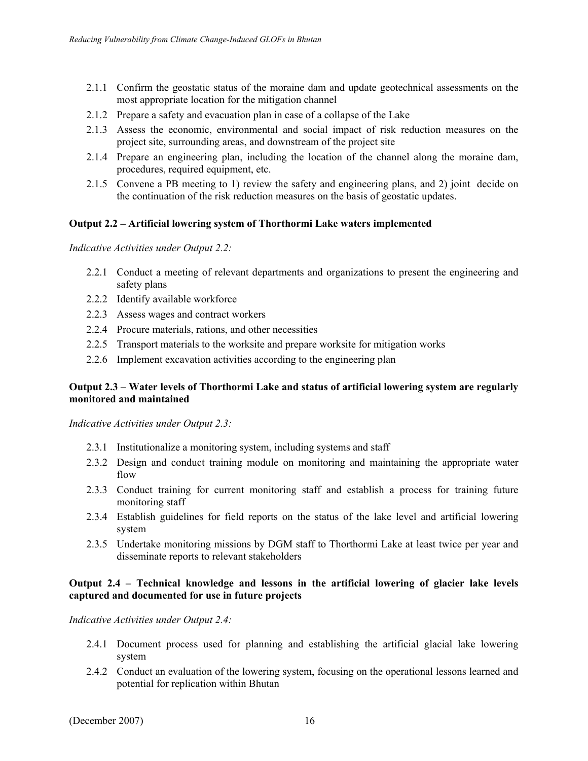- 2.1.1 Confirm the geostatic status of the moraine dam and update geotechnical assessments on the most appropriate location for the mitigation channel
- 2.1.2 Prepare a safety and evacuation plan in case of a collapse of the Lake
- 2.1.3 Assess the economic, environmental and social impact of risk reduction measures on the project site, surrounding areas, and downstream of the project site
- 2.1.4 Prepare an engineering plan, including the location of the channel along the moraine dam, procedures, required equipment, etc.
- 2.1.5 Convene a PB meeting to 1) review the safety and engineering plans, and 2) joint decide on the continuation of the risk reduction measures on the basis of geostatic updates.

**Output 2.2 – Artificial lowering system of Thorthormi Lake waters implemented**

*Indicative Activities under Output 2.2:*

- 2.2.1 Conduct a meeting of relevant departments and organizations to present the engineering and safety plans
- 2.2.2 Identify available workforce
- 2.2.3 Assess wages and contract workers
- 2.2.4 Procure materials, rations, and other necessities
- 2.2.5 Transport materials to the worksite and prepare worksite for mitigation works
- 2.2.6 Implement excavation activities according to the engineering plan

**Output 2.3 – Water levels of Thorthormi Lake and status of artificial lowering system are regularly monitored and maintained**

*Indicative Activities under Output 2.3:*

- 2.3.1 Institutionalize a monitoring system, including systems and staff
- 2.3.2 Design and conduct training module on monitoring and maintaining the appropriate water flow
- 2.3.3 Conduct training for current monitoring staff and establish a process for training future monitoring staff
- 2.3.4 Establish guidelines for field reports on the status of the lake level and artificial lowering system
- 2.3.5 Undertake monitoring missions by DGM staff to Thorthormi Lake at least twice per year and disseminate reports to relevant stakeholders

**Output 2.4 – Technical knowledge and lessons in the artificial lowering of glacier lake levels captured and documented for use in future projects**

*Indicative Activities under Output 2.4:*

- 2.4.1 Document process used for planning and establishing the artificial glacial lake lowering system
- 2.4.2 Conduct an evaluation of the lowering system, focusing on the operational lessons learned and potential for replication within Bhutan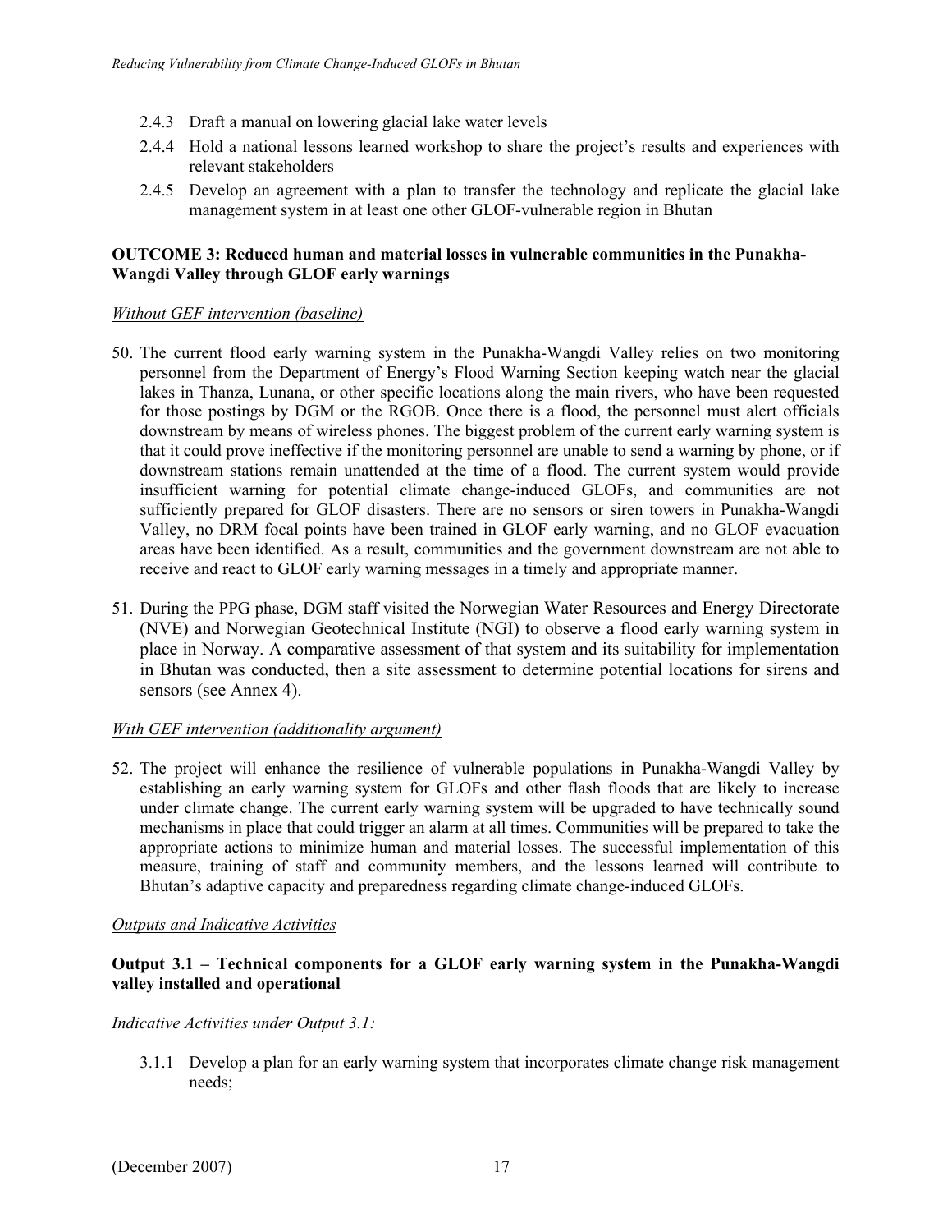2.4.3 Draft a manual on lowering glacial lake water levels

2.4.4 Hold a national lessons learned workshop to share the project's results and experiences with relevant stakeholders

2.4.5 Develop an agreement with a plan to transfer the technology and replicate the glacial lake management system in at least one other GLOF-vulnerable region in Bhutan

**OUTCOME 3: Reduced human and material losses in vulnerable communities in the Punakha-Wangdi Valley through GLOF early warnings**

*Without GEF intervention (baseline)*

50. The current flood early warning system in the Punakha-Wangdi Valley relies on two monitoring personnel from the Department of Energy's Flood Warning Section keeping watch near the glacial lakes in Thanza, Lunana, or other specific locations along the main rivers, who have been requested for those postings by DGM or the RGOB. Once there is a flood, the personnel must alert officials downstream by means of wireless phones. The biggest problem of the current early warning system is that it could prove ineffective if the monitoring personnel are unable to send a warning by phone, or if downstream stations remain unattended at the time of a flood. The current system would provide insufficient warning for potential climate change-induced GLOFs, and communities are not sufficiently prepared for GLOF disasters. There are no sensors or siren towers in Punakha-Wangdi Valley, no DRM focal points have been trained in GLOF early warning, and no GLOF evacuation areas have been identified. As a result, communities and the government downstream are not able to receive and react to GLOF early warning messages in a timely and appropriate manner.

51. During the PPG phase, DGM staff visited the Norwegian Water Resources and Energy Directorate (NVE) and Norwegian Geotechnical Institute (NGI) to observe a flood early warning system in place in Norway. A comparative assessment of that system and its suitability for implementation in Bhutan was conducted, then a site assessment to determine potential locations for sirens and sensors (see Annex 4).

*With GEF intervention (additionality argument)*

52. The project will enhance the resilience of vulnerable populations in Punakha-Wangdi Valley by establishing an early warning system for GLOFs and other flash floods that are likely to increase under climate change. The current early warning system will be upgraded to have technically sound mechanisms in place that could trigger an alarm at all times. Communities will be prepared to take the appropriate actions to minimize human and material losses. The successful implementation of this measure, training of staff and community members, and the lessons learned will contribute to Bhutan's adaptive capacity and preparedness regarding climate change-induced GLOFs.

*Outputs and Indicative Activities*

**Output 3.1 – Technical components for a GLOF early warning system in the Punakha-Wangdi valley installed and operational**

*Indicative Activities under Output 3.1:*

3.1.1 Develop a plan for an early warning system that incorporates climate change risk management needs;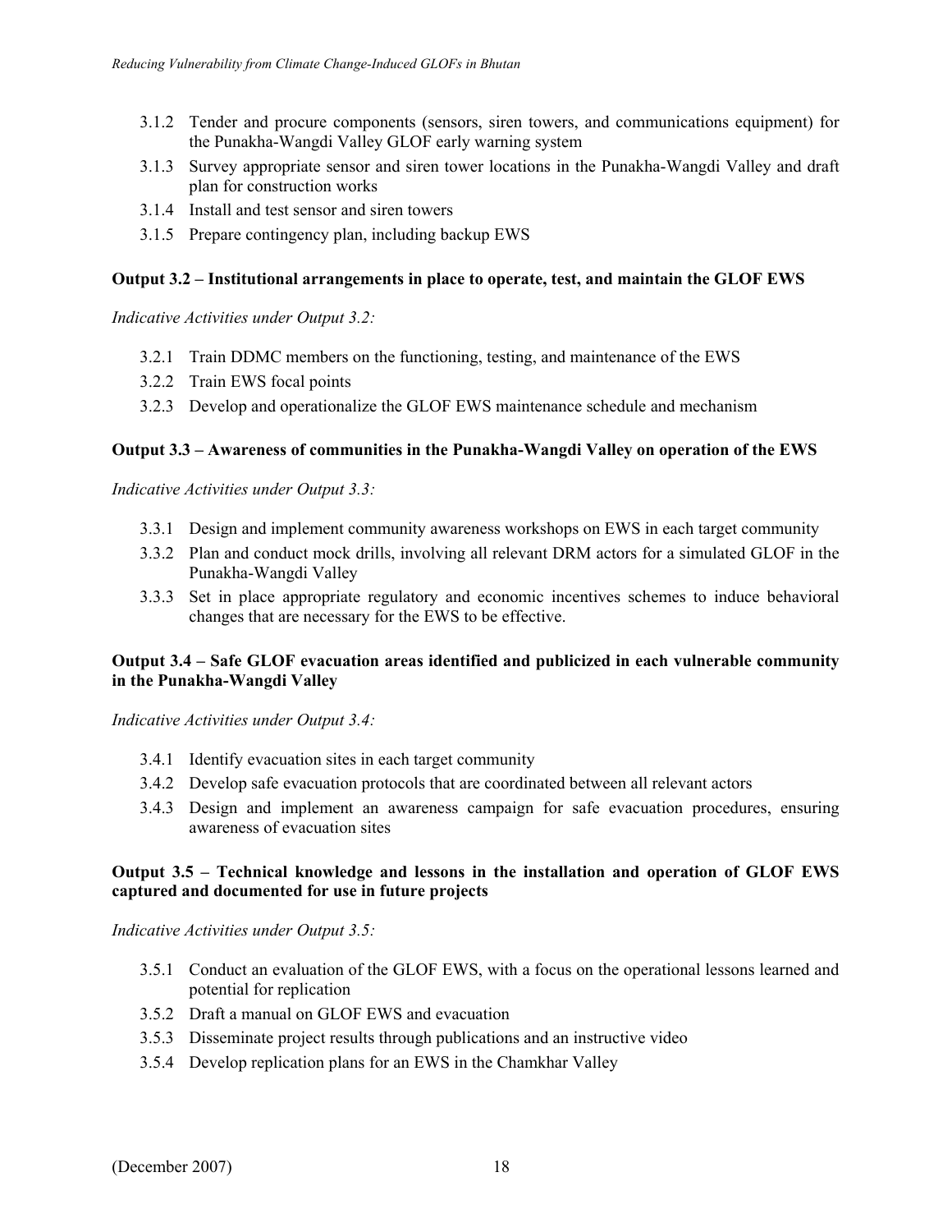3.1.2 Tender and procure components (sensors, siren towers, and communications equipment) for the Punakha-Wangdi Valley GLOF early warning system

3.1.3 Survey appropriate sensor and siren tower locations in the Punakha-Wangdi Valley and draft plan for construction works

3.1.4 Install and test sensor and siren towers

3.1.5 Prepare contingency plan, including backup EWS

**Output 3.2 – Institutional arrangements in place to operate, test, and maintain the GLOF EWS**

*Indicative Activities under Output 3.2:*

3.2.1 Train DDMC members on the functioning, testing, and maintenance of the EWS

3.2.2 Train EWS focal points

3.2.3 Develop and operationalize the GLOF EWS maintenance schedule and mechanism

**Output 3.3 – Awareness of communities in the Punakha-Wangdi Valley on operation of the EWS**

*Indicative Activities under Output 3.3:*

3.3.1 Design and implement community awareness workshops on EWS in each target community

3.3.2 Plan and conduct mock drills, involving all relevant DRM actors for a simulated GLOF in the Punakha-Wangdi Valley

3.3.3 Set in place appropriate regulatory and economic incentives schemes to induce behavioral changes that are necessary for the EWS to be effective.

**Output 3.4 – Safe GLOF evacuation areas identified and publicized in each vulnerable community in the Punakha-Wangdi Valley**

*Indicative Activities under Output 3.4:*

3.4.1 Identify evacuation sites in each target community

3.4.2 Develop safe evacuation protocols that are coordinated between all relevant actors

3.4.3 Design and implement an awareness campaign for safe evacuation procedures, ensuring awareness of evacuation sites

**Output 3.5 – Technical knowledge and lessons in the installation and operation of GLOF EWS captured and documented for use in future projects**

*Indicative Activities under Output 3.5:*

3.5.1 Conduct an evaluation of the GLOF EWS, with a focus on the operational lessons learned and potential for replication

3.5.2 Draft a manual on GLOF EWS and evacuation

3.5.3 Disseminate project results through publications and an instructive video

3.5.4 Develop replication plans for an EWS in the Chamkhar Valley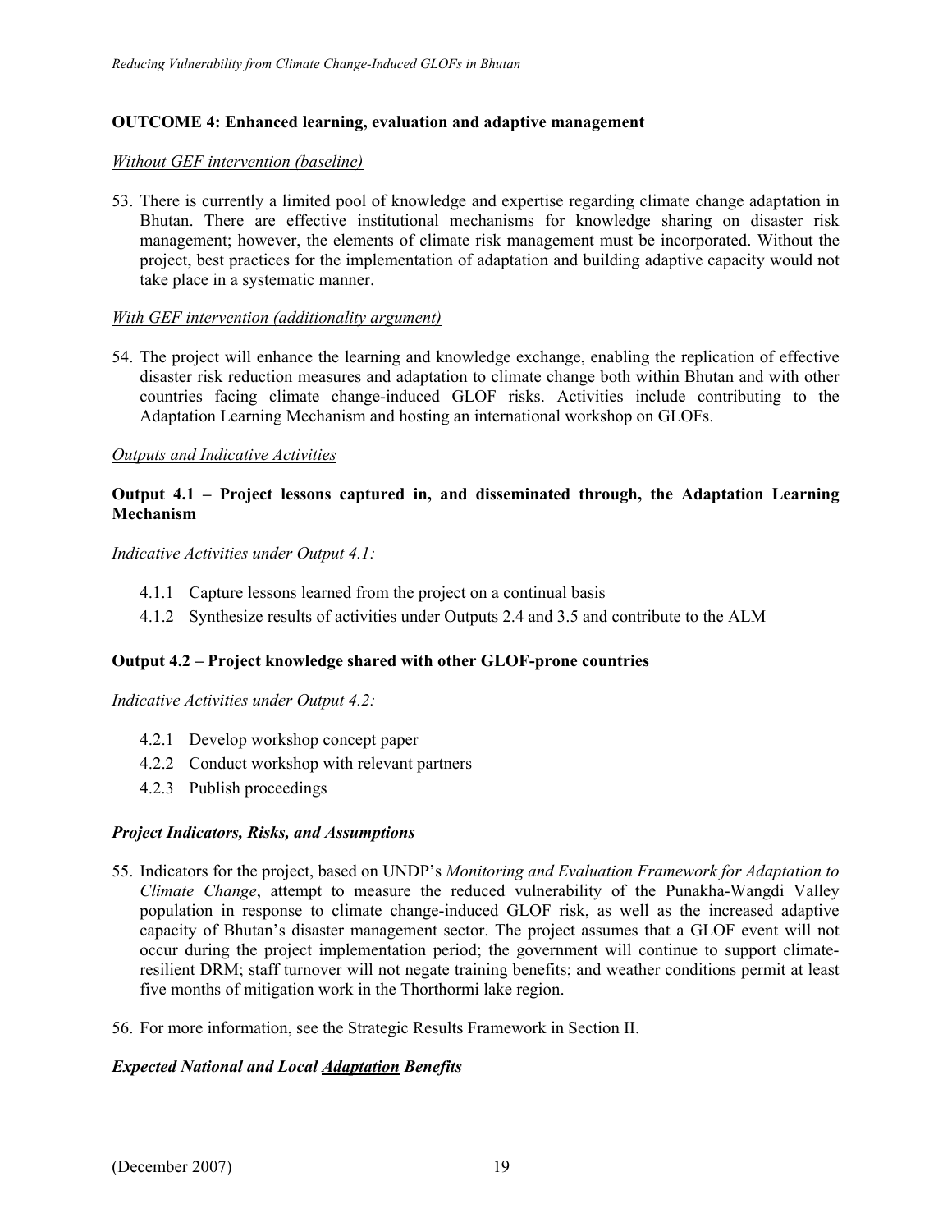**OUTCOME 4: Enhanced learning, evaluation and adaptive management**

*Without GEF intervention (baseline)*

53. There is currently a limited pool of knowledge and expertise regarding climate change adaptation in Bhutan. There are effective institutional mechanisms for knowledge sharing on disaster risk management; however, the elements of climate risk management must be incorporated. Without the project, best practices for the implementation of adaptation and building adaptive capacity would not take place in a systematic manner.

*With GEF intervention (additionality argument)*

54. The project will enhance the learning and knowledge exchange, enabling the replication of effective disaster risk reduction measures and adaptation to climate change both within Bhutan and with other countries facing climate change-induced GLOF risks. Activities include contributing to the Adaptation Learning Mechanism and hosting an international workshop on GLOFs.

*Outputs and Indicative Activities*

**Output 4.1 – Project lessons captured in, and disseminated through, the Adaptation Learning Mechanism**

*Indicative Activities under Output 4.1:*

- 4.1.1 Capture lessons learned from the project on a continual basis
- 4.1.2 Synthesize results of activities under Outputs 2.4 and 3.5 and contribute to the ALM

**Output 4.2 – Project knowledge shared with other GLOF-prone countries**

*Indicative Activities under Output 4.2:*

- 4.2.1 Develop workshop concept paper
- 4.2.2 Conduct workshop with relevant partners
- 4.2.3 Publish proceedings

***Project Indicators, Risks, and Assumptions***

55. Indicators for the project, based on UNDP's *Monitoring and Evaluation Framework for Adaptation to Climate Change*, attempt to measure the reduced vulnerability of the Punakha-Wangdi Valley population in response to climate change-induced GLOF risk, as well as the increased adaptive capacity of Bhutan's disaster management sector. The project assumes that a GLOF event will not occur during the project implementation period; the government will continue to support climate-resilient DRM; staff turnover will not negate training benefits; and weather conditions permit at least five months of mitigation work in the Thorthormi lake region.

56. For more information, see the Strategic Results Framework in Section II.

***Expected National and Local Adaptation Benefits***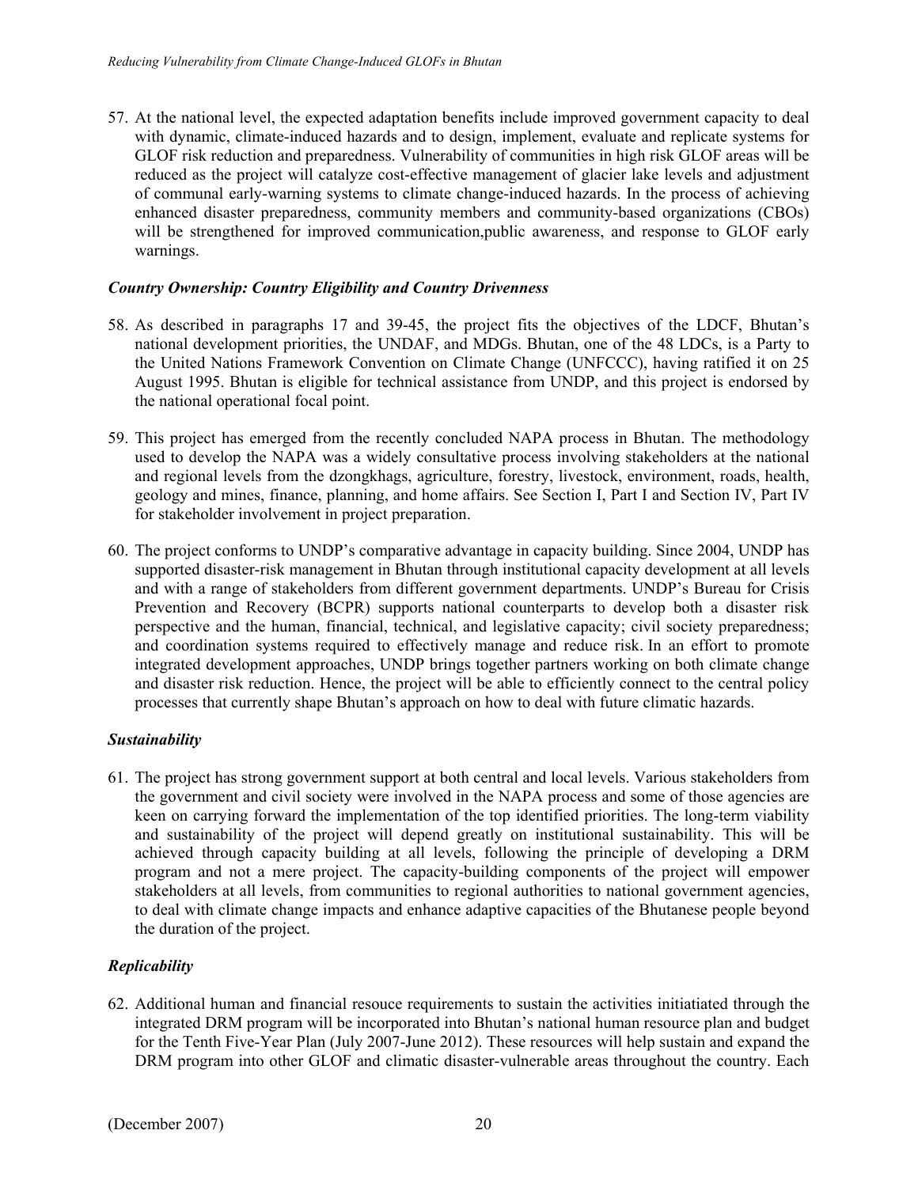57. At the national level, the expected adaptation benefits include improved government capacity to deal with dynamic, climate-induced hazards and to design, implement, evaluate and replicate systems for GLOF risk reduction and preparedness. Vulnerability of communities in high risk GLOF areas will be reduced as the project will catalyze cost-effective management of glacier lake levels and adjustment of communal early-warning systems to climate change-induced hazards. In the process of achieving enhanced disaster preparedness, community members and community-based organizations (CBOs) will be strengthened for improved communication,public awareness, and response to GLOF early warnings.

### *Country Ownership: Country Eligibility and Country Drivenness*

58. As described in paragraphs 17 and 39-45, the project fits the objectives of the LDCF, Bhutan's national development priorities, the UNDAF, and MDGs. Bhutan, one of the 48 LDCs, is a Party to the United Nations Framework Convention on Climate Change (UNFCCC), having ratified it on 25 August 1995. Bhutan is eligible for technical assistance from UNDP, and this project is endorsed by the national operational focal point.

59. This project has emerged from the recently concluded NAPA process in Bhutan. The methodology used to develop the NAPA was a widely consultative process involving stakeholders at the national and regional levels from the dzongkhags, agriculture, forestry, livestock, environment, roads, health, geology and mines, finance, planning, and home affairs. See Section I, Part I and Section IV, Part IV for stakeholder involvement in project preparation.

60. The project conforms to UNDP's comparative advantage in capacity building. Since 2004, UNDP has supported disaster-risk management in Bhutan through institutional capacity development at all levels and with a range of stakeholders from different government departments. UNDP's Bureau for Crisis Prevention and Recovery (BCPR) supports national counterparts to develop both a disaster risk perspective and the human, financial, technical, and legislative capacity; civil society preparedness; and coordination systems required to effectively manage and reduce risk. In an effort to promote integrated development approaches, UNDP brings together partners working on both climate change and disaster risk reduction. Hence, the project will be able to efficiently connect to the central policy processes that currently shape Bhutan's approach on how to deal with future climatic hazards.

### *Sustainability*

61. The project has strong government support at both central and local levels. Various stakeholders from the government and civil society were involved in the NAPA process and some of those agencies are keen on carrying forward the implementation of the top identified priorities. The long-term viability and sustainability of the project will depend greatly on institutional sustainability. This will be achieved through capacity building at all levels, following the principle of developing a DRM program and not a mere project. The capacity-building components of the project will empower stakeholders at all levels, from communities to regional authorities to national government agencies, to deal with climate change impacts and enhance adaptive capacities of the Bhutanese people beyond the duration of the project.

### *Replicability*

62. Additional human and financial resouce requirements to sustain the activities initiatiated through the integrated DRM program will be incorporated into Bhutan's national human resource plan and budget for the Tenth Five-Year Plan (July 2007-June 2012). These resources will help sustain and expand the DRM program into other GLOF and climatic disaster-vulnerable areas throughout the country. Each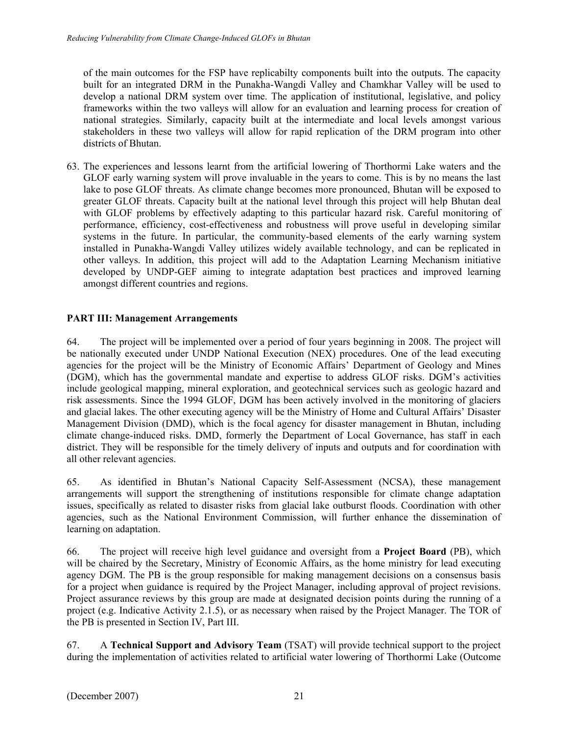of the main outcomes for the FSP have replicabilty components built into the outputs. The capacity built for an integrated DRM in the Punakha-Wangdi Valley and Chamkhar Valley will be used to develop a national DRM system over time. The application of institutional, legislative, and policy frameworks within the two valleys will allow for an evaluation and learning process for creation of national strategies. Similarly, capacity built at the intermediate and local levels amongst various stakeholders in these two valleys will allow for rapid replication of the DRM program into other districts of Bhutan.

63. The experiences and lessons learnt from the artificial lowering of Thorthormi Lake waters and the GLOF early warning system will prove invaluable in the years to come. This is by no means the last lake to pose GLOF threats. As climate change becomes more pronounced, Bhutan will be exposed to greater GLOF threats. Capacity built at the national level through this project will help Bhutan deal with GLOF problems by effectively adapting to this particular hazard risk. Careful monitoring of performance, efficiency, cost-effectiveness and robustness will prove useful in developing similar systems in the future. In particular, the community-based elements of the early warning system installed in Punakha-Wangdi Valley utilizes widely available technology, and can be replicated in other valleys. In addition, this project will add to the Adaptation Learning Mechanism initiative developed by UNDP-GEF aiming to integrate adaptation best practices and improved learning amongst different countries and regions.

## PART III: Management Arrangements

64. The project will be implemented over a period of four years beginning in 2008. The project will be nationally executed under UNDP National Execution (NEX) procedures. One of the lead executing agencies for the project will be the Ministry of Economic Affairs' Department of Geology and Mines (DGM), which has the governmental mandate and expertise to address GLOF risks. DGM's activities include geological mapping, mineral exploration, and geotechnical services such as geologic hazard and risk assessments. Since the 1994 GLOF, DGM has been actively involved in the monitoring of glaciers and glacial lakes. The other executing agency will be the Ministry of Home and Cultural Affairs' Disaster Management Division (DMD), which is the focal agency for disaster management in Bhutan, including climate change-induced risks. DMD, formerly the Department of Local Governance, has staff in each district. They will be responsible for the timely delivery of inputs and outputs and for coordination with all other relevant agencies.

65. As identified in Bhutan's National Capacity Self-Assessment (NCSA), these management arrangements will support the strengthening of institutions responsible for climate change adaptation issues, specifically as related to disaster risks from glacial lake outburst floods. Coordination with other agencies, such as the National Environment Commission, will further enhance the dissemination of learning on adaptation.

66. The project will receive high level guidance and oversight from a **Project Board** (PB), which will be chaired by the Secretary, Ministry of Economic Affairs, as the home ministry for lead executing agency DGM. The PB is the group responsible for making management decisions on a consensus basis for a project when guidance is required by the Project Manager, including approval of project revisions. Project assurance reviews by this group are made at designated decision points during the running of a project (e.g. Indicative Activity 2.1.5), or as necessary when raised by the Project Manager. The TOR of the PB is presented in Section IV, Part III.

67. A **Technical Support and Advisory Team** (TSAT) will provide technical support to the project during the implementation of activities related to artificial water lowering of Thorthormi Lake (Outcome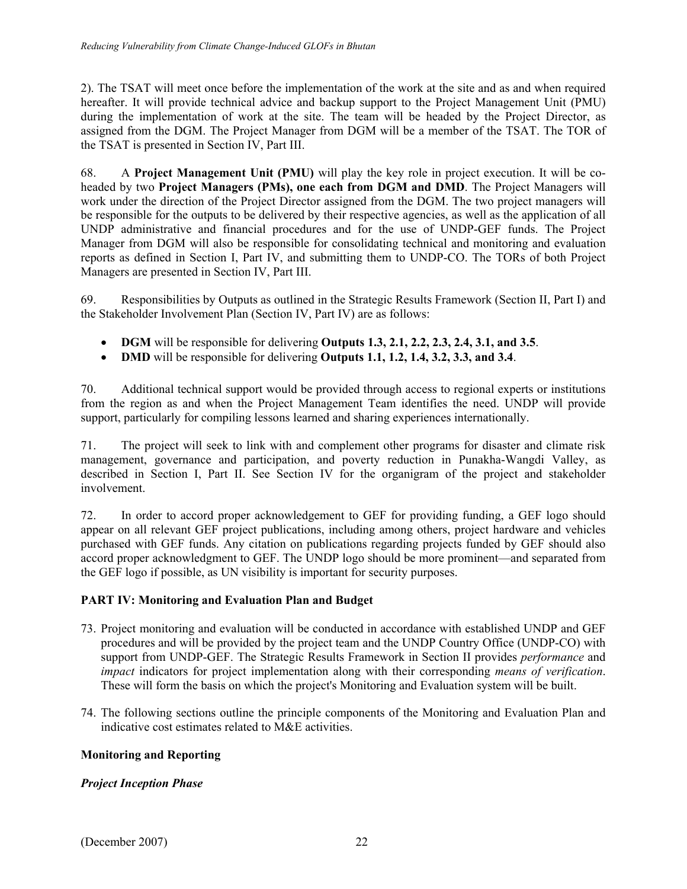2). The TSAT will meet once before the implementation of the work at the site and as and when required hereafter. It will provide technical advice and backup support to the Project Management Unit (PMU) during the implementation of work at the site. The team will be headed by the Project Director, as assigned from the DGM. The Project Manager from DGM will be a member of the TSAT. The TOR of the TSAT is presented in Section IV, Part III.

68. A **Project Management Unit (PMU)** will play the key role in project execution. It will be co-headed by two **Project Managers (PMs), one each from DGM and DMD**. The Project Managers will work under the direction of the Project Director assigned from the DGM. The two project managers will be responsible for the outputs to be delivered by their respective agencies, as well as the application of all UNDP administrative and financial procedures and for the use of UNDP-GEF funds. The Project Manager from DGM will also be responsible for consolidating technical and monitoring and evaluation reports as defined in Section I, Part IV, and submitting them to UNDP-CO. The TORs of both Project Managers are presented in Section IV, Part III.

69. Responsibilities by Outputs as outlined in the Strategic Results Framework (Section II, Part I) and the Stakeholder Involvement Plan (Section IV, Part IV) are as follows:

- **DGM** will be responsible for delivering **Outputs 1.3, 2.1, 2.2, 2.3, 2.4, 3.1, and 3.5**.
- **DMD** will be responsible for delivering **Outputs 1.1, 1.2, 1.4, 3.2, 3.3, and 3.4**.

70. Additional technical support would be provided through access to regional experts or institutions from the region as and when the Project Management Team identifies the need. UNDP will provide support, particularly for compiling lessons learned and sharing experiences internationally.

71. The project will seek to link with and complement other programs for disaster and climate risk management, governance and participation, and poverty reduction in Punakha-Wangdi Valley, as described in Section I, Part II. See Section IV for the organigram of the project and stakeholder involvement.

72. In order to accord proper acknowledgement to GEF for providing funding, a GEF logo should appear on all relevant GEF project publications, including among others, project hardware and vehicles purchased with GEF funds. Any citation on publications regarding projects funded by GEF should also accord proper acknowledgment to GEF. The UNDP logo should be more prominent—and separated from the GEF logo if possible, as UN visibility is important for security purposes.

## PART IV: Monitoring and Evaluation Plan and Budget

73. Project monitoring and evaluation will be conducted in accordance with established UNDP and GEF procedures and will be provided by the project team and the UNDP Country Office (UNDP-CO) with support from UNDP-GEF. The Strategic Results Framework in Section II provides *performance* and *impact* indicators for project implementation along with their corresponding *means of verification*. These will form the basis on which the project's Monitoring and Evaluation system will be built.

74. The following sections outline the principle components of the Monitoring and Evaluation Plan and indicative cost estimates related to M&E activities.

### Monitoring and Reporting

#### *Project Inception Phase*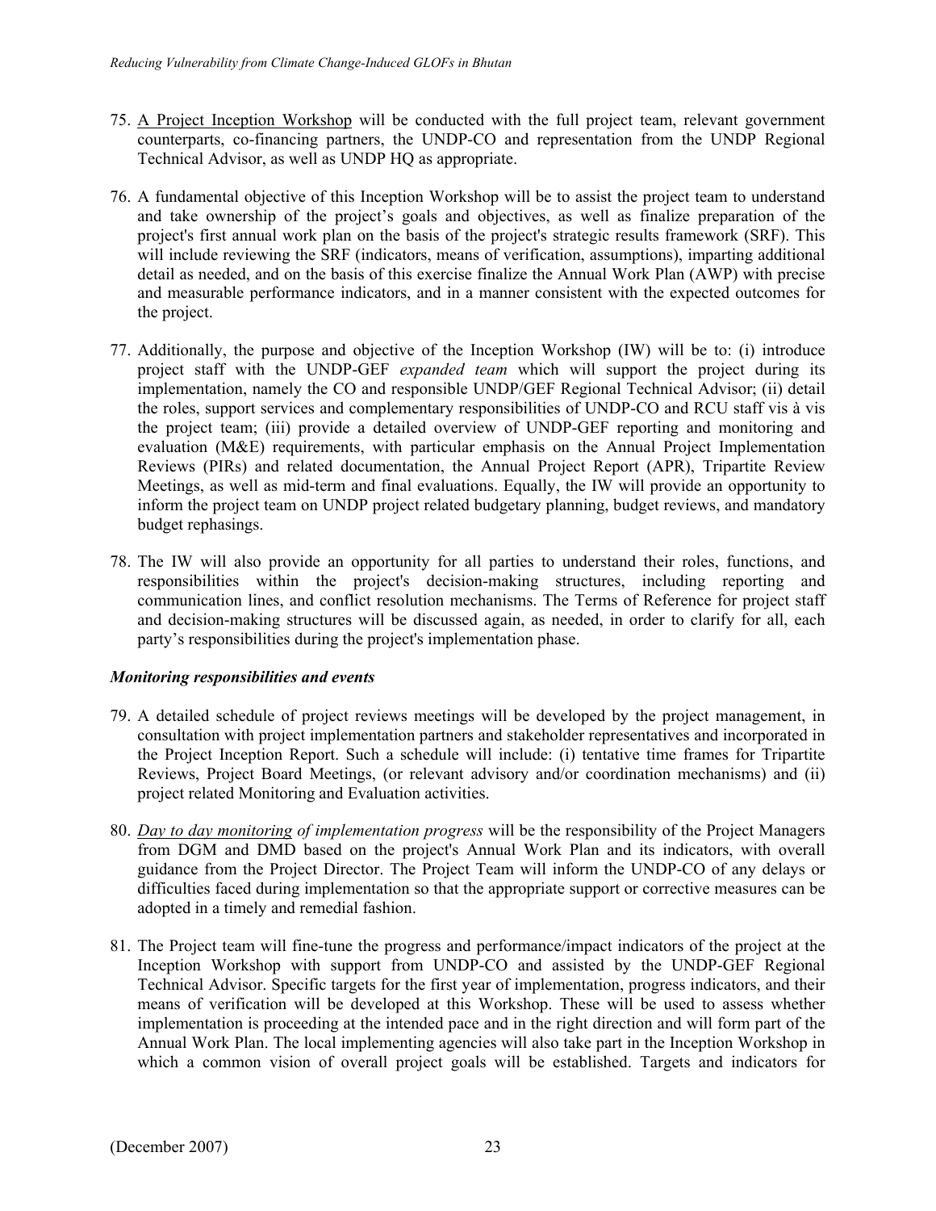75. A Project Inception Workshop will be conducted with the full project team, relevant government counterparts, co-financing partners, the UNDP-CO and representation from the UNDP Regional Technical Advisor, as well as UNDP HQ as appropriate.

76. A fundamental objective of this Inception Workshop will be to assist the project team to understand and take ownership of the project's goals and objectives, as well as finalize preparation of the project's first annual work plan on the basis of the project's strategic results framework (SRF). This will include reviewing the SRF (indicators, means of verification, assumptions), imparting additional detail as needed, and on the basis of this exercise finalize the Annual Work Plan (AWP) with precise and measurable performance indicators, and in a manner consistent with the expected outcomes for the project.

77. Additionally, the purpose and objective of the Inception Workshop (IW) will be to: (i) introduce project staff with the UNDP-GEF *expanded team* which will support the project during its implementation, namely the CO and responsible UNDP/GEF Regional Technical Advisor; (ii) detail the roles, support services and complementary responsibilities of UNDP-CO and RCU staff vis à vis the project team; (iii) provide a detailed overview of UNDP-GEF reporting and monitoring and evaluation (M&E) requirements, with particular emphasis on the Annual Project Implementation Reviews (PIRs) and related documentation, the Annual Project Report (APR), Tripartite Review Meetings, as well as mid-term and final evaluations. Equally, the IW will provide an opportunity to inform the project team on UNDP project related budgetary planning, budget reviews, and mandatory budget rephasings.

78. The IW will also provide an opportunity for all parties to understand their roles, functions, and responsibilities within the project's decision-making structures, including reporting and communication lines, and conflict resolution mechanisms. The Terms of Reference for project staff and decision-making structures will be discussed again, as needed, in order to clarify for all, each party's responsibilities during the project's implementation phase.

***Monitoring responsibilities and events***

79. A detailed schedule of project reviews meetings will be developed by the project management, in consultation with project implementation partners and stakeholder representatives and incorporated in the Project Inception Report. Such a schedule will include: (i) tentative time frames for Tripartite Reviews, Project Board Meetings, (or relevant advisory and/or coordination mechanisms) and (ii) project related Monitoring and Evaluation activities.

80. *Day to day monitoring of implementation progress* will be the responsibility of the Project Managers from DGM and DMD based on the project's Annual Work Plan and its indicators, with overall guidance from the Project Director. The Project Team will inform the UNDP-CO of any delays or difficulties faced during implementation so that the appropriate support or corrective measures can be adopted in a timely and remedial fashion.

81. The Project team will fine-tune the progress and performance/impact indicators of the project at the Inception Workshop with support from UNDP-CO and assisted by the UNDP-GEF Regional Technical Advisor. Specific targets for the first year of implementation, progress indicators, and their means of verification will be developed at this Workshop. These will be used to assess whether implementation is proceeding at the intended pace and in the right direction and will form part of the Annual Work Plan. The local implementing agencies will also take part in the Inception Workshop in which a common vision of overall project goals will be established. Targets and indicators for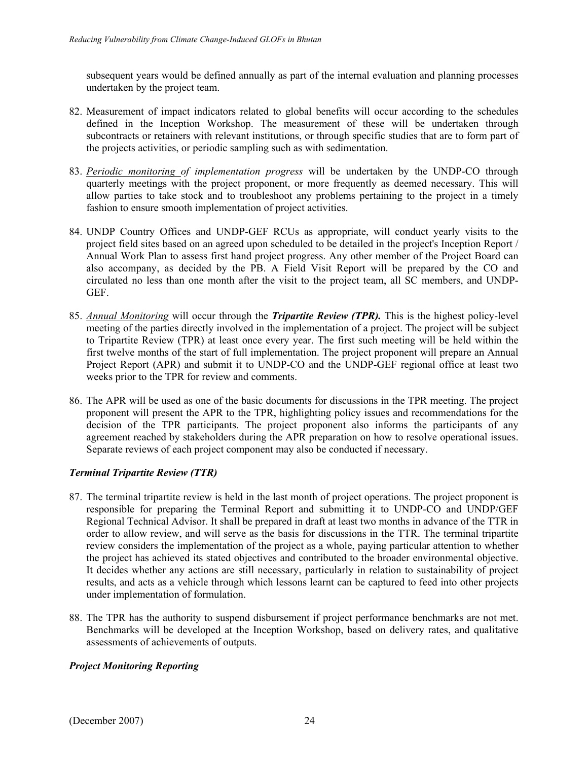subsequent years would be defined annually as part of the internal evaluation and planning processes undertaken by the project team.

82. Measurement of impact indicators related to global benefits will occur according to the schedules defined in the Inception Workshop. The measurement of these will be undertaken through subcontracts or retainers with relevant institutions, or through specific studies that are to form part of the projects activities, or periodic sampling such as with sedimentation.

83. *Periodic monitoring of implementation progress* will be undertaken by the UNDP-CO through quarterly meetings with the project proponent, or more frequently as deemed necessary. This will allow parties to take stock and to troubleshoot any problems pertaining to the project in a timely fashion to ensure smooth implementation of project activities.

84. UNDP Country Offices and UNDP-GEF RCUs as appropriate, will conduct yearly visits to the project field sites based on an agreed upon scheduled to be detailed in the project's Inception Report / Annual Work Plan to assess first hand project progress. Any other member of the Project Board can also accompany, as decided by the PB. A Field Visit Report will be prepared by the CO and circulated no less than one month after the visit to the project team, all SC members, and UNDP-GEF.

85. *Annual Monitoring* will occur through the ***Tripartite Review (TPR).*** This is the highest policy-level meeting of the parties directly involved in the implementation of a project. The project will be subject to Tripartite Review (TPR) at least once every year. The first such meeting will be held within the first twelve months of the start of full implementation. The project proponent will prepare an Annual Project Report (APR) and submit it to UNDP-CO and the UNDP-GEF regional office at least two weeks prior to the TPR for review and comments.

86. The APR will be used as one of the basic documents for discussions in the TPR meeting. The project proponent will present the APR to the TPR, highlighting policy issues and recommendations for the decision of the TPR participants. The project proponent also informs the participants of any agreement reached by stakeholders during the APR preparation on how to resolve operational issues. Separate reviews of each project component may also be conducted if necessary.

### *Terminal Tripartite Review (TTR)*

87. The terminal tripartite review is held in the last month of project operations. The project proponent is responsible for preparing the Terminal Report and submitting it to UNDP-CO and UNDP/GEF Regional Technical Advisor. It shall be prepared in draft at least two months in advance of the TTR in order to allow review, and will serve as the basis for discussions in the TTR. The terminal tripartite review considers the implementation of the project as a whole, paying particular attention to whether the project has achieved its stated objectives and contributed to the broader environmental objective. It decides whether any actions are still necessary, particularly in relation to sustainability of project results, and acts as a vehicle through which lessons learnt can be captured to feed into other projects under implementation of formulation.

88. The TPR has the authority to suspend disbursement if project performance benchmarks are not met. Benchmarks will be developed at the Inception Workshop, based on delivery rates, and qualitative assessments of achievements of outputs.

### *Project Monitoring Reporting*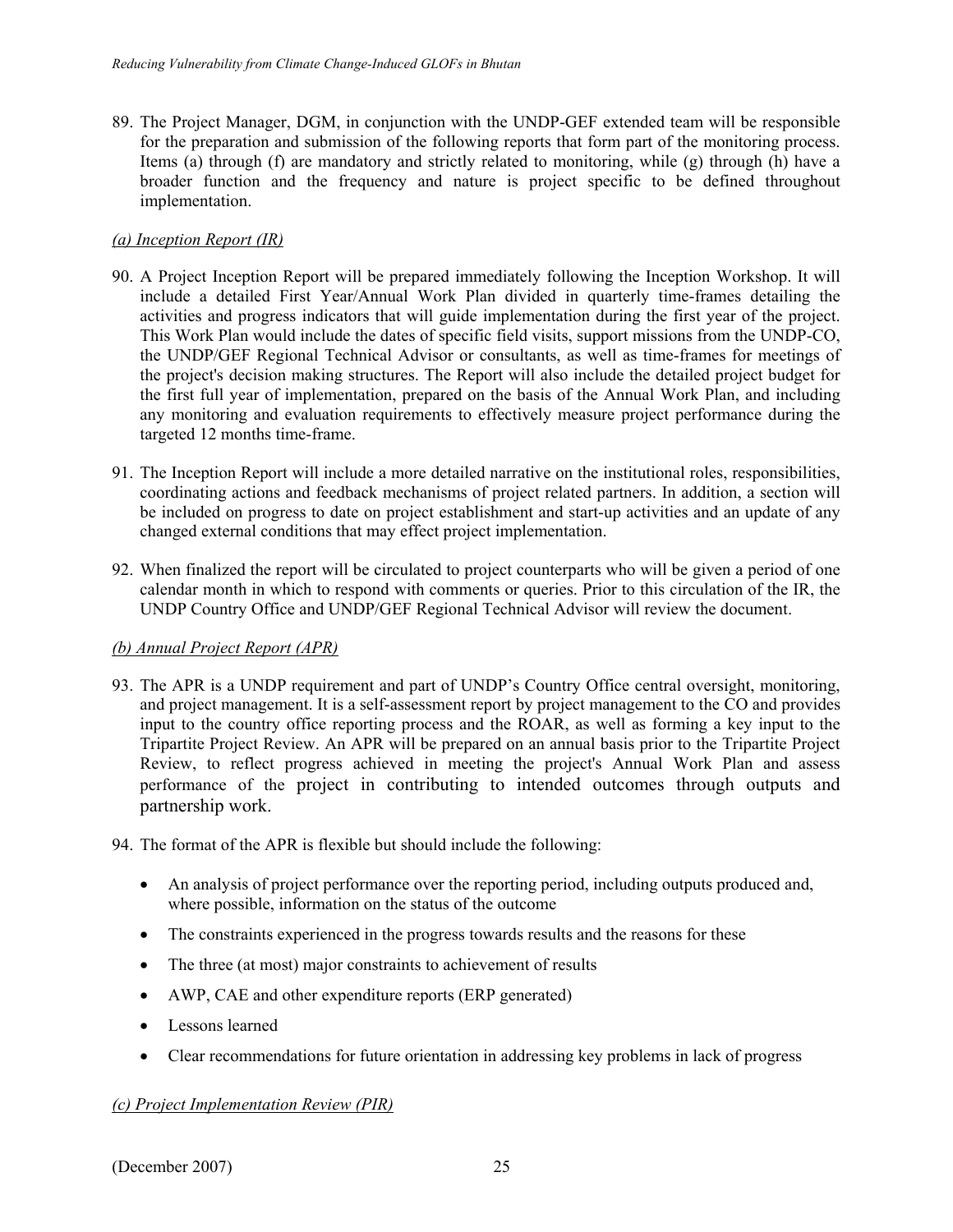89. The Project Manager, DGM, in conjunction with the UNDP-GEF extended team will be responsible for the preparation and submission of the following reports that form part of the monitoring process. Items (a) through (f) are mandatory and strictly related to monitoring, while (g) through (h) have a broader function and the frequency and nature is project specific to be defined throughout implementation.

*(a) Inception Report (IR)*

90. A Project Inception Report will be prepared immediately following the Inception Workshop. It will include a detailed First Year/Annual Work Plan divided in quarterly time-frames detailing the activities and progress indicators that will guide implementation during the first year of the project. This Work Plan would include the dates of specific field visits, support missions from the UNDP-CO, the UNDP/GEF Regional Technical Advisor or consultants, as well as time-frames for meetings of the project's decision making structures. The Report will also include the detailed project budget for the first full year of implementation, prepared on the basis of the Annual Work Plan, and including any monitoring and evaluation requirements to effectively measure project performance during the targeted 12 months time-frame.

91. The Inception Report will include a more detailed narrative on the institutional roles, responsibilities, coordinating actions and feedback mechanisms of project related partners. In addition, a section will be included on progress to date on project establishment and start-up activities and an update of any changed external conditions that may effect project implementation.

92. When finalized the report will be circulated to project counterparts who will be given a period of one calendar month in which to respond with comments or queries. Prior to this circulation of the IR, the UNDP Country Office and UNDP/GEF Regional Technical Advisor will review the document.

*(b) Annual Project Report (APR)*

93. The APR is a UNDP requirement and part of UNDP's Country Office central oversight, monitoring, and project management. It is a self-assessment report by project management to the CO and provides input to the country office reporting process and the ROAR, as well as forming a key input to the Tripartite Project Review. An APR will be prepared on an annual basis prior to the Tripartite Project Review, to reflect progress achieved in meeting the project's Annual Work Plan and assess performance of the project in contributing to intended outcomes through outputs and partnership work.

94. The format of the APR is flexible but should include the following:

- An analysis of project performance over the reporting period, including outputs produced and, where possible, information on the status of the outcome
- The constraints experienced in the progress towards results and the reasons for these
- The three (at most) major constraints to achievement of results
- AWP, CAE and other expenditure reports (ERP generated)
- Lessons learned
- Clear recommendations for future orientation in addressing key problems in lack of progress

*(c) Project Implementation Review (PIR)*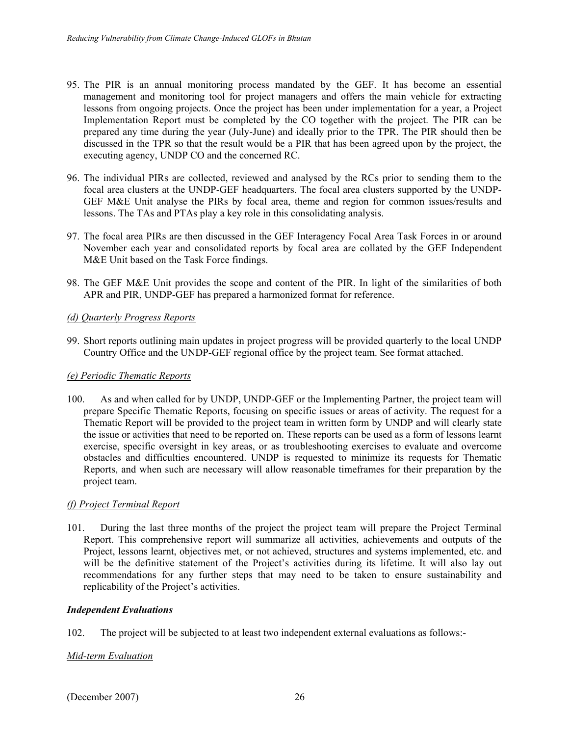95. The PIR is an annual monitoring process mandated by the GEF. It has become an essential management and monitoring tool for project managers and offers the main vehicle for extracting lessons from ongoing projects. Once the project has been under implementation for a year, a Project Implementation Report must be completed by the CO together with the project. The PIR can be prepared any time during the year (July-June) and ideally prior to the TPR. The PIR should then be discussed in the TPR so that the result would be a PIR that has been agreed upon by the project, the executing agency, UNDP CO and the concerned RC.

96. The individual PIRs are collected, reviewed and analysed by the RCs prior to sending them to the focal area clusters at the UNDP-GEF headquarters. The focal area clusters supported by the UNDP-GEF M&E Unit analyse the PIRs by focal area, theme and region for common issues/results and lessons. The TAs and PTAs play a key role in this consolidating analysis.

97. The focal area PIRs are then discussed in the GEF Interagency Focal Area Task Forces in or around November each year and consolidated reports by focal area are collated by the GEF Independent M&E Unit based on the Task Force findings.

98. The GEF M&E Unit provides the scope and content of the PIR. In light of the similarities of both APR and PIR, UNDP-GEF has prepared a harmonized format for reference.

*(d) Quarterly Progress Reports*

99. Short reports outlining main updates in project progress will be provided quarterly to the local UNDP Country Office and the UNDP-GEF regional office by the project team. See format attached.

*(e) Periodic Thematic Reports*

100. As and when called for by UNDP, UNDP-GEF or the Implementing Partner, the project team will prepare Specific Thematic Reports, focusing on specific issues or areas of activity. The request for a Thematic Report will be provided to the project team in written form by UNDP and will clearly state the issue or activities that need to be reported on. These reports can be used as a form of lessons learnt exercise, specific oversight in key areas, or as troubleshooting exercises to evaluate and overcome obstacles and difficulties encountered. UNDP is requested to minimize its requests for Thematic Reports, and when such are necessary will allow reasonable timeframes for their preparation by the project team.

*(f) Project Terminal Report*

101. During the last three months of the project the project team will prepare the Project Terminal Report. This comprehensive report will summarize all activities, achievements and outputs of the Project, lessons learnt, objectives met, or not achieved, structures and systems implemented, etc. and will be the definitive statement of the Project's activities during its lifetime. It will also lay out recommendations for any further steps that may need to be taken to ensure sustainability and replicability of the Project's activities.

***Independent Evaluations***

102. The project will be subjected to at least two independent external evaluations as follows:-

*Mid-term Evaluation*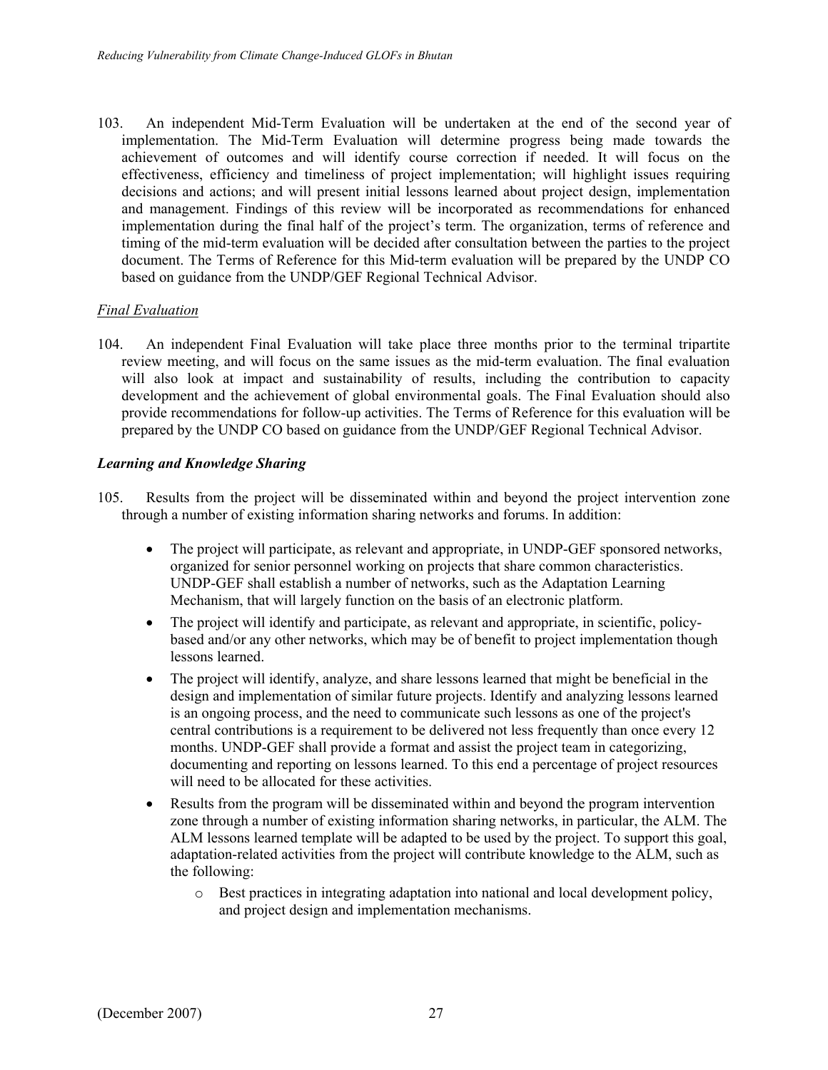103. An independent Mid-Term Evaluation will be undertaken at the end of the second year of implementation. The Mid-Term Evaluation will determine progress being made towards the achievement of outcomes and will identify course correction if needed. It will focus on the effectiveness, efficiency and timeliness of project implementation; will highlight issues requiring decisions and actions; and will present initial lessons learned about project design, implementation and management. Findings of this review will be incorporated as recommendations for enhanced implementation during the final half of the project's term. The organization, terms of reference and timing of the mid-term evaluation will be decided after consultation between the parties to the project document. The Terms of Reference for this Mid-term evaluation will be prepared by the UNDP CO based on guidance from the UNDP/GEF Regional Technical Advisor.

*Final Evaluation*

104. An independent Final Evaluation will take place three months prior to the terminal tripartite review meeting, and will focus on the same issues as the mid-term evaluation. The final evaluation will also look at impact and sustainability of results, including the contribution to capacity development and the achievement of global environmental goals. The Final Evaluation should also provide recommendations for follow-up activities. The Terms of Reference for this evaluation will be prepared by the UNDP CO based on guidance from the UNDP/GEF Regional Technical Advisor.

***Learning and Knowledge Sharing***

105. Results from the project will be disseminated within and beyond the project intervention zone through a number of existing information sharing networks and forums. In addition:

- The project will participate, as relevant and appropriate, in UNDP-GEF sponsored networks, organized for senior personnel working on projects that share common characteristics. UNDP-GEF shall establish a number of networks, such as the Adaptation Learning Mechanism, that will largely function on the basis of an electronic platform.
- The project will identify and participate, as relevant and appropriate, in scientific, policy-based and/or any other networks, which may be of benefit to project implementation though lessons learned.
- The project will identify, analyze, and share lessons learned that might be beneficial in the design and implementation of similar future projects. Identify and analyzing lessons learned is an ongoing process, and the need to communicate such lessons as one of the project's central contributions is a requirement to be delivered not less frequently than once every 12 months. UNDP-GEF shall provide a format and assist the project team in categorizing, documenting and reporting on lessons learned. To this end a percentage of project resources will need to be allocated for these activities.
- Results from the program will be disseminated within and beyond the program intervention zone through a number of existing information sharing networks, in particular, the ALM. The ALM lessons learned template will be adapted to be used by the project. To support this goal, adaptation-related activities from the project will contribute knowledge to the ALM, such as the following:
  - Best practices in integrating adaptation into national and local development policy, and project design and implementation mechanisms.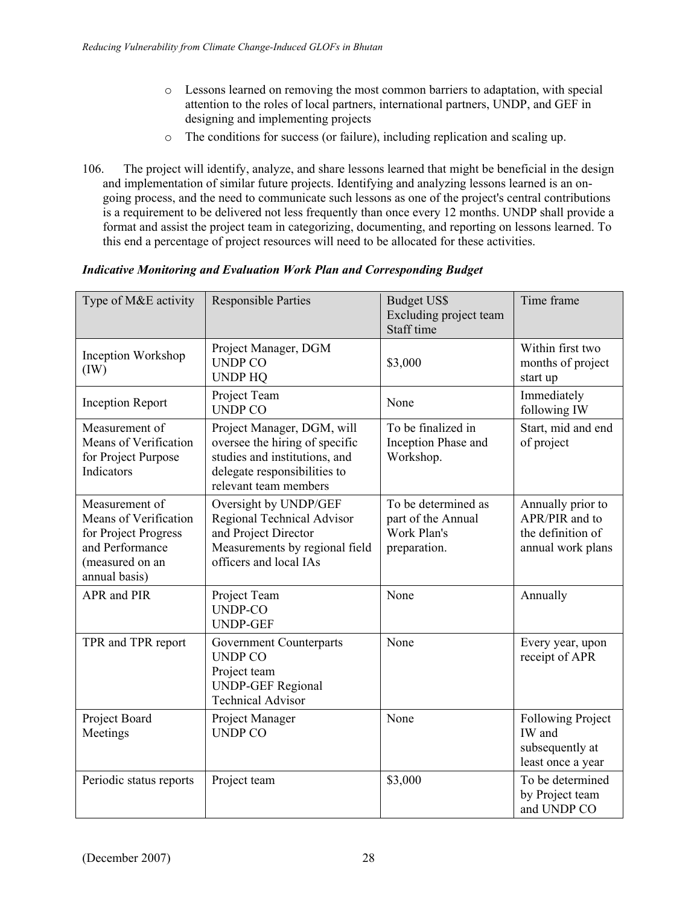- Lessons learned on removing the most common barriers to adaptation, with special attention to the roles of local partners, international partners, UNDP, and GEF in designing and implementing projects
- The conditions for success (or failure), including replication and scaling up.

106. The project will identify, analyze, and share lessons learned that might be beneficial in the design and implementation of similar future projects. Identifying and analyzing lessons learned is an on-going process, and the need to communicate such lessons as one of the project's central contributions is a requirement to be delivered not less frequently than once every 12 months. UNDP shall provide a format and assist the project team in categorizing, documenting, and reporting on lessons learned. To this end a percentage of project resources will need to be allocated for these activities.

***Indicative Monitoring and Evaluation Work Plan and Corresponding Budget***

| Type of M&E activity | Responsible Parties | Budget US$ Excluding project team Staff time | Time frame |
|---|---|---|---|
| Inception Workshop (IW) | Project Manager, DGM<br>UNDP CO<br>UNDP HQ | $3,000 | Within first two months of project start up |
| Inception Report | Project Team<br>UNDP CO | None | Immediately following IW |
| Measurement of Means of Verification for Project Purpose Indicators | Project Manager, DGM, will oversee the hiring of specific studies and institutions, and delegate responsibilities to relevant team members | To be finalized in Inception Phase and Workshop. | Start, mid and end of project |
| Measurement of Means of Verification for Project Progress and Performance (measured on an annual basis) | Oversight by UNDP/GEF Regional Technical Advisor and Project Director<br>Measurements by regional field officers and local IAs | To be determined as part of the Annual Work Plan's preparation. | Annually prior to APR/PIR and to the definition of annual work plans |
| APR and PIR | Project Team<br>UNDP-CO<br>UNDP-GEF | None | Annually |
| TPR and TPR report | Government Counterparts<br>UNDP CO<br>Project team<br>UNDP-GEF Regional Technical Advisor | None | Every year, upon receipt of APR |
| Project Board Meetings | Project Manager<br>UNDP CO | None | Following Project IW and subsequently at least once a year |
| Periodic status reports | Project team | $3,000 | To be determined by Project team and UNDP CO |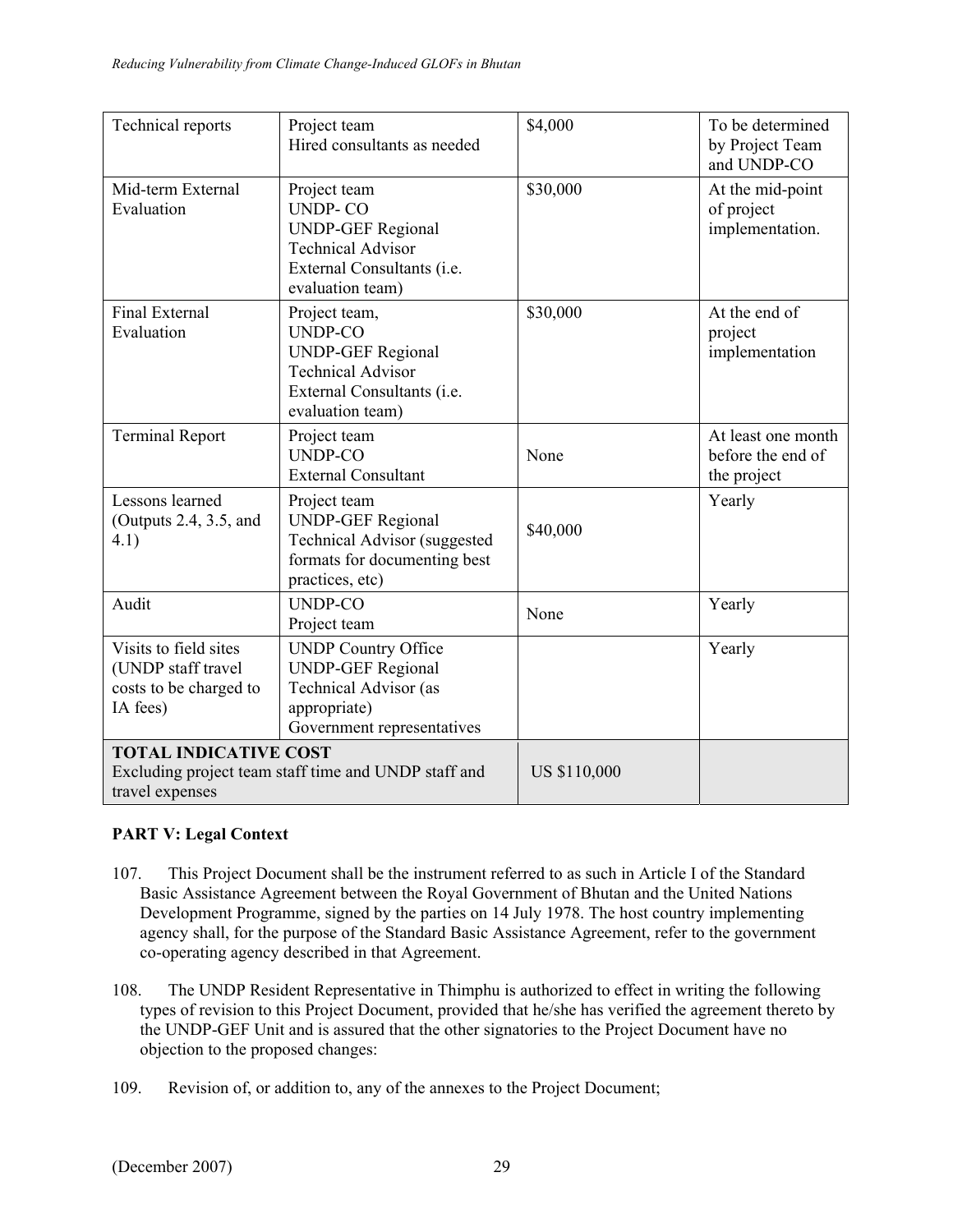| Technical reports | Project team<br>Hired consultants as needed | $4,000 | To be determined by Project Team and UNDP-CO |
|---|---|---|---|
| Mid-term External Evaluation | Project team<br>UNDP- CO<br>UNDP-GEF Regional Technical Advisor<br>External Consultants (i.e. evaluation team) | $30,000 | At the mid-point of project implementation. |
| Final External Evaluation | Project team,<br>UNDP-CO<br>UNDP-GEF Regional Technical Advisor<br>External Consultants (i.e. evaluation team) | $30,000 | At the end of project implementation |
| Terminal Report | Project team<br>UNDP-CO<br>External Consultant | None | At least one month before the end of the project |
| Lessons learned (Outputs 2.4, 3.5, and 4.1) | Project team<br>UNDP-GEF Regional Technical Advisor (suggested formats for documenting best practices, etc) | $40,000 | Yearly |
| Audit | UNDP-CO<br>Project team | None | Yearly |
| Visits to field sites (UNDP staff travel costs to be charged to IA fees) | UNDP Country Office<br>UNDP-GEF Regional Technical Advisor (as appropriate)<br>Government representatives | | Yearly |
| **TOTAL INDICATIVE COST**<br>Excluding project team staff time and UNDP staff and travel expenses | | US $110,000 | |

**PART V: Legal Context**

107. This Project Document shall be the instrument referred to as such in Article I of the Standard Basic Assistance Agreement between the Royal Government of Bhutan and the United Nations Development Programme, signed by the parties on 14 July 1978. The host country implementing agency shall, for the purpose of the Standard Basic Assistance Agreement, refer to the government co-operating agency described in that Agreement.

108. The UNDP Resident Representative in Thimphu is authorized to effect in writing the following types of revision to this Project Document, provided that he/she has verified the agreement thereto by the UNDP-GEF Unit and is assured that the other signatories to the Project Document have no objection to the proposed changes:

109. Revision of, or addition to, any of the annexes to the Project Document;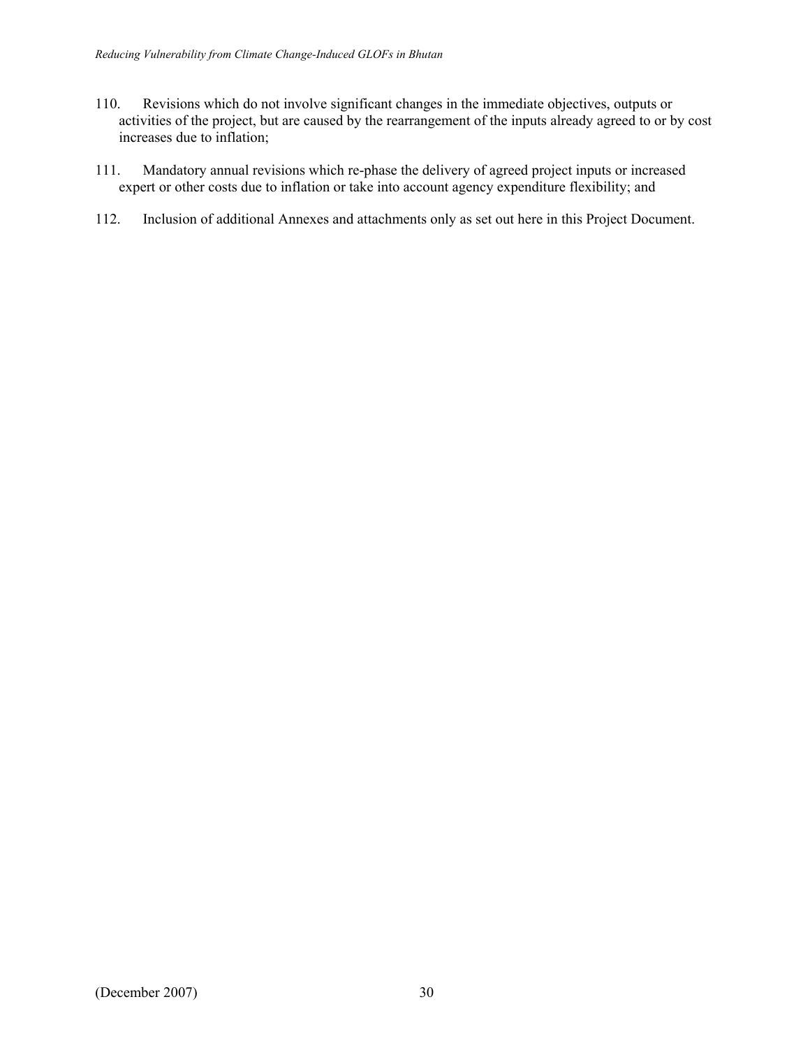110. Revisions which do not involve significant changes in the immediate objectives, outputs or activities of the project, but are caused by the rearrangement of the inputs already agreed to or by cost increases due to inflation;

111. Mandatory annual revisions which re-phase the delivery of agreed project inputs or increased expert or other costs due to inflation or take into account agency expenditure flexibility; and

112. Inclusion of additional Annexes and attachments only as set out here in this Project Document.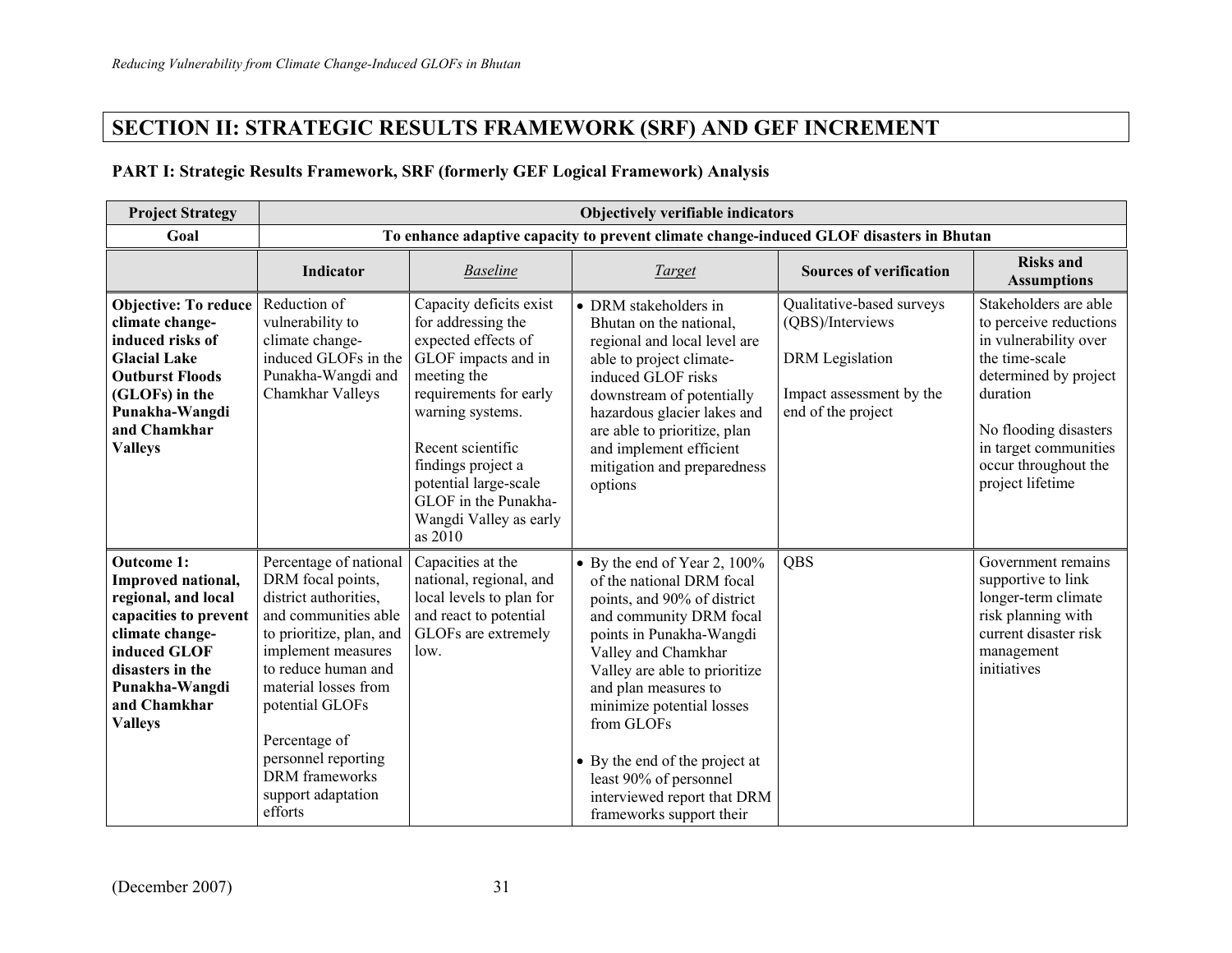# SECTION II: STRATEGIC RESULTS FRAMEWORK (SRF) AND GEF INCREMENT

### PART I: Strategic Results Framework, SRF (formerly GEF Logical Framework) Analysis

| Project Strategy | Objectively verifiable indicators | | | | |
|---|---|---|---|---|---|
| **Goal** | **To enhance adaptive capacity to prevent climate change-induced GLOF disasters in Bhutan** | | | | |
| | **Indicator** | *Baseline* | *Target* | **Sources of verification** | **Risks and Assumptions** |
| **Objective: To reduce climate change-induced risks of Glacial Lake Outburst Floods (GLOFs) in the Punakha-Wangdi and Chamkhar Valleys** | Reduction of vulnerability to climate change-induced GLOFs in the Punakha-Wangdi and Chamkhar Valleys | Capacity deficits exist for addressing the expected effects of GLOF impacts and in meeting the requirements for early warning systems.<br><br>Recent scientific findings project a potential large-scale GLOF in the Punakha-Wangdi Valley as early as 2010 | • DRM stakeholders in Bhutan on the national, regional and local level are able to project climate-induced GLOF risks downstream of potentially hazardous glacier lakes and are able to prioritize, plan and implement efficient mitigation and preparedness options | Qualitative-based surveys (QBS)/Interviews<br><br>DRM Legislation<br><br>Impact assessment by the end of the project | Stakeholders are able to perceive reductions in vulnerability over the time-scale determined by project duration<br><br>No flooding disasters in target communities occur throughout the project lifetime |
| **Outcome 1: Improved national, regional, and local capacities to prevent climate change-induced GLOF disasters in the Punakha-Wangdi and Chamkhar Valleys** | Percentage of national DRM focal points, district authorities, and communities able to prioritize, plan, and implement measures to reduce human and material losses from potential GLOFs<br><br>Percentage of personnel reporting DRM frameworks support adaptation efforts | Capacities at the national, regional, and local levels to plan for and react to potential GLOFs are extremely low. | • By the end of Year 2, 100% of the national DRM focal points, and 90% of district and community DRM focal points in Punakha-Wangdi Valley and Chamkhar Valley are able to prioritize and plan measures to minimize potential losses from GLOFs<br><br>• By the end of the project at least 90% of personnel interviewed report that DRM frameworks support their | QBS | Government remains supportive to link longer-term climate risk planning with current disaster risk management initiatives |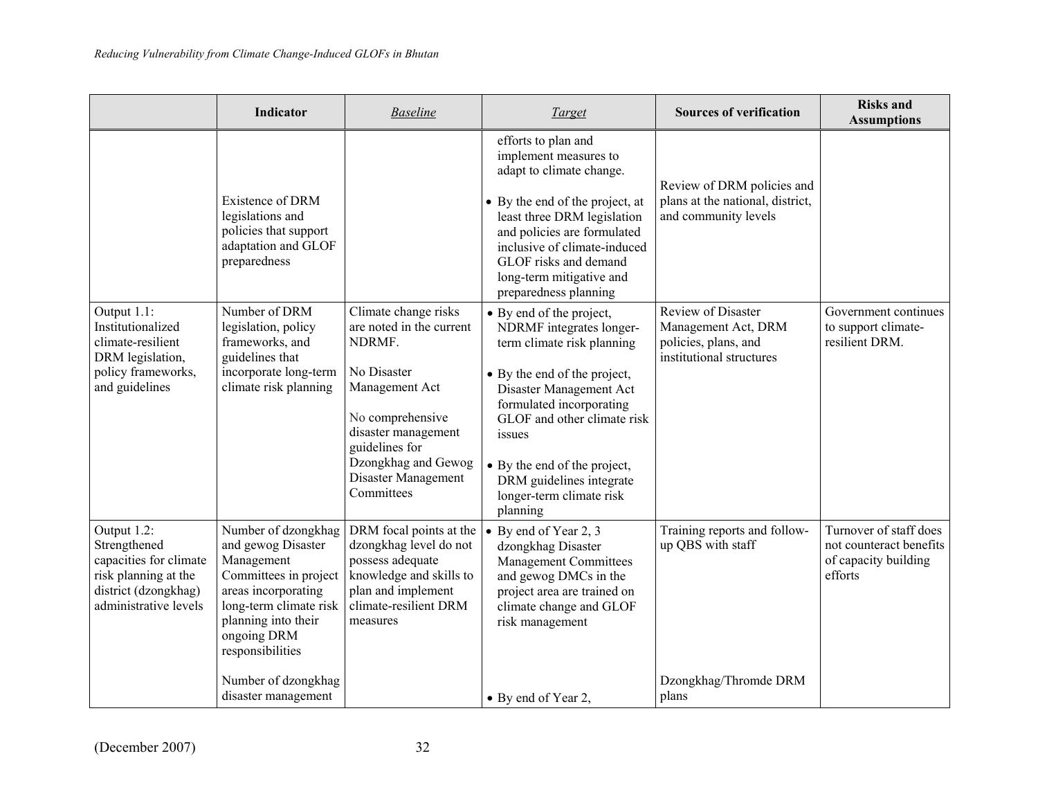| | Indicator | *Baseline* | *Target* | Sources of verification | Risks and Assumptions |
|---|---|---|---|---|---|
| | Existence of DRM legislations and policies that support adaptation and GLOF preparedness | | efforts to plan and implement measures to adapt to climate change.<br><br>• By the end of the project, at least three DRM legislation and policies are formulated inclusive of climate-induced GLOF risks and demand long-term mitigative and preparedness planning | Review of DRM policies and plans at the national, district, and community levels | |
| Output 1.1: Institutionalized climate-resilient DRM legislation, policy frameworks, and guidelines | Number of DRM legislation, policy frameworks, and guidelines that incorporate long-term climate risk planning | Climate change risks are noted in the current NDRMF.<br><br>No Disaster Management Act<br><br>No comprehensive disaster management guidelines for Dzongkhag and Gewog Disaster Management Committees | • By end of the project, NDRMF integrates longer-term climate risk planning<br><br>• By the end of the project, Disaster Management Act formulated incorporating GLOF and other climate risk issues<br><br>• By the end of the project, DRM guidelines integrate longer-term climate risk planning | Review of Disaster Management Act, DRM policies, plans, and institutional structures | Government continues to support climate-resilient DRM. |
| Output 1.2: Strengthened capacities for climate risk planning at the district (dzongkhag) administrative levels | Number of dzongkhag and gewog Disaster Management Committees in project areas incorporating long-term climate risk planning into their ongoing DRM responsibilities<br><br>Number of dzongkhag disaster management | DRM focal points at the dzongkhag level do not possess adequate knowledge and skills to plan and implement climate-resilient DRM measures | • By end of Year 2, 3 dzongkhag Disaster Management Committees and gewog DMCs in the project area are trained on climate change and GLOF risk management<br><br>• By end of Year 2, | Training reports and follow-up QBS with staff<br><br>Dzongkhag/Thromde DRM plans | Turnover of staff does not counteract benefits of capacity building efforts |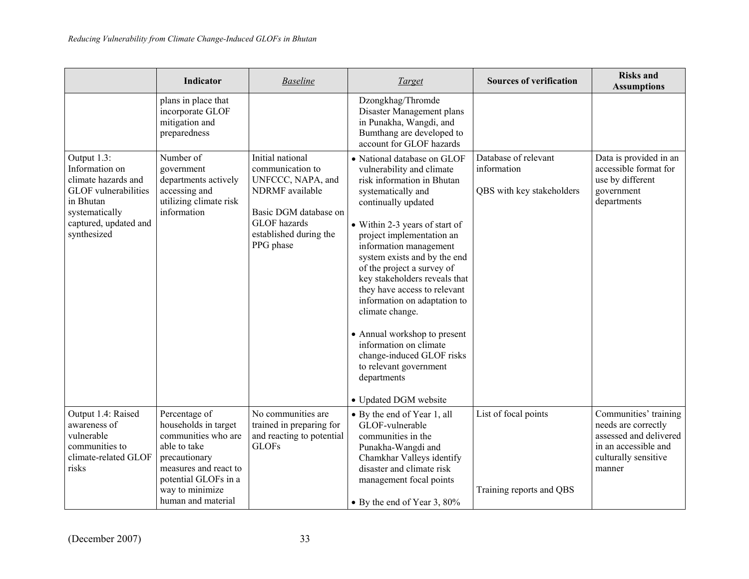| | Indicator | *Baseline* | *Target* | Sources of verification | Risks and Assumptions |
|---|---|---|---|---|---|
| | plans in place that incorporate GLOF mitigation and preparedness | | Dzongkhag/Thromde Disaster Management plans in Punakha, Wangdi, and Bumthang are developed to account for GLOF hazards | | |
| Output 1.3: Information on climate hazards and GLOF vulnerabilities in Bhutan systematically captured, updated and synthesized | Number of government departments actively accessing and utilizing climate risk information | Initial national communication to UNFCCC, NAPA, and NDRMF available<br><br>Basic DGM database on GLOF hazards established during the PPG phase | • National database on GLOF vulnerability and climate risk information in Bhutan systematically and continually updated<br><br>• Within 2-3 years of start of project implementation an information management system exists and by the end of the project a survey of key stakeholders reveals that they have access to relevant information on adaptation to climate change.<br><br>• Annual workshop to present information on climate change-induced GLOF risks to relevant government departments<br><br>• Updated DGM website | Database of relevant information<br><br>QBS with key stakeholders | Data is provided in an accessible format for use by different government departments |
| Output 1.4: Raised awareness of vulnerable communities to climate-related GLOF risks | Percentage of households in target communities who are able to take precautionary measures and react to potential GLOFs in a way to minimize human and material | No communities are trained in preparing for and reacting to potential GLOFs | • By the end of Year 1, all GLOF-vulnerable communities in the Punakha-Wangdi and Chamkhar Valleys identify disaster and climate risk management focal points<br><br>• By the end of Year 3, 80% | List of focal points<br><br>Training reports and QBS | Communities' training needs are correctly assessed and delivered in an accessible and culturally sensitive manner |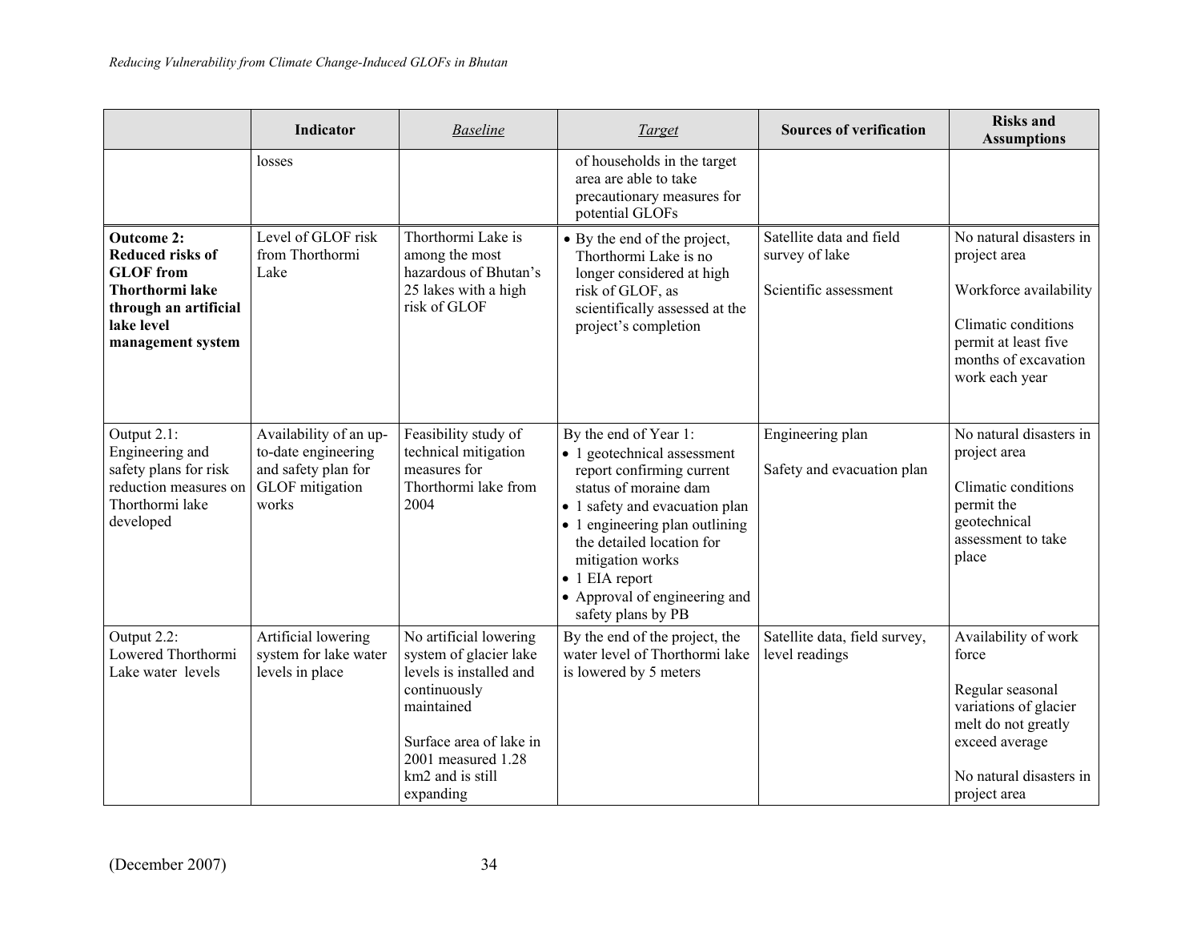|  | Indicator | *Baseline* | *Target* | Sources of verification | Risks and Assumptions |
|---|---|---|---|---|---|
|  | losses |  | of households in the target area are able to take precautionary measures for potential GLOFs |  |  |
| **Outcome 2: Reduced risks of GLOF from Thorthormi lake through an artificial lake level management system** | Level of GLOF risk from Thorthormi Lake | Thorthormi Lake is among the most hazardous of Bhutan's 25 lakes with a high risk of GLOF | • By the end of the project, Thorthormi Lake is no longer considered at high risk of GLOF, as scientifically assessed at the project's completion | Satellite data and field survey of lake<br><br>Scientific assessment | No natural disasters in project area<br><br>Workforce availability<br><br>Climatic conditions permit at least five months of excavation work each year |
| Output 2.1: Engineering and safety plans for risk reduction measures on Thorthormi lake developed | Availability of an up-to-date engineering and safety plan for GLOF mitigation works | Feasibility study of technical mitigation measures for Thorthormi lake from 2004 | By the end of Year 1:<br>• 1 geotechnical assessment report confirming current status of moraine dam<br>• 1 safety and evacuation plan<br>• 1 engineering plan outlining the detailed location for mitigation works<br>• 1 EIA report<br>• Approval of engineering and safety plans by PB | Engineering plan<br><br>Safety and evacuation plan | No natural disasters in project area<br><br>Climatic conditions permit the geotechnical assessment to take place |
| Output 2.2: Lowered Thorthormi Lake water levels | Artificial lowering system for lake water levels in place | No artificial lowering system of glacier lake levels is installed and continuously maintained<br><br>Surface area of lake in 2001 measured 1.28 km2 and is still expanding | By the end of the project, the water level of Thorthormi lake is lowered by 5 meters | Satellite data, field survey, level readings | Availability of work force<br><br>Regular seasonal variations of glacier melt do not greatly exceed average<br><br>No natural disasters in project area |

(December 2007)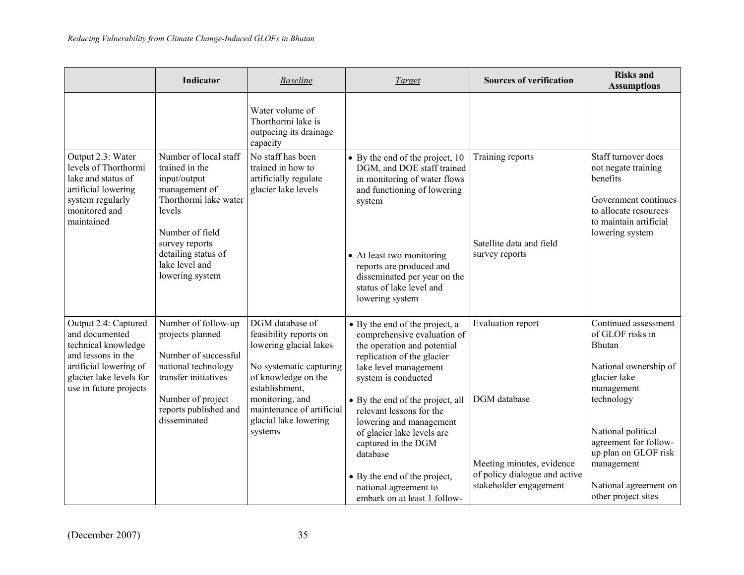| | Indicator | *Baseline* | *Target* | Sources of verification | Risks and Assumptions |
|---|---|---|---|---|---|
| | | Water volume of Thorthormi lake is outpacing its drainage capacity | | | |
| Output 2.3: Water levels of Thorthormi lake and status of artificial lowering system regularly monitored and maintained | Number of local staff trained in the input/output management of Thorthormi lake water levels<br><br>Number of field survey reports detailing status of lake level and lowering system | No staff has been trained in how to artificially regulate glacier lake levels | • By the end of the project, 10 DGM, and DOE staff trained in monitoring of water flows and functioning of lowering system<br><br>• At least two monitoring reports are produced and disseminated per year on the status of lake level and lowering system | Training reports<br><br>Satellite data and field survey reports | Staff turnover does not negate training benefits<br><br>Government continues to allocate resources to maintain artificial lowering system |
| Output 2.4: Captured and documented technical knowledge and lessons in the artificial lowering of glacier lake levels for use in future projects | Number of follow-up projects planned<br><br>Number of successful national technology transfer initiatives<br><br>Number of project reports published and disseminated | DGM database of feasibility reports on lowering glacial lakes<br><br>No systematic capturing of knowledge on the establishment, monitoring, and maintenance of artificial glacial lake lowering systems | • By the end of the project, a comprehensive evaluation of the operation and potential replication of the glacier lake level management system is conducted<br><br>• By the end of the project, all relevant lessons for the lowering and management of glacier lake levels are captured in the DGM database<br><br>• By the end of the project, national agreement to embark on at least 1 follow- | Evaluation report<br><br>DGM database<br><br>Meeting minutes, evidence of policy dialogue and active stakeholder engagement | Continued assessment of GLOF risks in Bhutan<br><br>National ownership of glacier lake management technology<br><br>National political agreement for follow-up plan on GLOF risk management<br><br>National agreement on other project sites |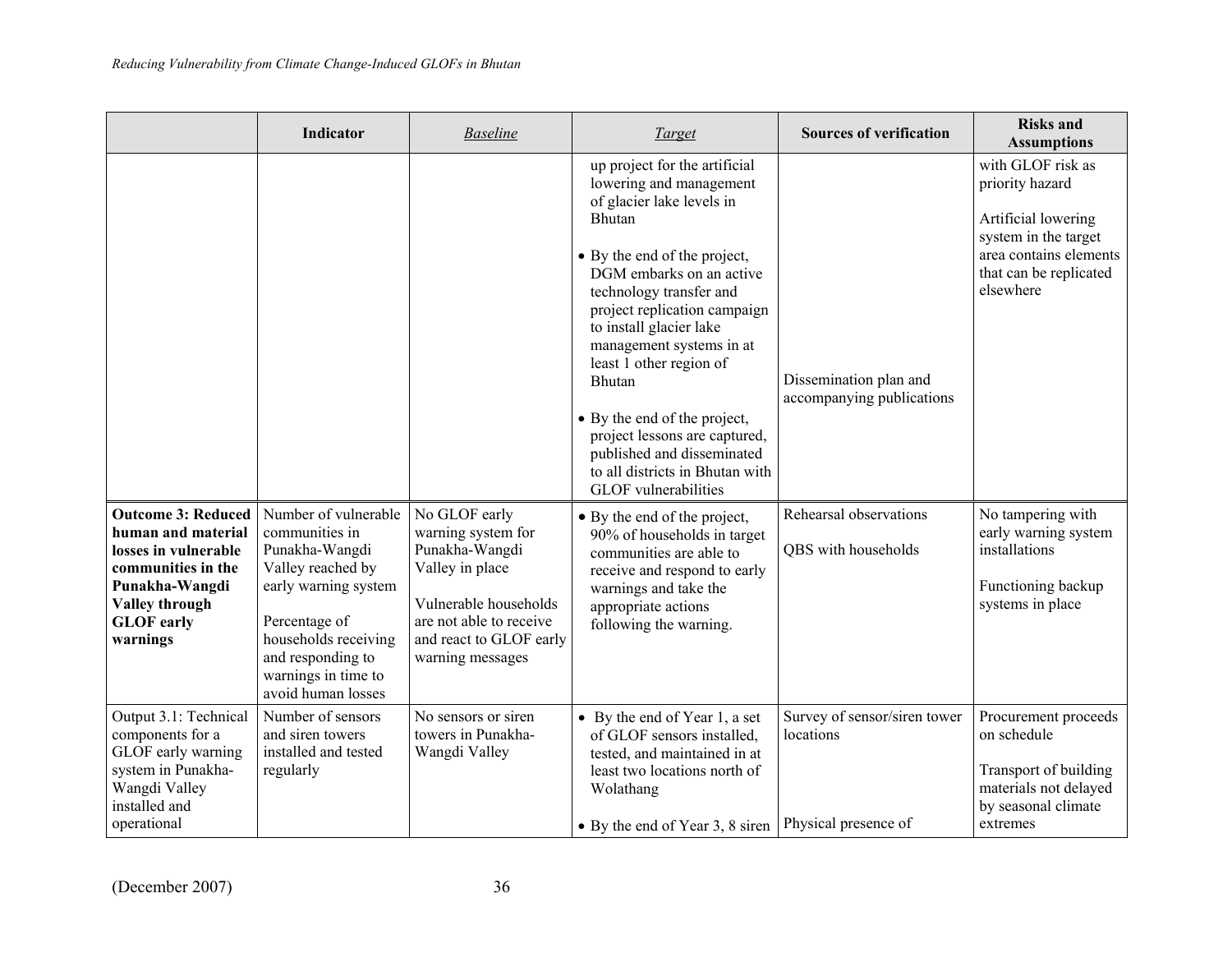| | Indicator | *Baseline* | *Target* | Sources of verification | Risks and Assumptions |
|---|---|---|---|---|---|
| | | | up project for the artificial lowering and management of glacier lake levels in Bhutan<br><br>• By the end of the project, DGM embarks on an active technology transfer and project replication campaign to install glacier lake management systems in at least 1 other region of Bhutan<br><br>• By the end of the project, project lessons are captured, published and disseminated to all districts in Bhutan with GLOF vulnerabilities | Dissemination plan and accompanying publications | with GLOF risk as priority hazard<br><br>Artificial lowering system in the target area contains elements that can be replicated elsewhere |
| **Outcome 3: Reduced human and material losses in vulnerable communities in the Punakha-Wangdi Valley through GLOF early warnings** | Number of vulnerable communities in Punakha-Wangdi Valley reached by early warning system<br><br>Percentage of households receiving and responding to warnings in time to avoid human losses | No GLOF early warning system for Punakha-Wangdi Valley in place<br><br>Vulnerable households are not able to receive and react to GLOF early warning messages | • By the end of the project, 90% of households in target communities are able to receive and respond to early warnings and take the appropriate actions following the warning. | Rehearsal observations<br><br>QBS with households | No tampering with early warning system installations<br><br>Functioning backup systems in place |
| Output 3.1: Technical components for a GLOF early warning system in Punakha-Wangdi Valley installed and operational | Number of sensors and siren towers installed and tested regularly | No sensors or siren towers in Punakha-Wangdi Valley | • By the end of Year 1, a set of GLOF sensors installed, tested, and maintained in at least two locations north of Wolathang<br><br>• By the end of Year 3, 8 siren | Survey of sensor/siren tower locations<br><br>Physical presence of | Procurement proceeds on schedule<br><br>Transport of building materials not delayed by seasonal climate extremes |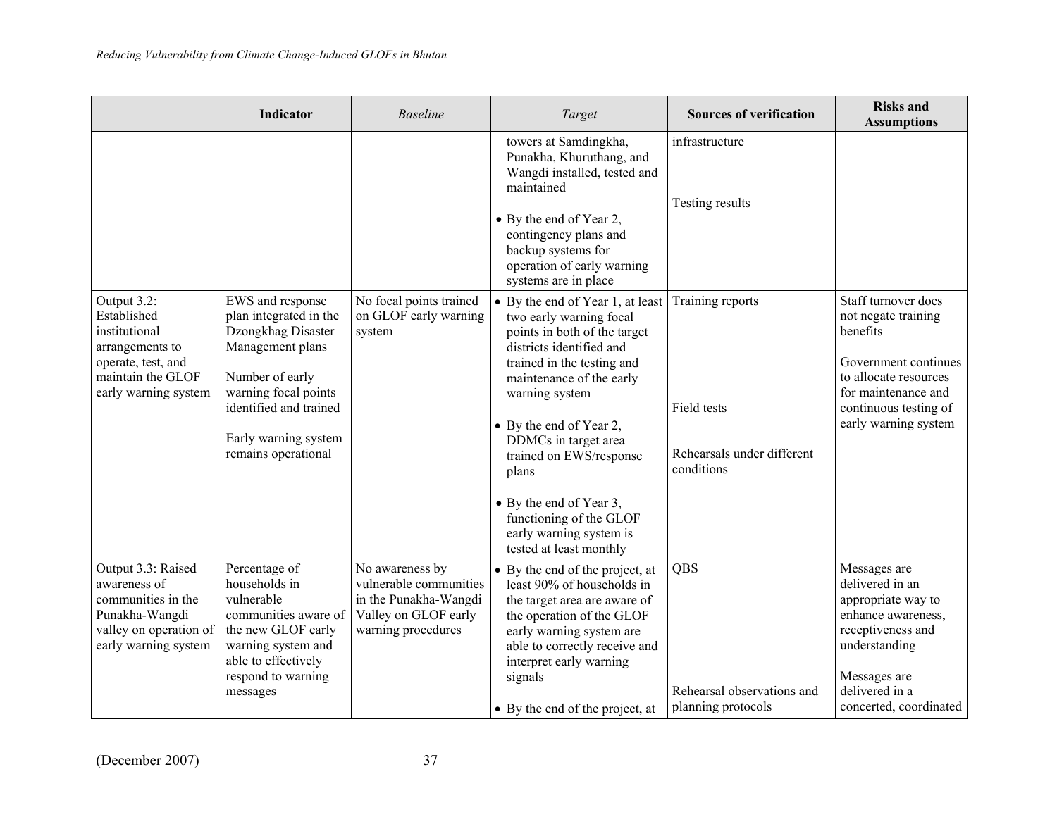| | Indicator | *Baseline* | *Target* | Sources of verification | Risks and Assumptions |
|---|---|---|---|---|---|
| | | | towers at Samdingkha, Punakha, Khuruthang, and Wangdi installed, tested and maintained<br><br>• By the end of Year 2, contingency plans and backup systems for operation of early warning systems are in place | infrastructure<br><br>Testing results | |
| Output 3.2: Established institutional arrangements to operate, test, and maintain the GLOF early warning system | EWS and response plan integrated in the Dzongkhag Disaster Management plans<br><br>Number of early warning focal points identified and trained<br><br>Early warning system remains operational | No focal points trained on GLOF early warning system | • By the end of Year 1, at least two early warning focal points in both of the target districts identified and trained in the testing and maintenance of the early warning system<br><br>• By the end of Year 2, DDMCs in target area trained on EWS/response plans<br><br>• By the end of Year 3, functioning of the GLOF early warning system is tested at least monthly | Training reports<br><br>Field tests<br><br>Rehearsals under different conditions | Staff turnover does not negate training benefits<br><br>Government continues to allocate resources for maintenance and continuous testing of early warning system |
| Output 3.3: Raised awareness of communities in the Punakha-Wangdi valley on operation of early warning system | Percentage of households in vulnerable communities aware of the new GLOF early warning system and able to effectively respond to warning messages | No awareness by vulnerable communities in the Punakha-Wangdi Valley on GLOF early warning procedures | • By the end of the project, at least 90% of households in the target area are aware of the operation of the GLOF early warning system are able to correctly receive and interpret early warning signals<br><br>• By the end of the project, at | QBS<br><br>Rehearsal observations and planning protocols | Messages are delivered in an appropriate way to enhance awareness, receptiveness and understanding<br><br>Messages are delivered in a concerted, coordinated |

(December 2007)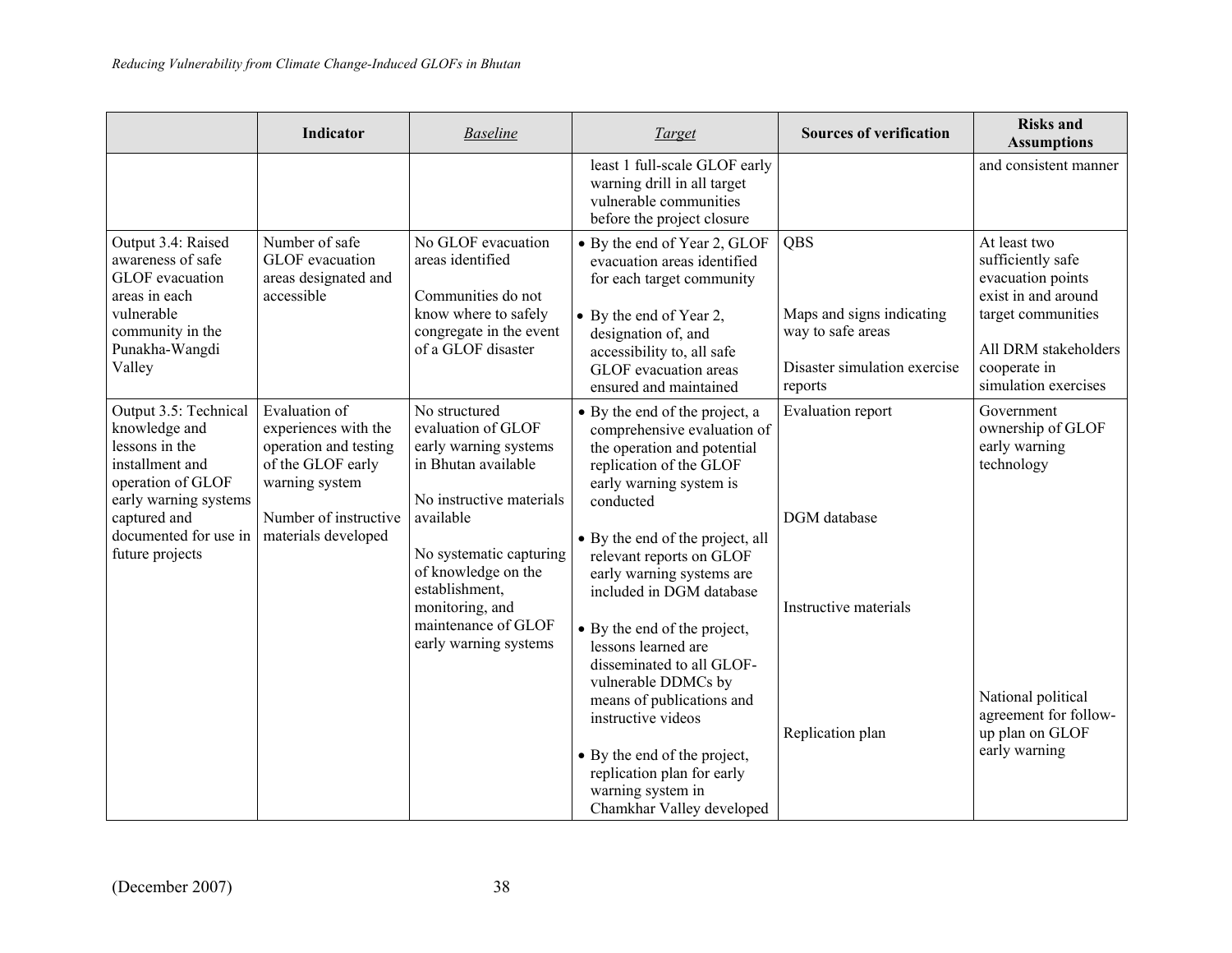| | Indicator | *Baseline* | *Target* | Sources of verification | Risks and Assumptions |
|---|---|---|---|---|---|
| | | | least 1 full-scale GLOF early warning drill in all target vulnerable communities before the project closure | | and consistent manner |
| Output 3.4: Raised awareness of safe GLOF evacuation areas in each vulnerable community in the Punakha-Wangdi Valley | Number of safe GLOF evacuation areas designated and accessible | No GLOF evacuation areas identified<br><br>Communities do not know where to safely congregate in the event of a GLOF disaster | • By the end of Year 2, GLOF evacuation areas identified for each target community<br><br>• By the end of Year 2, designation of, and accessibility to, all safe GLOF evacuation areas ensured and maintained | QBS<br><br>Maps and signs indicating way to safe areas<br><br>Disaster simulation exercise reports | At least two sufficiently safe evacuation points exist in and around target communities<br><br>All DRM stakeholders cooperate in simulation exercises |
| Output 3.5: Technical knowledge and lessons in the installment and operation of GLOF early warning systems captured and documented for use in future projects | Evaluation of experiences with the operation and testing of the GLOF early warning system<br><br>Number of instructive materials developed | No structured evaluation of GLOF early warning systems in Bhutan available<br><br>No instructive materials available<br><br>No systematic capturing of knowledge on the establishment, monitoring, and maintenance of GLOF early warning systems | • By the end of the project, a comprehensive evaluation of the operation and potential replication of the GLOF early warning system is conducted<br><br>• By the end of the project, all relevant reports on GLOF early warning systems are included in DGM database<br><br>• By the end of the project, lessons learned are disseminated to all GLOF-vulnerable DDMCs by means of publications and instructive videos<br><br>• By the end of the project, replication plan for early warning system in Chamkhar Valley developed | Evaluation report<br><br>DGM database<br><br>Instructive materials<br><br>Replication plan | Government ownership of GLOF early warning technology<br><br>National political agreement for follow-up plan on GLOF early warning |

(December 2007)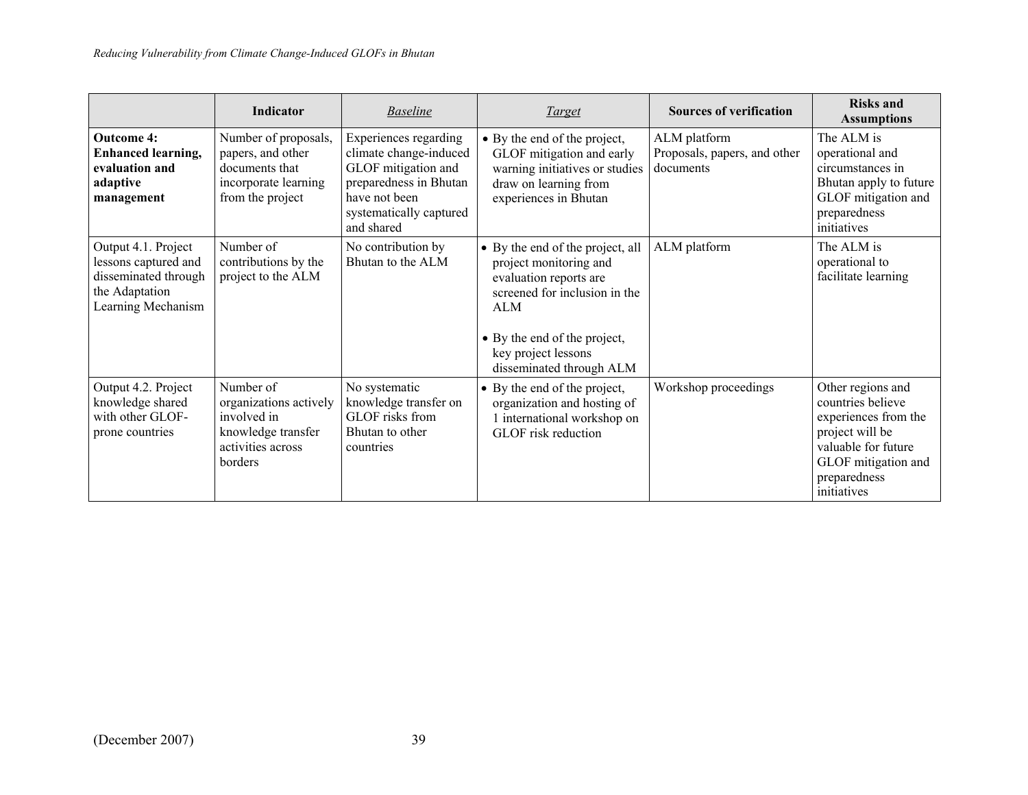| | Indicator | *Baseline* | *Target* | Sources of verification | Risks and Assumptions |
|---|---|---|---|---|---|
| **Outcome 4: Enhanced learning, evaluation and adaptive management** | Number of proposals, papers, and other documents that incorporate learning from the project | Experiences regarding climate change-induced GLOF mitigation and preparedness in Bhutan have not been systematically captured and shared | • By the end of the project, GLOF mitigation and early warning initiatives or studies draw on learning from experiences in Bhutan | ALM platform<br>Proposals, papers, and other documents | The ALM is operational and circumstances in Bhutan apply to future GLOF mitigation and preparedness initiatives |
| Output 4.1. Project lessons captured and disseminated through the Adaptation Learning Mechanism | Number of contributions by the project to the ALM | No contribution by Bhutan to the ALM | • By the end of the project, all project monitoring and evaluation reports are screened for inclusion in the ALM<br>• By the end of the project, key project lessons disseminated through ALM | ALM platform | The ALM is operational to facilitate learning |
| Output 4.2. Project knowledge shared with other GLOF-prone countries | Number of organizations actively involved in knowledge transfer activities across borders | No systematic knowledge transfer on GLOF risks from Bhutan to other countries | • By the end of the project, organization and hosting of 1 international workshop on GLOF risk reduction | Workshop proceedings | Other regions and countries believe experiences from the project will be valuable for future GLOF mitigation and preparedness initiatives |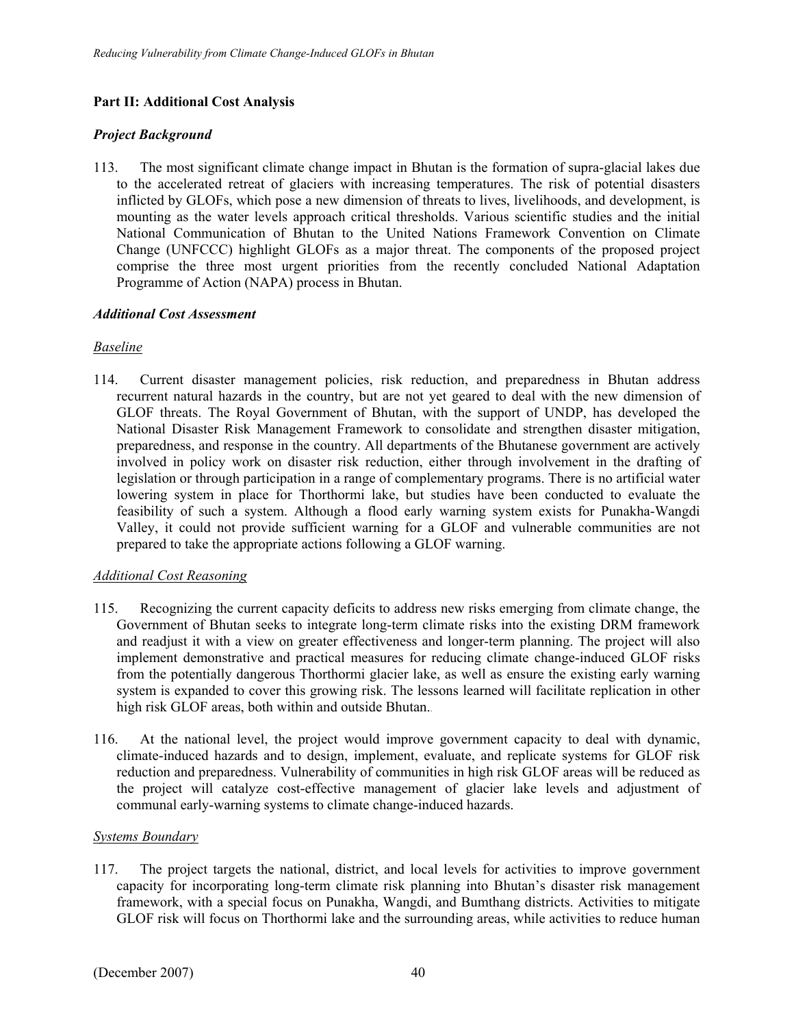## Part II: Additional Cost Analysis

### *Project Background*

113. The most significant climate change impact in Bhutan is the formation of supra-glacial lakes due to the accelerated retreat of glaciers with increasing temperatures. The risk of potential disasters inflicted by GLOFs, which pose a new dimension of threats to lives, livelihoods, and development, is mounting as the water levels approach critical thresholds. Various scientific studies and the initial National Communication of Bhutan to the United Nations Framework Convention on Climate Change (UNFCCC) highlight GLOFs as a major threat. The components of the proposed project comprise the three most urgent priorities from the recently concluded National Adaptation Programme of Action (NAPA) process in Bhutan.

### *Additional Cost Assessment*

#### Baseline

114. Current disaster management policies, risk reduction, and preparedness in Bhutan address recurrent natural hazards in the country, but are not yet geared to deal with the new dimension of GLOF threats. The Royal Government of Bhutan, with the support of UNDP, has developed the National Disaster Risk Management Framework to consolidate and strengthen disaster mitigation, preparedness, and response in the country. All departments of the Bhutanese government are actively involved in policy work on disaster risk reduction, either through involvement in the drafting of legislation or through participation in a range of complementary programs. There is no artificial water lowering system in place for Thorthormi lake, but studies have been conducted to evaluate the feasibility of such a system. Although a flood early warning system exists for Punakha-Wangdi Valley, it could not provide sufficient warning for a GLOF and vulnerable communities are not prepared to take the appropriate actions following a GLOF warning.

#### Additional Cost Reasoning

115. Recognizing the current capacity deficits to address new risks emerging from climate change, the Government of Bhutan seeks to integrate long-term climate risks into the existing DRM framework and readjust it with a view on greater effectiveness and longer-term planning. The project will also implement demonstrative and practical measures for reducing climate change-induced GLOF risks from the potentially dangerous Thorthormi glacier lake, as well as ensure the existing early warning system is expanded to cover this growing risk. The lessons learned will facilitate replication in other high risk GLOF areas, both within and outside Bhutan.

116. At the national level, the project would improve government capacity to deal with dynamic, climate-induced hazards and to design, implement, evaluate, and replicate systems for GLOF risk reduction and preparedness. Vulnerability of communities in high risk GLOF areas will be reduced as the project will catalyze cost-effective management of glacier lake levels and adjustment of communal early-warning systems to climate change-induced hazards.

#### Systems Boundary

117. The project targets the national, district, and local levels for activities to improve government capacity for incorporating long-term climate risk planning into Bhutan's disaster risk management framework, with a special focus on Punakha, Wangdi, and Bumthang districts. Activities to mitigate GLOF risk will focus on Thorthormi lake and the surrounding areas, while activities to reduce human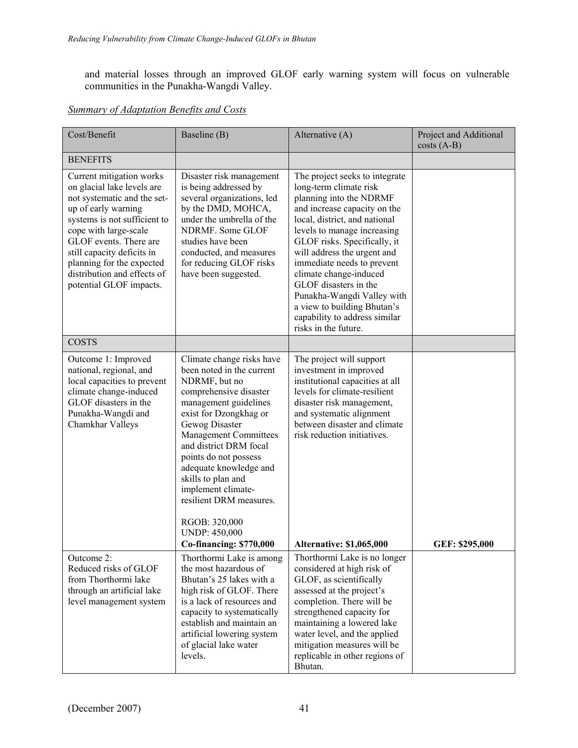and material losses through an improved GLOF early warning system will focus on vulnerable communities in the Punakha-Wangdi Valley.

*Summary of Adaptation Benefits and Costs*

| Cost/Benefit | Baseline (B) | Alternative (A) | Project and Additional costs (A-B) |
|---|---|---|---|
| BENEFITS | | | |
| Current mitigation works on glacial lake levels are not systematic and the set-up of early warning systems is not sufficient to cope with large-scale GLOF events. There are still capacity deficits in planning for the expected distribution and effects of potential GLOF impacts. | Disaster risk management is being addressed by several organizations, led by the DMD, MOHCA, under the umbrella of the NDRMF. Some GLOF studies have been conducted, and measures for reducing GLOF risks have been suggested. | The project seeks to integrate long-term climate risk planning into the NDRMF and increase capacity on the local, district, and national levels to manage increasing GLOF risks. Specifically, it will address the urgent and immediate needs to prevent climate change-induced GLOF disasters in the Punakha-Wangdi Valley with a view to building Bhutan's capability to address similar risks in the future. | |
| COSTS | | | |
| Outcome 1: Improved national, regional, and local capacities to prevent climate change-induced GLOF disasters in the Punakha-Wangdi and Chamkhar Valleys | Climate change risks have been noted in the current NDRMF, but no comprehensive disaster management guidelines exist for Dzongkhag or Gewog Disaster Management Committees and district DRM focal points do not possess adequate knowledge and skills to plan and implement climate-resilient DRM measures.<br><br>RGOB: 320,000<br>UNDP: 450,000<br>**Co-financing: $770,000** | The project will support investment in improved institutional capacities at all levels for climate-resilient disaster risk management, and systematic alignment between disaster and climate risk reduction initiatives.<br><br>**Alternative: $1,065,000** | **GEF: $295,000** |
| Outcome 2:<br>Reduced risks of GLOF from Thorthormi lake through an artificial lake level management system | Thorthormi Lake is among the most hazardous of Bhutan's 25 lakes with a high risk of GLOF. There is a lack of resources and capacity to systematically establish and maintain an artificial lowering system of glacial lake water levels. | Thorthormi Lake is no longer considered at high risk of GLOF, as scientifically assessed at the project's completion. There will be strengthened capacity for maintaining a lowered lake water level, and the applied mitigation measures will be replicable in other regions of Bhutan. | |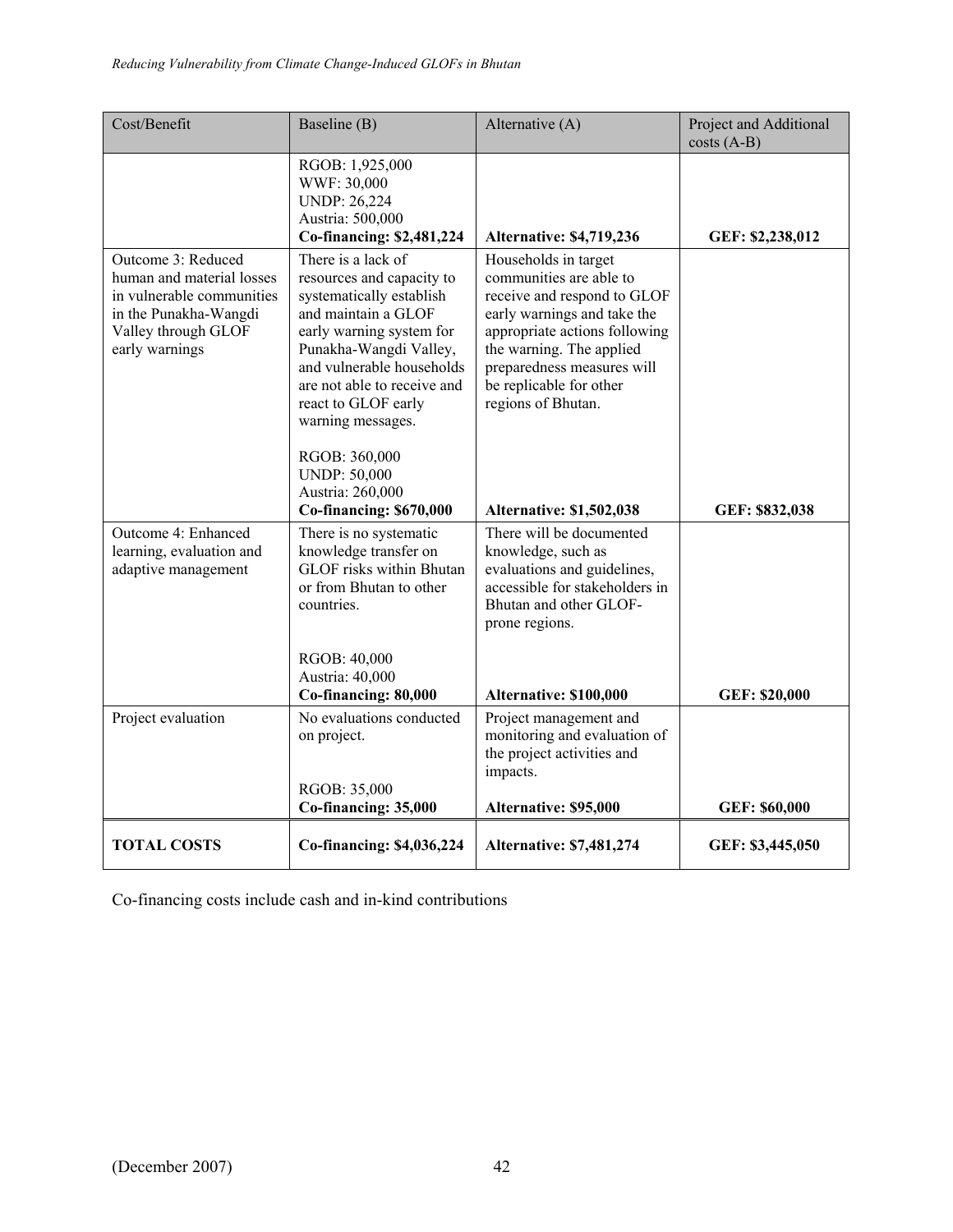| Cost/Benefit | Baseline (B) | Alternative (A) | Project and Additional costs (A-B) |
|---|---|---|---|
| | RGOB: 1,925,000<br>WWF: 30,000<br>UNDP: 26,224<br>Austria: 500,000<br>**Co-financing: $2,481,224** | **Alternative: $4,719,236** | **GEF: $2,238,012** |
| Outcome 3: Reduced human and material losses in vulnerable communities in the Punakha-Wangdi Valley through GLOF early warnings | There is a lack of resources and capacity to systematically establish and maintain a GLOF early warning system for Punakha-Wangdi Valley, and vulnerable households are not able to receive and react to GLOF early warning messages.<br><br>RGOB: 360,000<br>UNDP: 50,000<br>Austria: 260,000<br>**Co-financing: $670,000** | Households in target communities are able to receive and respond to GLOF early warnings and take the appropriate actions following the warning. The applied preparedness measures will be replicable for other regions of Bhutan.<br><br>**Alternative: $1,502,038** | **GEF: $832,038** |
| Outcome 4: Enhanced learning, evaluation and adaptive management | There is no systematic knowledge transfer on GLOF risks within Bhutan or from Bhutan to other countries.<br><br>RGOB: 40,000<br>Austria: 40,000<br>**Co-financing: 80,000** | There will be documented knowledge, such as evaluations and guidelines, accessible for stakeholders in Bhutan and other GLOF-prone regions.<br><br>**Alternative: $100,000** | **GEF: $20,000** |
| Project evaluation | No evaluations conducted on project.<br><br>RGOB: 35,000<br>**Co-financing: 35,000** | Project management and monitoring and evaluation of the project activities and impacts.<br><br>**Alternative: $95,000** | **GEF: $60,000** |
| **TOTAL COSTS** | **Co-financing: $4,036,224** | **Alternative: $7,481,274** | **GEF: $3,445,050** |

Co-financing costs include cash and in-kind contributions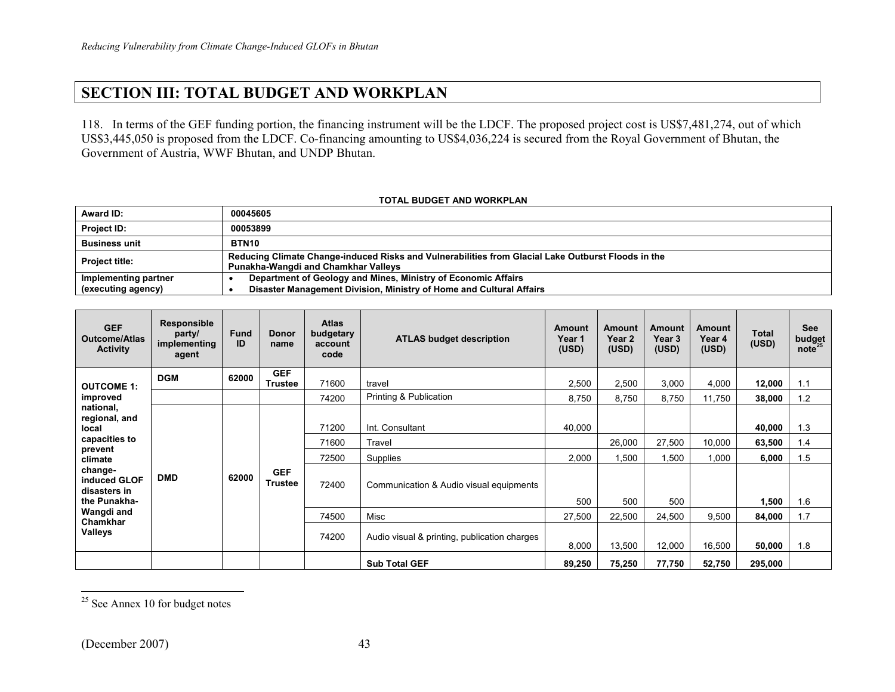# SECTION III: TOTAL BUDGET AND WORKPLAN

118. In terms of the GEF funding portion, the financing instrument will be the LDCF. The proposed project cost is US$7,481,274, out of which US$3,445,050 is proposed from the LDCF. Co-financing amounting to US$4,036,224 is secured from the Royal Government of Bhutan, the Government of Austria, WWF Bhutan, and UNDP Bhutan.

**TOTAL BUDGET AND WORKPLAN**

| | |
|---|---|
| **Award ID:** | **00045605** |
| **Project ID:** | **00053899** |
| **Business unit** | **BTN10** |
| **Project title:** | **Reducing Climate Change-induced Risks and Vulnerabilities from Glacial Lake Outburst Floods in the Punakha-Wangdi and Chamkhar Valleys** |
| **Implementing partner (executing agency)** | • **Department of Geology and Mines, Ministry of Economic Affairs**<br>• **Disaster Management Division, Ministry of Home and Cultural Affairs** |

| GEF Outcome/Atlas Activity | Responsible party/ implementing agent | Fund ID | Donor name | Atlas budgetary account code | ATLAS budget description | Amount Year 1 (USD) | Amount Year 2 (USD) | Amount Year 3 (USD) | Amount Year 4 (USD) | Total (USD) | See budget note[25] |
|---|---|---|---|---|---|---|---|---|---|---|---|
| **OUTCOME 1: improved national, regional, and local capacities to prevent climate change-induced GLOF disasters in the Punakha-Wangdi and Chamkhar Valleys** | **DGM** | **62000** | **GEF Trustee** | 71600 | travel | 2,500 | 2,500 | 3,000 | 4,000 | **12,000** | 1.1 |
| | | | | 74200 | Printing & Publication | 8,750 | 8,750 | 8,750 | 11,750 | **38,000** | 1.2 |
| | **DMD** | **62000** | **GEF Trustee** | 71200 | Int. Consultant | 40,000 | | | | **40,000** | 1.3 |
| | | | | 71600 | Travel | | 26,000 | 27,500 | 10,000 | **63,500** | 1.4 |
| | | | | 72500 | Supplies | 2,000 | 1,500 | 1,500 | 1,000 | **6,000** | 1.5 |
| | | | | 72400 | Communication & Audio visual equipments | 500 | 500 | 500 | | **1,500** | 1.6 |
| | | | | 74500 | Misc | 27,500 | 22,500 | 24,500 | 9,500 | **84,000** | 1.7 |
| | | | | 74200 | Audio visual & printing, publication charges | 8,000 | 13,500 | 12,000 | 16,500 | **50,000** | 1.8 |
| | | | | | **Sub Total GEF** | **89,250** | **75,250** | **77,750** | **52,750** | **295,000** | |

[25] See Annex 10 for budget notes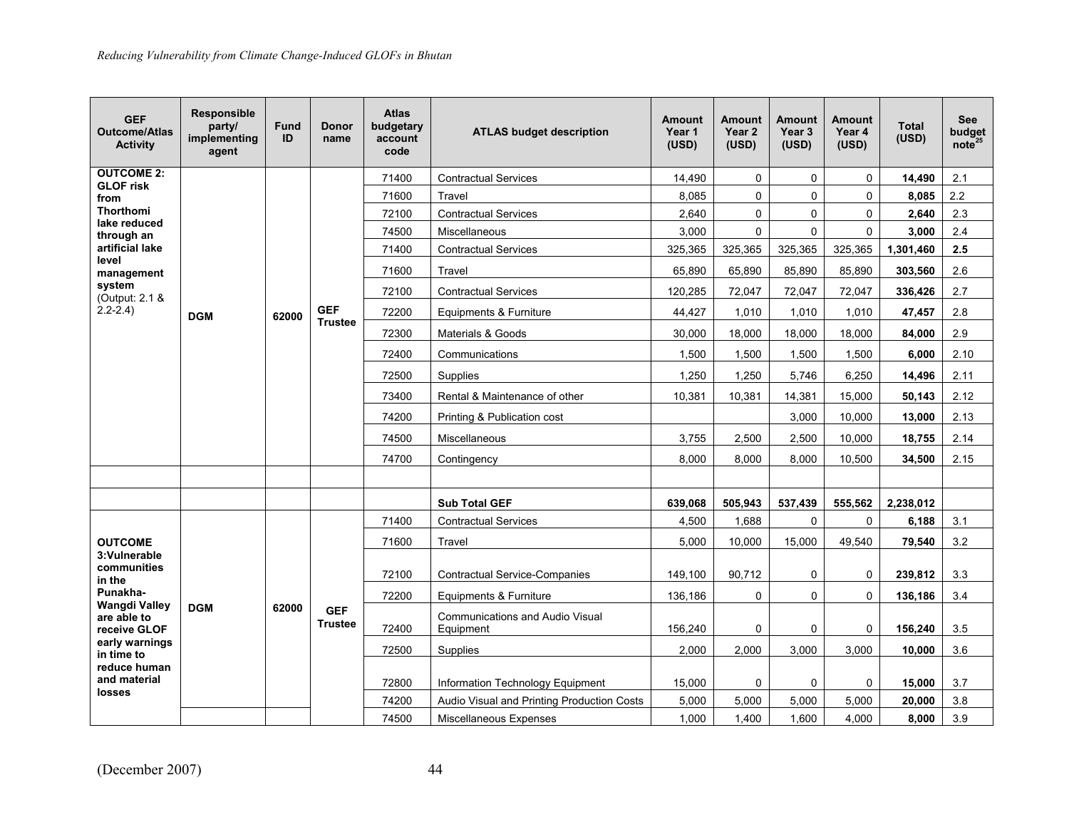| GEF Outcome/Atlas Activity | Responsible party/ implementing agent | Fund ID | Donor name | Atlas budgetary account code | ATLAS budget description | Amount Year 1 (USD) | Amount Year 2 (USD) | Amount Year 3 (USD) | Amount Year 4 (USD) | Total (USD) | See budget note[25] |
|---|---|---|---|---|---|---|---|---|---|---|---|
| **OUTCOME 2: GLOF risk from Thorthomi lake reduced through an artificial lake level management system** (Output: 2.1 & 2.2-2.4) | **DGM** | **62000** | **GEF Trustee** | 71400 | Contractual Services | 14,490 | 0 | 0 | 0 | **14,490** | 2.1 |
| | | | | 71600 | Travel | 8,085 | 0 | 0 | 0 | **8,085** | 2.2 |
| | | | | 72100 | Contractual Services | 2,640 | 0 | 0 | 0 | **2,640** | 2.3 |
| | | | | 74500 | Miscellaneous | 3,000 | 0 | 0 | 0 | **3,000** | 2.4 |
| | | | | 71400 | Contractual Services | 325,365 | 325,365 | 325,365 | 325,365 | **1,301,460** | **2.5** |
| | | | | 71600 | Travel | 65,890 | 65,890 | 85,890 | 85,890 | **303,560** | 2.6 |
| | | | | 72100 | Contractual Services | 120,285 | 72,047 | 72,047 | 72,047 | **336,426** | 2.7 |
| | | | | 72200 | Equipments & Furniture | 44,427 | 1,010 | 1,010 | 1,010 | **47,457** | 2.8 |
| | | | | 72300 | Materials & Goods | 30,000 | 18,000 | 18,000 | 18,000 | **84,000** | 2.9 |
| | | | | 72400 | Communications | 1,500 | 1,500 | 1,500 | 1,500 | **6,000** | 2.10 |
| | | | | 72500 | Supplies | 1,250 | 1,250 | 5,746 | 6,250 | **14,496** | 2.11 |
| | | | | 73400 | Rental & Maintenance of other | 10,381 | 10,381 | 14,381 | 15,000 | **50,143** | 2.12 |
| | | | | 74200 | Printing & Publication cost | | | 3,000 | 10,000 | **13,000** | 2.13 |
| | | | | 74500 | Miscellaneous | 3,755 | 2,500 | 2,500 | 10,000 | **18,755** | 2.14 |
| | | | | 74700 | Contingency | 8,000 | 8,000 | 8,000 | 10,500 | **34,500** | 2.15 |
| | | | | | | | | | | | |
| | | | | | **Sub Total GEF** | **639,068** | **505,943** | **537,439** | **555,562** | **2,238,012** | |
| **OUTCOME 3:Vulnerable communities in the Punakha-Wangdi Valley are able to receive GLOF early warnings in time to reduce human and material losses** | **DGM** | **62000** | **GEF Trustee** | 71400 | Contractual Services | 4,500 | 1,688 | 0 | 0 | **6,188** | 3.1 |
| | | | | 71600 | Travel | 5,000 | 10,000 | 15,000 | 49,540 | **79,540** | 3.2 |
| | | | | 72100 | Contractual Service-Companies | 149,100 | 90,712 | 0 | 0 | **239,812** | 3.3 |
| | | | | 72200 | Equipments & Furniture | 136,186 | 0 | 0 | 0 | **136,186** | 3.4 |
| | | | | 72400 | Communications and Audio Visual Equipment | 156,240 | 0 | 0 | 0 | **156,240** | 3.5 |
| | | | | 72500 | Supplies | 2,000 | 2,000 | 3,000 | 3,000 | **10,000** | 3.6 |
| | | | | 72800 | Information Technology Equipment | 15,000 | 0 | 0 | 0 | **15,000** | 3.7 |
| | | | | 74200 | Audio Visual and Printing Production Costs | 5,000 | 5,000 | 5,000 | 5,000 | **20,000** | 3.8 |
| | | | | 74500 | Miscellaneous Expenses | 1,000 | 1,400 | 1,600 | 4,000 | **8,000** | 3.9 |

(December 2007)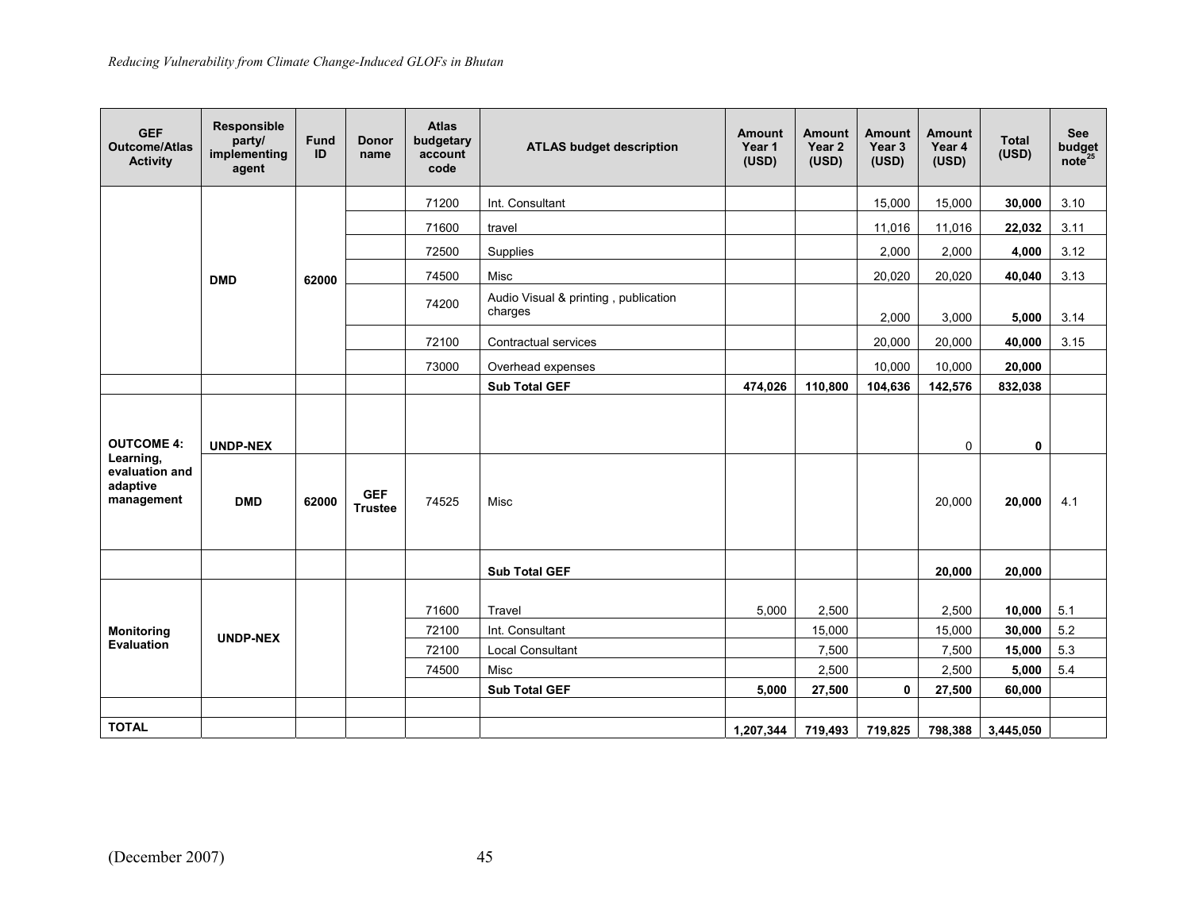| GEF Outcome/Atlas Activity | Responsible party/ implementing agent | Fund ID | Donor name | Atlas budgetary account code | ATLAS budget description | Amount Year 1 (USD) | Amount Year 2 (USD) | Amount Year 3 (USD) | Amount Year 4 (USD) | Total (USD) | See budget note[25] |
|---|---|---|---|---|---|---|---|---|---|---|---|
| | DMD | 62000 | | 71200 | Int. Consultant | | | 15,000 | 15,000 | **30,000** | 3.10 |
| | | | | 71600 | travel | | | 11,016 | 11,016 | **22,032** | 3.11 |
| | | | | 72500 | Supplies | | | 2,000 | 2,000 | **4,000** | 3.12 |
| | | | | 74500 | Misc | | | 20,020 | 20,020 | **40,040** | 3.13 |
| | | | | 74200 | Audio Visual & printing , publication charges | | | 2,000 | 3,000 | **5,000** | 3.14 |
| | | | | 72100 | Contractual services | | | 20,000 | 20,000 | **40,000** | 3.15 |
| | | | | 73000 | Overhead expenses | | | 10,000 | 10,000 | **20,000** | |
| | | | | | **Sub Total GEF** | **474,026** | **110,800** | **104,636** | **142,576** | **832,038** | |
| **OUTCOME 4: Learning, evaluation and adaptive management** | **UNDP-NEX** | | | | | | | | 0 | **0** | |
| | **DMD** | **62000** | **GEF Trustee** | 74525 | Misc | | | | 20,000 | **20,000** | 4.1 |
| | | | | | **Sub Total GEF** | | | | **20,000** | **20,000** | |
| **Monitoring Evaluation** | **UNDP-NEX** | | | 71600 | Travel | 5,000 | 2,500 | | 2,500 | **10,000** | 5.1 |
| | | | | 72100 | Int. Consultant | | 15,000 | | 15,000 | **30,000** | 5.2 |
| | | | | 72100 | Local Consultant | | 7,500 | | 7,500 | **15,000** | 5.3 |
| | | | | 74500 | Misc | | 2,500 | | 2,500 | **5,000** | 5.4 |
| | | | | | **Sub Total GEF** | **5,000** | **27,500** | **0** | **27,500** | **60,000** | |
| | | | | | | | | | | | |
| **TOTAL** | | | | | | **1,207,344** | **719,493** | **719,825** | **798,388** | **3,445,050** | |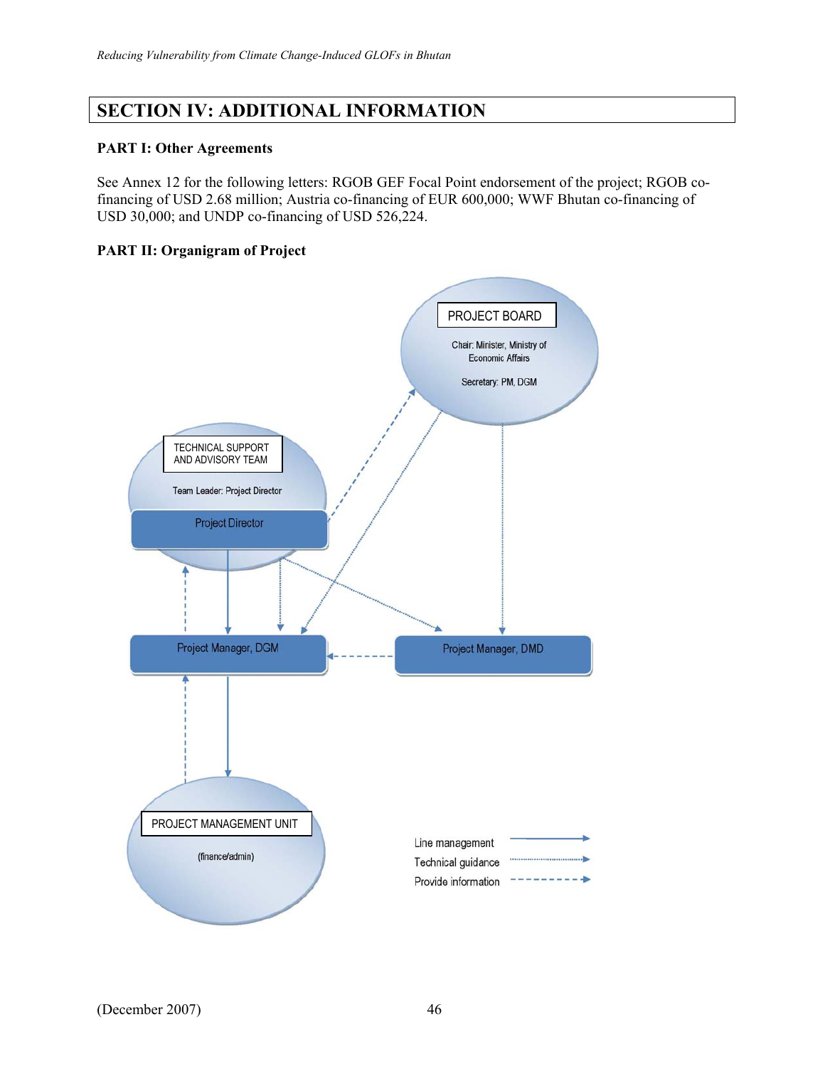## SECTION IV: ADDITIONAL INFORMATION

### PART I: Other Agreements

See Annex 12 for the following letters: RGOB GEF Focal Point endorsement of the project; RGOB co-financing of USD 2.68 million; Austria co-financing of EUR 600,000; WWF Bhutan co-financing of USD 30,000; and UNDP co-financing of USD 526,224.

### PART II: Organigram of Project

PROJECT BOARD

Chair: Minister, Ministry of Economic Affairs

Secretary: PM, DGM

TECHNICAL SUPPORT AND ADVISORY TEAM

Team Leader: Project Director

Project Director

Project Manager, DGM

Project Manager, DMD

PROJECT MANAGEMENT UNIT

(finance/admin)

Line management

Technical guidance

Provide information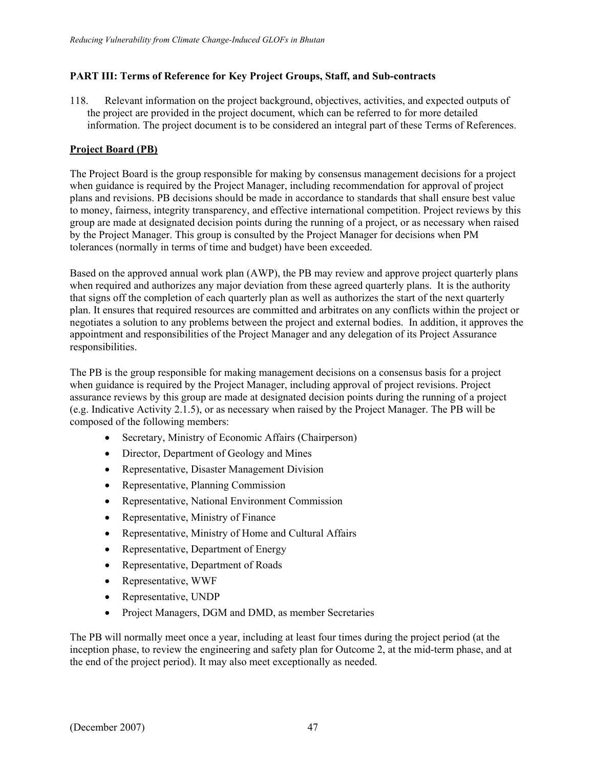**PART III: Terms of Reference for Key Project Groups, Staff, and Sub-contracts**

118. Relevant information on the project background, objectives, activities, and expected outputs of the project are provided in the project document, which can be referred to for more detailed information. The project document is to be considered an integral part of these Terms of References.

**Project Board (PB)**

The Project Board is the group responsible for making by consensus management decisions for a project when guidance is required by the Project Manager, including recommendation for approval of project plans and revisions. PB decisions should be made in accordance to standards that shall ensure best value to money, fairness, integrity transparency, and effective international competition. Project reviews by this group are made at designated decision points during the running of a project, or as necessary when raised by the Project Manager. This group is consulted by the Project Manager for decisions when PM tolerances (normally in terms of time and budget) have been exceeded.

Based on the approved annual work plan (AWP), the PB may review and approve project quarterly plans when required and authorizes any major deviation from these agreed quarterly plans. It is the authority that signs off the completion of each quarterly plan as well as authorizes the start of the next quarterly plan. It ensures that required resources are committed and arbitrates on any conflicts within the project or negotiates a solution to any problems between the project and external bodies. In addition, it approves the appointment and responsibilities of the Project Manager and any delegation of its Project Assurance responsibilities.

The PB is the group responsible for making management decisions on a consensus basis for a project when guidance is required by the Project Manager, including approval of project revisions. Project assurance reviews by this group are made at designated decision points during the running of a project (e.g. Indicative Activity 2.1.5), or as necessary when raised by the Project Manager. The PB will be composed of the following members:

- Secretary, Ministry of Economic Affairs (Chairperson)
- Director, Department of Geology and Mines
- Representative, Disaster Management Division
- Representative, Planning Commission
- Representative, National Environment Commission
- Representative, Ministry of Finance
- Representative, Ministry of Home and Cultural Affairs
- Representative, Department of Energy
- Representative, Department of Roads
- Representative, WWF
- Representative, UNDP
- Project Managers, DGM and DMD, as member Secretaries

The PB will normally meet once a year, including at least four times during the project period (at the inception phase, to review the engineering and safety plan for Outcome 2, at the mid-term phase, and at the end of the project period). It may also meet exceptionally as needed.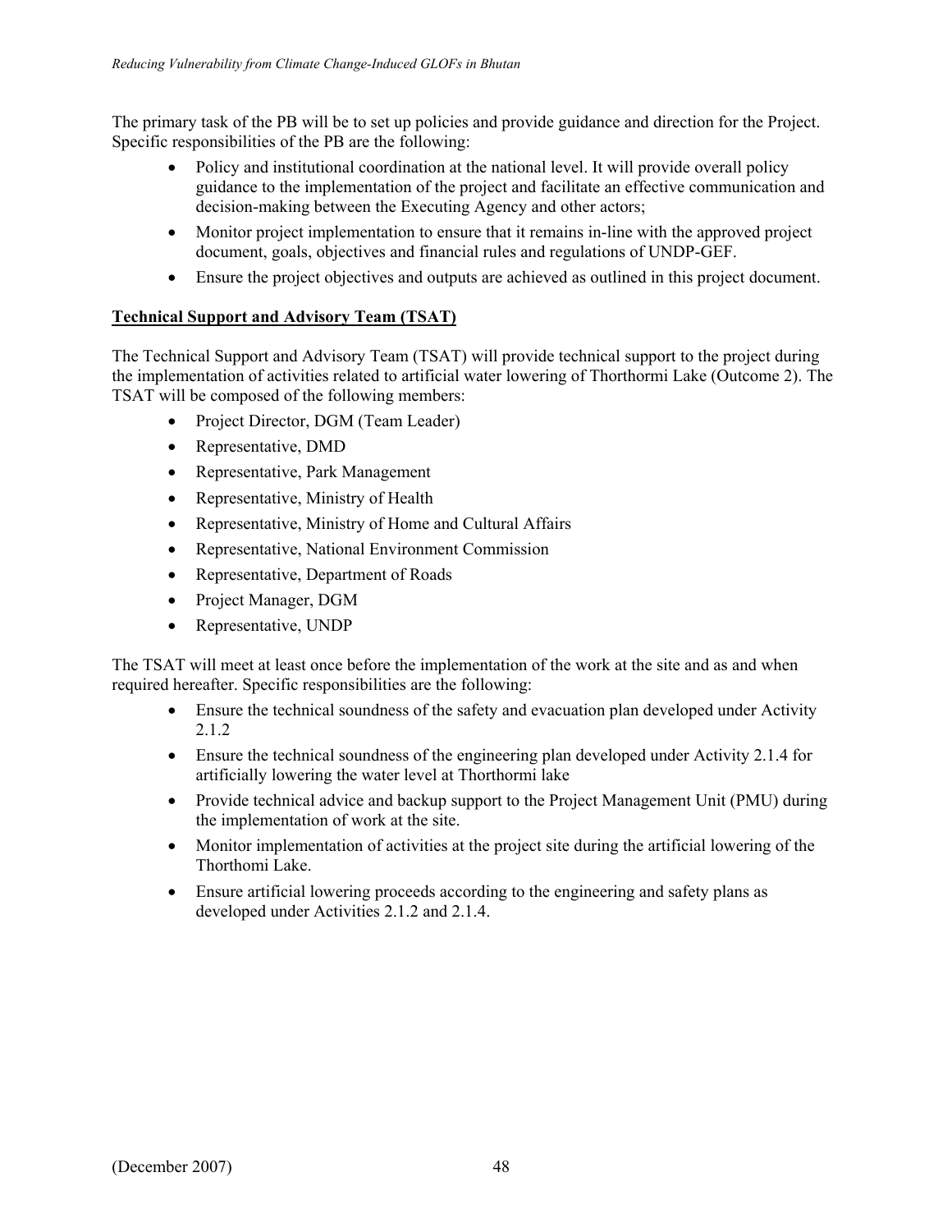The primary task of the PB will be to set up policies and provide guidance and direction for the Project. Specific responsibilities of the PB are the following:

- Policy and institutional coordination at the national level. It will provide overall policy guidance to the implementation of the project and facilitate an effective communication and decision-making between the Executing Agency and other actors;
- Monitor project implementation to ensure that it remains in-line with the approved project document, goals, objectives and financial rules and regulations of UNDP-GEF.
- Ensure the project objectives and outputs are achieved as outlined in this project document.

**Technical Support and Advisory Team (TSAT)**

The Technical Support and Advisory Team (TSAT) will provide technical support to the project during the implementation of activities related to artificial water lowering of Thorthormi Lake (Outcome 2). The TSAT will be composed of the following members:

- Project Director, DGM (Team Leader)
- Representative, DMD
- Representative, Park Management
- Representative, Ministry of Health
- Representative, Ministry of Home and Cultural Affairs
- Representative, National Environment Commission
- Representative, Department of Roads
- Project Manager, DGM
- Representative, UNDP

The TSAT will meet at least once before the implementation of the work at the site and as and when required hereafter. Specific responsibilities are the following:

- Ensure the technical soundness of the safety and evacuation plan developed under Activity 2.1.2
- Ensure the technical soundness of the engineering plan developed under Activity 2.1.4 for artificially lowering the water level at Thorthormi lake
- Provide technical advice and backup support to the Project Management Unit (PMU) during the implementation of work at the site.
- Monitor implementation of activities at the project site during the artificial lowering of the Thorthomi Lake.
- Ensure artificial lowering proceeds according to the engineering and safety plans as developed under Activities 2.1.2 and 2.1.4.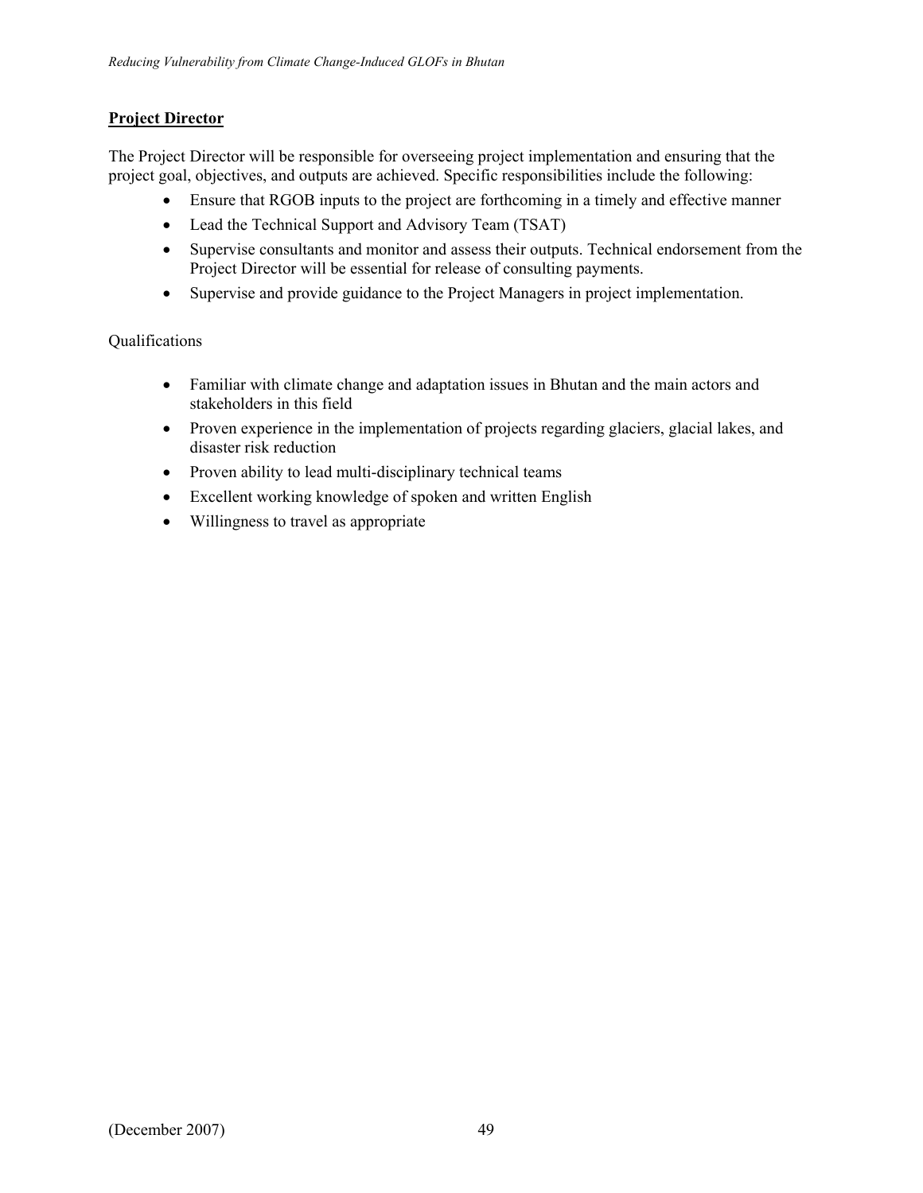**Project Director**

The Project Director will be responsible for overseeing project implementation and ensuring that the project goal, objectives, and outputs are achieved. Specific responsibilities include the following:

- Ensure that RGOB inputs to the project are forthcoming in a timely and effective manner
- Lead the Technical Support and Advisory Team (TSAT)
- Supervise consultants and monitor and assess their outputs. Technical endorsement from the Project Director will be essential for release of consulting payments.
- Supervise and provide guidance to the Project Managers in project implementation.

Qualifications

- Familiar with climate change and adaptation issues in Bhutan and the main actors and stakeholders in this field
- Proven experience in the implementation of projects regarding glaciers, glacial lakes, and disaster risk reduction
- Proven ability to lead multi-disciplinary technical teams
- Excellent working knowledge of spoken and written English
- Willingness to travel as appropriate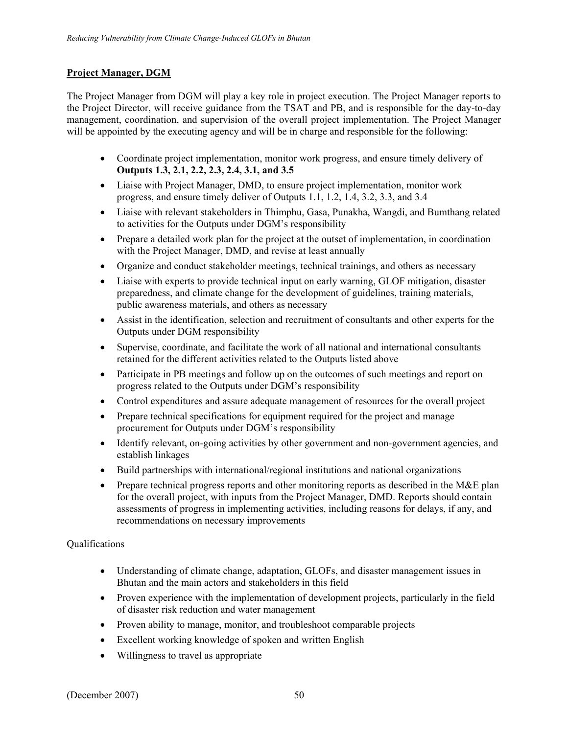**Project Manager, DGM**

The Project Manager from DGM will play a key role in project execution. The Project Manager reports to the Project Director, will receive guidance from the TSAT and PB, and is responsible for the day-to-day management, coordination, and supervision of the overall project implementation. The Project Manager will be appointed by the executing agency and will be in charge and responsible for the following:

- Coordinate project implementation, monitor work progress, and ensure timely delivery of **Outputs 1.3, 2.1, 2.2, 2.3, 2.4, 3.1, and 3.5**
- Liaise with Project Manager, DMD, to ensure project implementation, monitor work progress, and ensure timely deliver of Outputs 1.1, 1.2, 1.4, 3.2, 3.3, and 3.4
- Liaise with relevant stakeholders in Thimphu, Gasa, Punakha, Wangdi, and Bumthang related to activities for the Outputs under DGM's responsibility
- Prepare a detailed work plan for the project at the outset of implementation, in coordination with the Project Manager, DMD, and revise at least annually
- Organize and conduct stakeholder meetings, technical trainings, and others as necessary
- Liaise with experts to provide technical input on early warning, GLOF mitigation, disaster preparedness, and climate change for the development of guidelines, training materials, public awareness materials, and others as necessary
- Assist in the identification, selection and recruitment of consultants and other experts for the Outputs under DGM responsibility
- Supervise, coordinate, and facilitate the work of all national and international consultants retained for the different activities related to the Outputs listed above
- Participate in PB meetings and follow up on the outcomes of such meetings and report on progress related to the Outputs under DGM's responsibility
- Control expenditures and assure adequate management of resources for the overall project
- Prepare technical specifications for equipment required for the project and manage procurement for Outputs under DGM's responsibility
- Identify relevant, on-going activities by other government and non-government agencies, and establish linkages
- Build partnerships with international/regional institutions and national organizations
- Prepare technical progress reports and other monitoring reports as described in the M&E plan for the overall project, with inputs from the Project Manager, DMD. Reports should contain assessments of progress in implementing activities, including reasons for delays, if any, and recommendations on necessary improvements

Qualifications

- Understanding of climate change, adaptation, GLOFs, and disaster management issues in Bhutan and the main actors and stakeholders in this field
- Proven experience with the implementation of development projects, particularly in the field of disaster risk reduction and water management
- Proven ability to manage, monitor, and troubleshoot comparable projects
- Excellent working knowledge of spoken and written English
- Willingness to travel as appropriate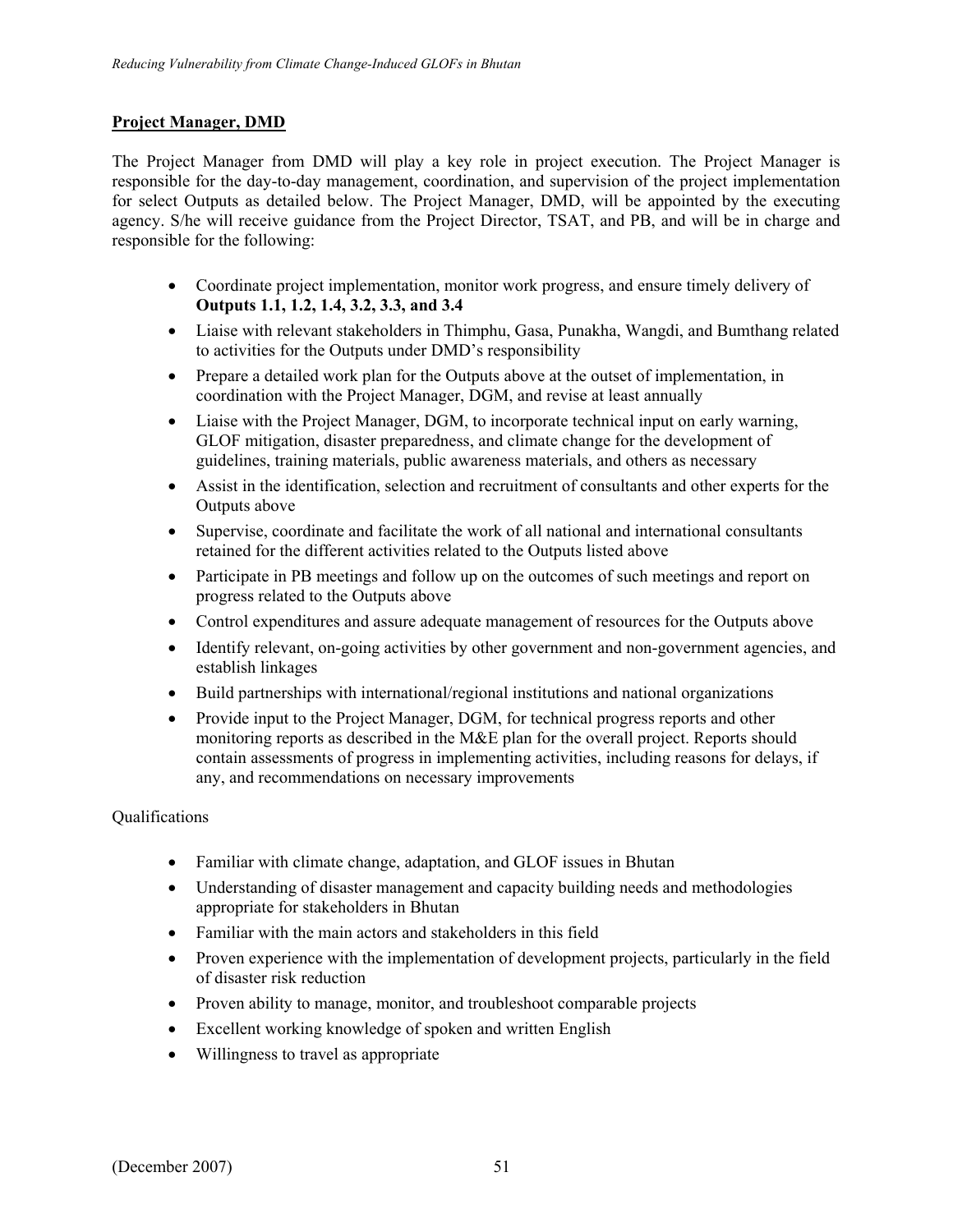## Project Manager, DMD

The Project Manager from DMD will play a key role in project execution. The Project Manager is responsible for the day-to-day management, coordination, and supervision of the project implementation for select Outputs as detailed below. The Project Manager, DMD, will be appointed by the executing agency. S/he will receive guidance from the Project Director, TSAT, and PB, and will be in charge and responsible for the following:

- Coordinate project implementation, monitor work progress, and ensure timely delivery of **Outputs 1.1, 1.2, 1.4, 3.2, 3.3, and 3.4**
- Liaise with relevant stakeholders in Thimphu, Gasa, Punakha, Wangdi, and Bumthang related to activities for the Outputs under DMD's responsibility
- Prepare a detailed work plan for the Outputs above at the outset of implementation, in coordination with the Project Manager, DGM, and revise at least annually
- Liaise with the Project Manager, DGM, to incorporate technical input on early warning, GLOF mitigation, disaster preparedness, and climate change for the development of guidelines, training materials, public awareness materials, and others as necessary
- Assist in the identification, selection and recruitment of consultants and other experts for the Outputs above
- Supervise, coordinate and facilitate the work of all national and international consultants retained for the different activities related to the Outputs listed above
- Participate in PB meetings and follow up on the outcomes of such meetings and report on progress related to the Outputs above
- Control expenditures and assure adequate management of resources for the Outputs above
- Identify relevant, on-going activities by other government and non-government agencies, and establish linkages
- Build partnerships with international/regional institutions and national organizations
- Provide input to the Project Manager, DGM, for technical progress reports and other monitoring reports as described in the M&E plan for the overall project. Reports should contain assessments of progress in implementing activities, including reasons for delays, if any, and recommendations on necessary improvements

Qualifications

- Familiar with climate change, adaptation, and GLOF issues in Bhutan
- Understanding of disaster management and capacity building needs and methodologies appropriate for stakeholders in Bhutan
- Familiar with the main actors and stakeholders in this field
- Proven experience with the implementation of development projects, particularly in the field of disaster risk reduction
- Proven ability to manage, monitor, and troubleshoot comparable projects
- Excellent working knowledge of spoken and written English
- Willingness to travel as appropriate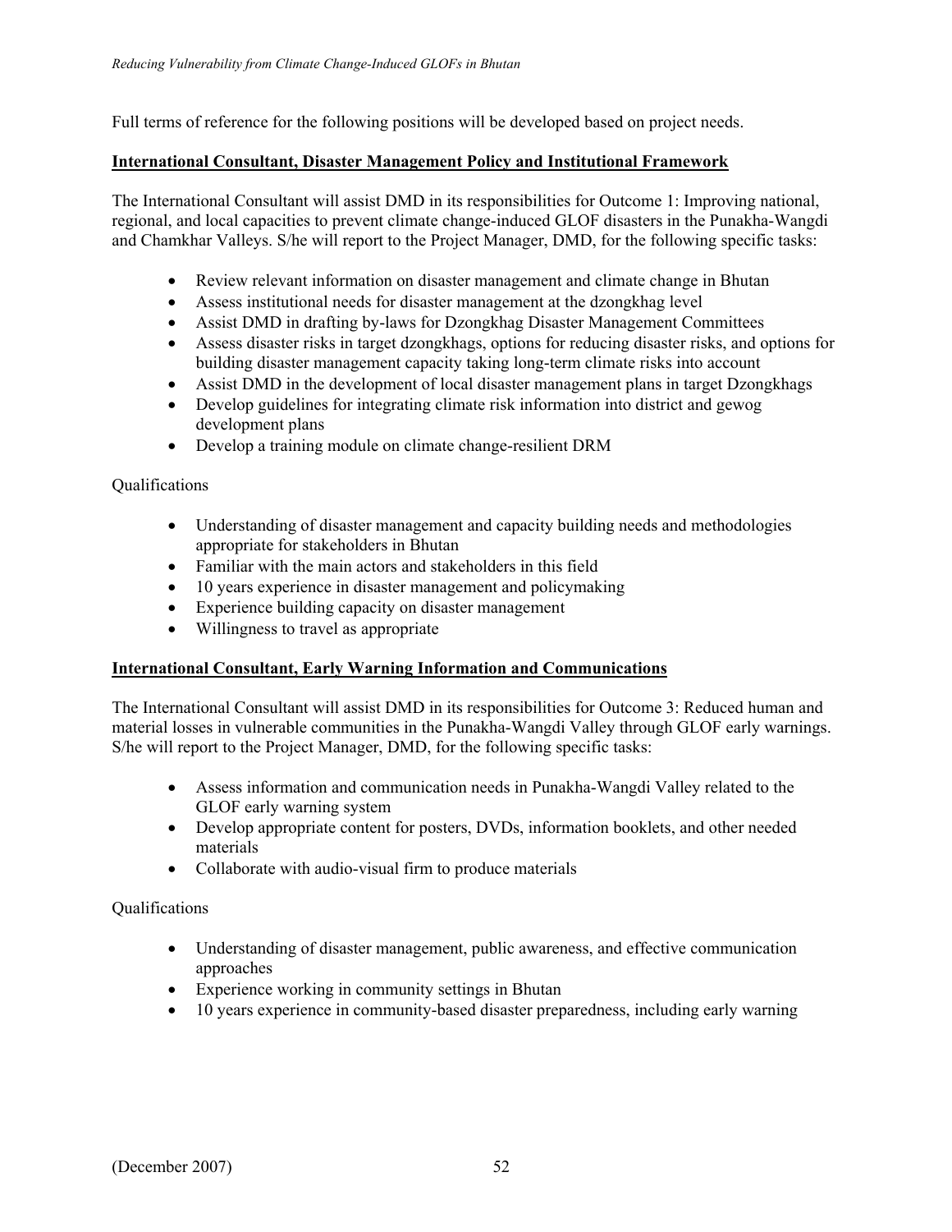Full terms of reference for the following positions will be developed based on project needs.

**International Consultant, Disaster Management Policy and Institutional Framework**

The International Consultant will assist DMD in its responsibilities for Outcome 1: Improving national, regional, and local capacities to prevent climate change-induced GLOF disasters in the Punakha-Wangdi and Chamkhar Valleys. S/he will report to the Project Manager, DMD, for the following specific tasks:

- Review relevant information on disaster management and climate change in Bhutan
- Assess institutional needs for disaster management at the dzongkhag level
- Assist DMD in drafting by-laws for Dzongkhag Disaster Management Committees
- Assess disaster risks in target dzongkhags, options for reducing disaster risks, and options for building disaster management capacity taking long-term climate risks into account
- Assist DMD in the development of local disaster management plans in target Dzongkhags
- Develop guidelines for integrating climate risk information into district and gewog development plans
- Develop a training module on climate change-resilient DRM

Qualifications

- Understanding of disaster management and capacity building needs and methodologies appropriate for stakeholders in Bhutan
- Familiar with the main actors and stakeholders in this field
- 10 years experience in disaster management and policymaking
- Experience building capacity on disaster management
- Willingness to travel as appropriate

**International Consultant, Early Warning Information and Communications**

The International Consultant will assist DMD in its responsibilities for Outcome 3: Reduced human and material losses in vulnerable communities in the Punakha-Wangdi Valley through GLOF early warnings. S/he will report to the Project Manager, DMD, for the following specific tasks:

- Assess information and communication needs in Punakha-Wangdi Valley related to the GLOF early warning system
- Develop appropriate content for posters, DVDs, information booklets, and other needed materials
- Collaborate with audio-visual firm to produce materials

Qualifications

- Understanding of disaster management, public awareness, and effective communication approaches
- Experience working in community settings in Bhutan
- 10 years experience in community-based disaster preparedness, including early warning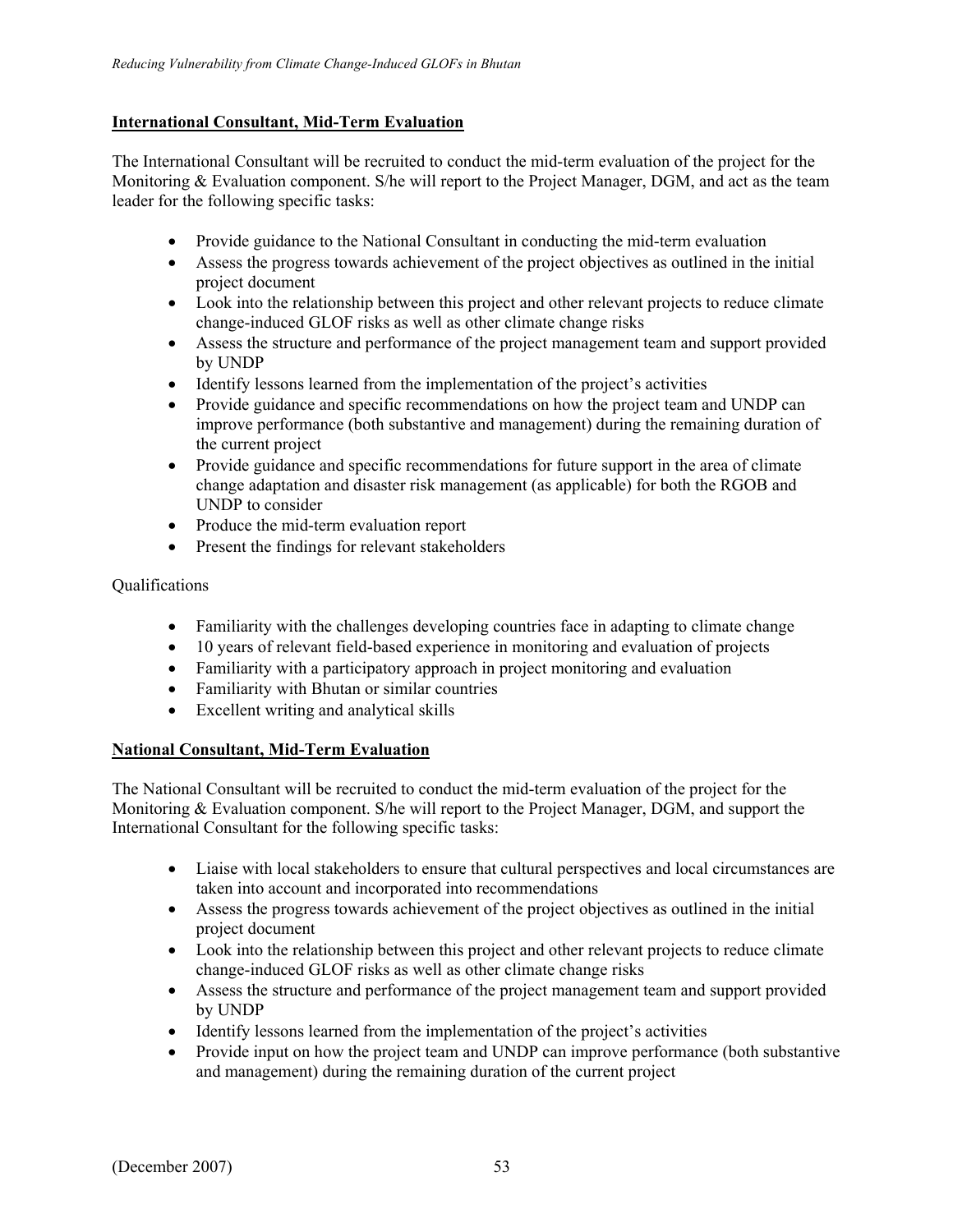**International Consultant, Mid-Term Evaluation**

The International Consultant will be recruited to conduct the mid-term evaluation of the project for the Monitoring & Evaluation component. S/he will report to the Project Manager, DGM, and act as the team leader for the following specific tasks:

- Provide guidance to the National Consultant in conducting the mid-term evaluation
- Assess the progress towards achievement of the project objectives as outlined in the initial project document
- Look into the relationship between this project and other relevant projects to reduce climate change-induced GLOF risks as well as other climate change risks
- Assess the structure and performance of the project management team and support provided by UNDP
- Identify lessons learned from the implementation of the project's activities
- Provide guidance and specific recommendations on how the project team and UNDP can improve performance (both substantive and management) during the remaining duration of the current project
- Provide guidance and specific recommendations for future support in the area of climate change adaptation and disaster risk management (as applicable) for both the RGOB and UNDP to consider
- Produce the mid-term evaluation report
- Present the findings for relevant stakeholders

Qualifications

- Familiarity with the challenges developing countries face in adapting to climate change
- 10 years of relevant field-based experience in monitoring and evaluation of projects
- Familiarity with a participatory approach in project monitoring and evaluation
- Familiarity with Bhutan or similar countries
- Excellent writing and analytical skills

**National Consultant, Mid-Term Evaluation**

The National Consultant will be recruited to conduct the mid-term evaluation of the project for the Monitoring & Evaluation component. S/he will report to the Project Manager, DGM, and support the International Consultant for the following specific tasks:

- Liaise with local stakeholders to ensure that cultural perspectives and local circumstances are taken into account and incorporated into recommendations
- Assess the progress towards achievement of the project objectives as outlined in the initial project document
- Look into the relationship between this project and other relevant projects to reduce climate change-induced GLOF risks as well as other climate change risks
- Assess the structure and performance of the project management team and support provided by UNDP
- Identify lessons learned from the implementation of the project's activities
- Provide input on how the project team and UNDP can improve performance (both substantive and management) during the remaining duration of the current project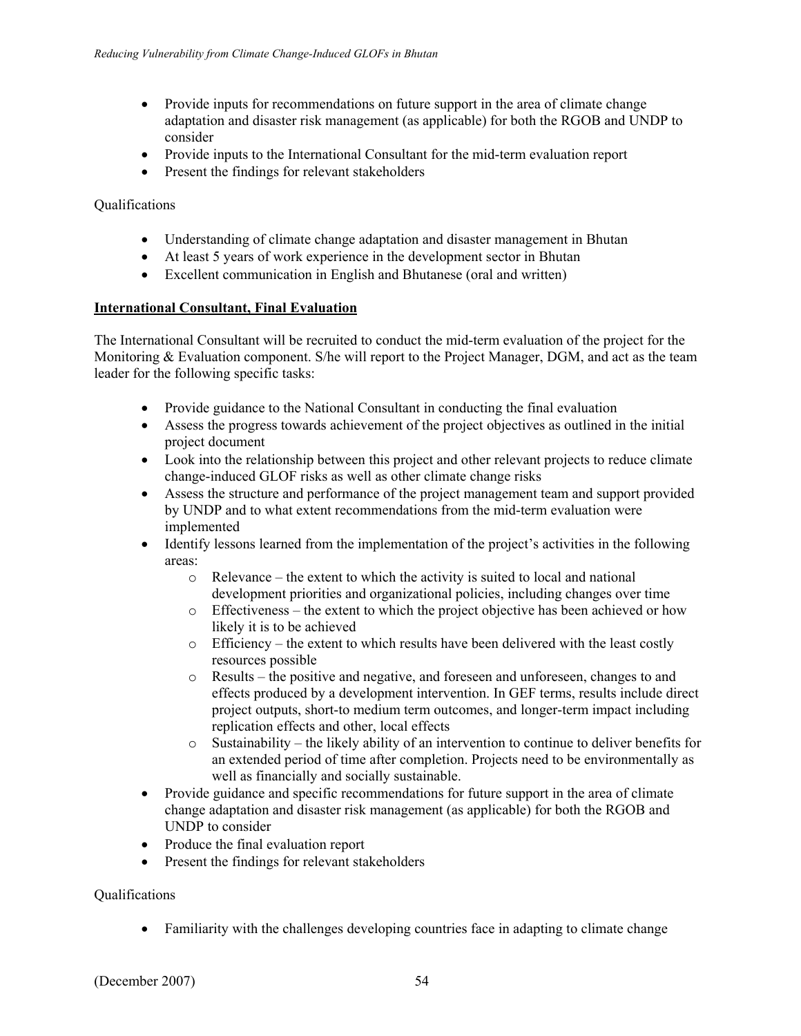- Provide inputs for recommendations on future support in the area of climate change adaptation and disaster risk management (as applicable) for both the RGOB and UNDP to consider
- Provide inputs to the International Consultant for the mid-term evaluation report
- Present the findings for relevant stakeholders

Qualifications

- Understanding of climate change adaptation and disaster management in Bhutan
- At least 5 years of work experience in the development sector in Bhutan
- Excellent communication in English and Bhutanese (oral and written)

**International Consultant, Final Evaluation**

The International Consultant will be recruited to conduct the mid-term evaluation of the project for the Monitoring & Evaluation component. S/he will report to the Project Manager, DGM, and act as the team leader for the following specific tasks:

- Provide guidance to the National Consultant in conducting the final evaluation
- Assess the progress towards achievement of the project objectives as outlined in the initial project document
- Look into the relationship between this project and other relevant projects to reduce climate change-induced GLOF risks as well as other climate change risks
- Assess the structure and performance of the project management team and support provided by UNDP and to what extent recommendations from the mid-term evaluation were implemented
- Identify lessons learned from the implementation of the project's activities in the following areas:
    - Relevance – the extent to which the activity is suited to local and national development priorities and organizational policies, including changes over time
    - Effectiveness – the extent to which the project objective has been achieved or how likely it is to be achieved
    - Efficiency – the extent to which results have been delivered with the least costly resources possible
    - Results – the positive and negative, and foreseen and unforeseen, changes to and effects produced by a development intervention. In GEF terms, results include direct project outputs, short-to medium term outcomes, and longer-term impact including replication effects and other, local effects
    - Sustainability – the likely ability of an intervention to continue to deliver benefits for an extended period of time after completion. Projects need to be environmentally as well as financially and socially sustainable.
- Provide guidance and specific recommendations for future support in the area of climate change adaptation and disaster risk management (as applicable) for both the RGOB and UNDP to consider
- Produce the final evaluation report
- Present the findings for relevant stakeholders

Qualifications

- Familiarity with the challenges developing countries face in adapting to climate change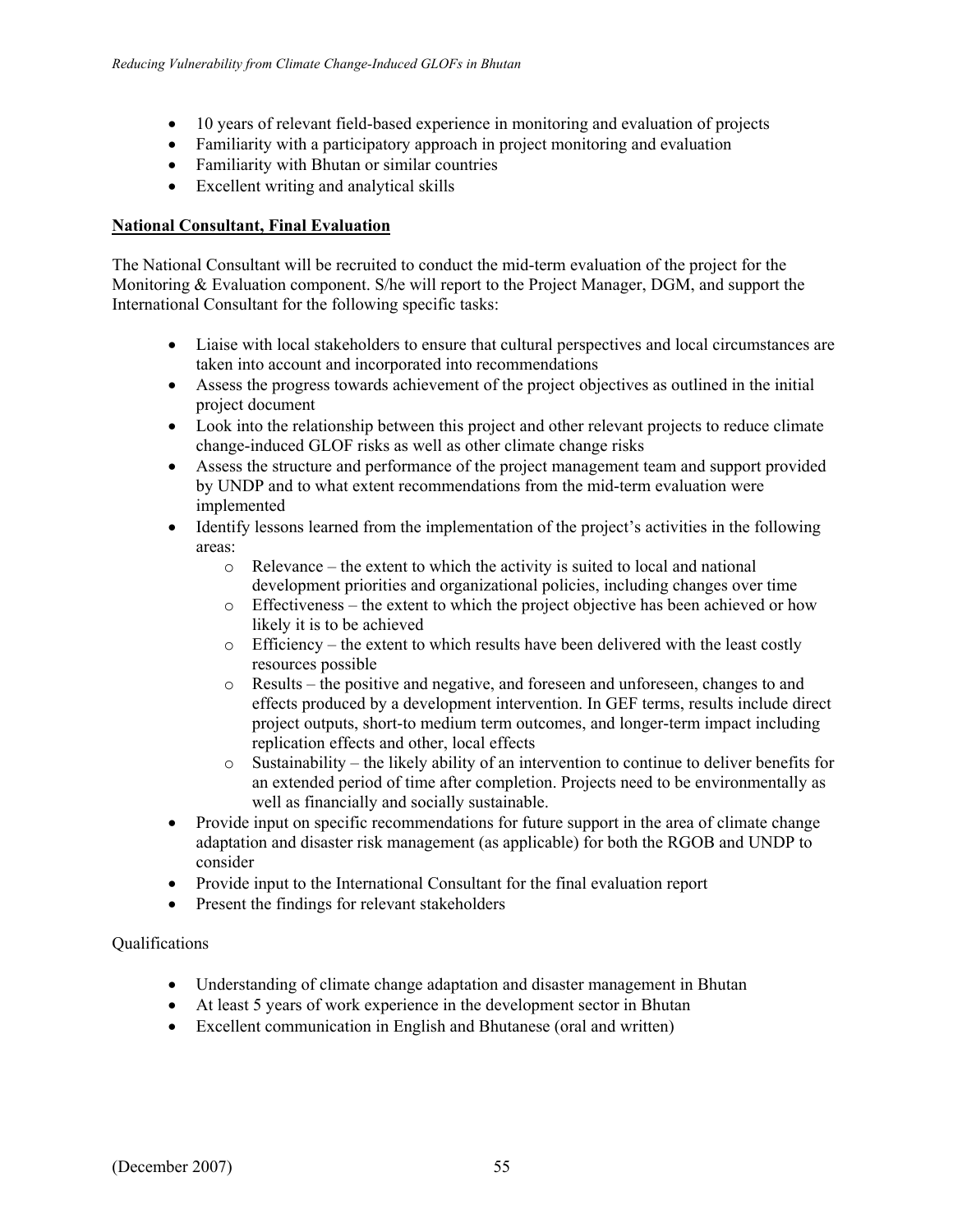- 10 years of relevant field-based experience in monitoring and evaluation of projects
- Familiarity with a participatory approach in project monitoring and evaluation
- Familiarity with Bhutan or similar countries
- Excellent writing and analytical skills

**National Consultant, Final Evaluation**

The National Consultant will be recruited to conduct the mid-term evaluation of the project for the Monitoring & Evaluation component. S/he will report to the Project Manager, DGM, and support the International Consultant for the following specific tasks:

- Liaise with local stakeholders to ensure that cultural perspectives and local circumstances are taken into account and incorporated into recommendations
- Assess the progress towards achievement of the project objectives as outlined in the initial project document
- Look into the relationship between this project and other relevant projects to reduce climate change-induced GLOF risks as well as other climate change risks
- Assess the structure and performance of the project management team and support provided by UNDP and to what extent recommendations from the mid-term evaluation were implemented
- Identify lessons learned from the implementation of the project's activities in the following areas:
    - Relevance – the extent to which the activity is suited to local and national development priorities and organizational policies, including changes over time
    - Effectiveness – the extent to which the project objective has been achieved or how likely it is to be achieved
    - Efficiency – the extent to which results have been delivered with the least costly resources possible
    - Results – the positive and negative, and foreseen and unforeseen, changes to and effects produced by a development intervention. In GEF terms, results include direct project outputs, short-to medium term outcomes, and longer-term impact including replication effects and other, local effects
    - Sustainability – the likely ability of an intervention to continue to deliver benefits for an extended period of time after completion. Projects need to be environmentally as well as financially and socially sustainable.
- Provide input on specific recommendations for future support in the area of climate change adaptation and disaster risk management (as applicable) for both the RGOB and UNDP to consider
- Provide input to the International Consultant for the final evaluation report
- Present the findings for relevant stakeholders

Qualifications

- Understanding of climate change adaptation and disaster management in Bhutan
- At least 5 years of work experience in the development sector in Bhutan
- Excellent communication in English and Bhutanese (oral and written)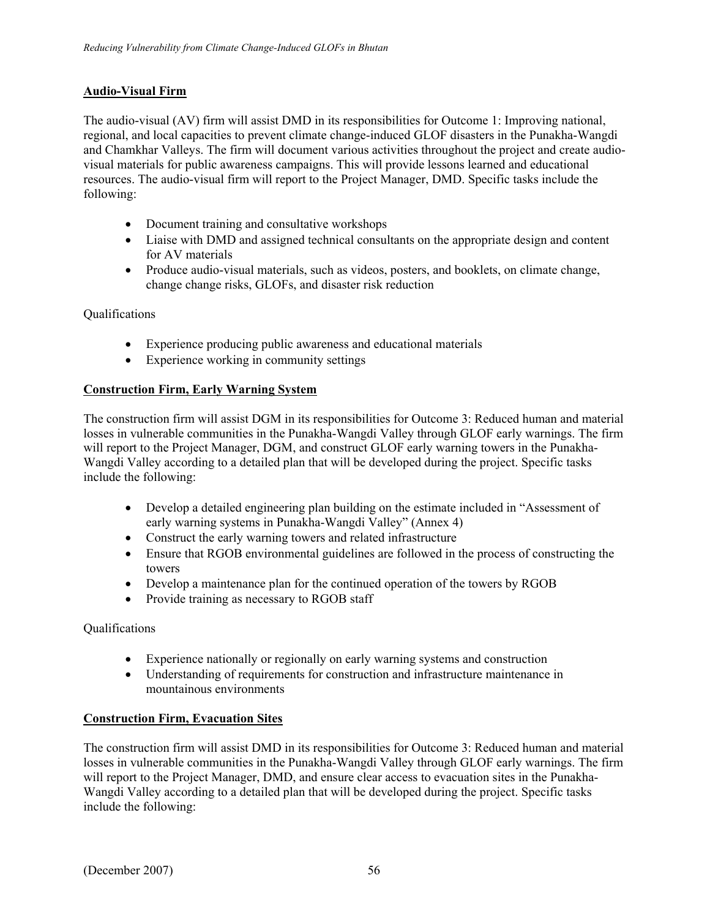**Audio-Visual Firm**

The audio-visual (AV) firm will assist DMD in its responsibilities for Outcome 1: Improving national, regional, and local capacities to prevent climate change-induced GLOF disasters in the Punakha-Wangdi and Chamkhar Valleys. The firm will document various activities throughout the project and create audio-visual materials for public awareness campaigns. This will provide lessons learned and educational resources. The audio-visual firm will report to the Project Manager, DMD. Specific tasks include the following:

- Document training and consultative workshops
- Liaise with DMD and assigned technical consultants on the appropriate design and content for AV materials
- Produce audio-visual materials, such as videos, posters, and booklets, on climate change, change change risks, GLOFs, and disaster risk reduction

Qualifications

- Experience producing public awareness and educational materials
- Experience working in community settings

**Construction Firm, Early Warning System**

The construction firm will assist DGM in its responsibilities for Outcome 3: Reduced human and material losses in vulnerable communities in the Punakha-Wangdi Valley through GLOF early warnings. The firm will report to the Project Manager, DGM, and construct GLOF early warning towers in the Punakha-Wangdi Valley according to a detailed plan that will be developed during the project. Specific tasks include the following:

- Develop a detailed engineering plan building on the estimate included in "Assessment of early warning systems in Punakha-Wangdi Valley" (Annex 4)
- Construct the early warning towers and related infrastructure
- Ensure that RGOB environmental guidelines are followed in the process of constructing the towers
- Develop a maintenance plan for the continued operation of the towers by RGOB
- Provide training as necessary to RGOB staff

Qualifications

- Experience nationally or regionally on early warning systems and construction
- Understanding of requirements for construction and infrastructure maintenance in mountainous environments

**Construction Firm, Evacuation Sites**

The construction firm will assist DMD in its responsibilities for Outcome 3: Reduced human and material losses in vulnerable communities in the Punakha-Wangdi Valley through GLOF early warnings. The firm will report to the Project Manager, DMD, and ensure clear access to evacuation sites in the Punakha-Wangdi Valley according to a detailed plan that will be developed during the project. Specific tasks include the following: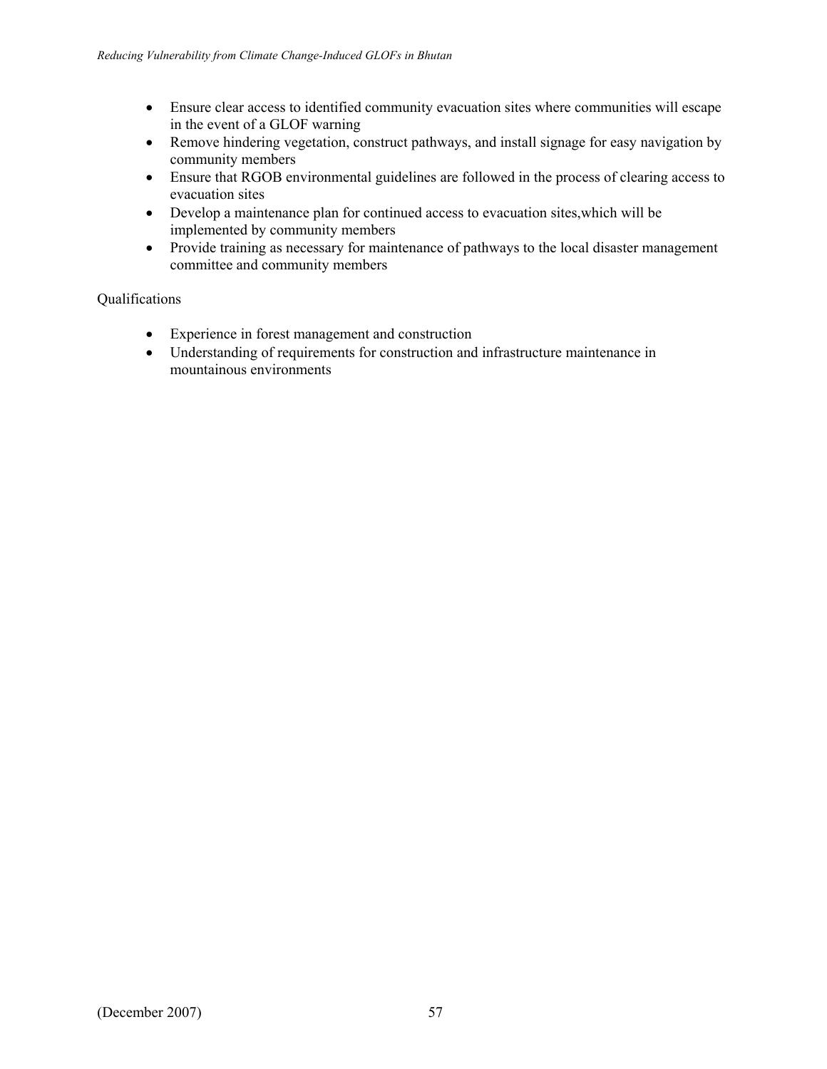- Ensure clear access to identified community evacuation sites where communities will escape in the event of a GLOF warning
- Remove hindering vegetation, construct pathways, and install signage for easy navigation by community members
- Ensure that RGOB environmental guidelines are followed in the process of clearing access to evacuation sites
- Develop a maintenance plan for continued access to evacuation sites,which will be implemented by community members
- Provide training as necessary for maintenance of pathways to the local disaster management committee and community members

Qualifications

- Experience in forest management and construction
- Understanding of requirements for construction and infrastructure maintenance in mountainous environments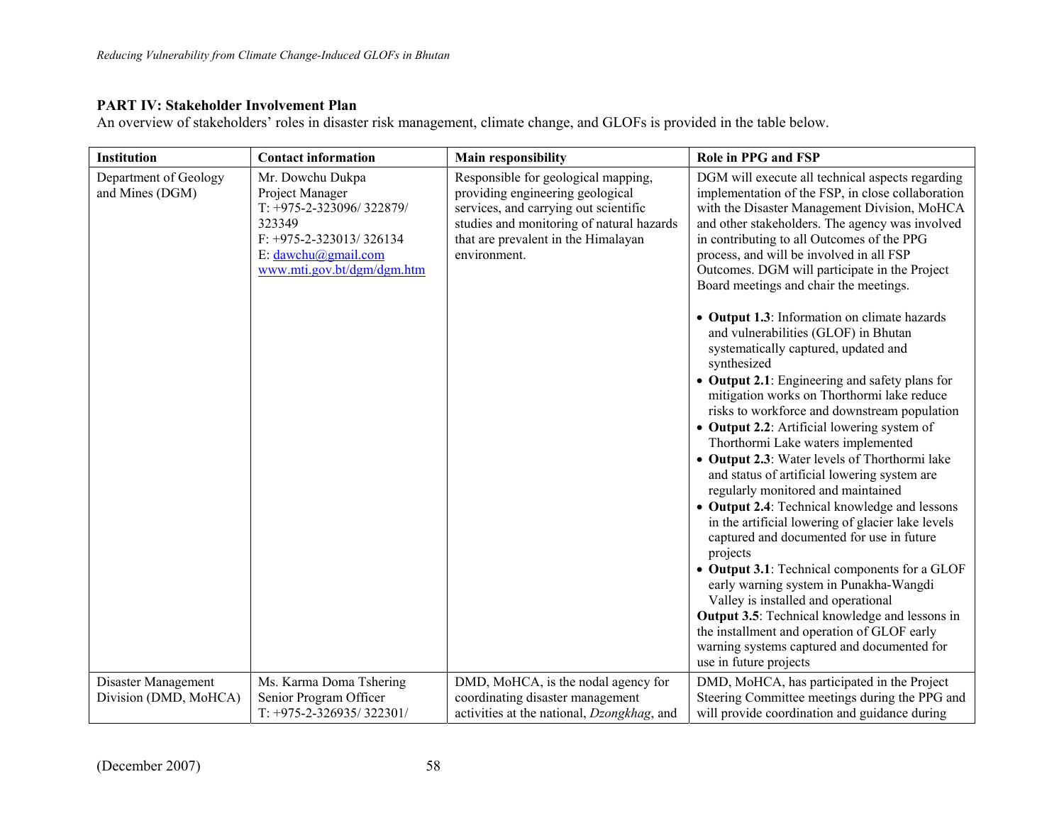**PART IV: Stakeholder Involvement Plan**

An overview of stakeholders' roles in disaster risk management, climate change, and GLOFs is provided in the table below.

| Institution | Contact information | Main responsibility | Role in PPG and FSP |
|---|---|---|---|
| Department of Geology and Mines (DGM) | Mr. Dowchu Dukpa<br>Project Manager<br>T: +975-2-323096/ 322879/ 323349<br>F: +975-2-323013/ 326134<br>E: dawchu@gmail.com<br>www.mti.gov.bt/dgm/dgm.htm | Responsible for geological mapping, providing engineering geological services, and carrying out scientific studies and monitoring of natural hazards that are prevalent in the Himalayan environment. | DGM will execute all technical aspects regarding implementation of the FSP, in close collaboration with the Disaster Management Division, MoHCA and other stakeholders. The agency was involved in contributing to all Outcomes of the PPG process, and will be involved in all FSP Outcomes. DGM will participate in the Project Board meetings and chair the meetings.<br><br>• **Output 1.3**: Information on climate hazards and vulnerabilities (GLOF) in Bhutan systematically captured, updated and synthesized<br>• **Output 2.1**: Engineering and safety plans for mitigation works on Thorthormi lake reduce risks to workforce and downstream population<br>• **Output 2.2**: Artificial lowering system of Thorthormi Lake waters implemented<br>• **Output 2.3**: Water levels of Thorthormi lake and status of artificial lowering system are regularly monitored and maintained<br>• **Output 2.4**: Technical knowledge and lessons in the artificial lowering of glacier lake levels captured and documented for use in future projects<br>• **Output 3.1**: Technical components for a GLOF early warning system in Punakha-Wangdi Valley is installed and operational<br>**Output 3.5**: Technical knowledge and lessons in the installment and operation of GLOF early warning systems captured and documented for use in future projects |
| Disaster Management Division (DMD, MoHCA) | Ms. Karma Doma Tshering<br>Senior Program Officer<br>T: +975-2-326935/ 322301/ | DMD, MoHCA, is the nodal agency for coordinating disaster management activities at the national, *Dzongkhag*, and | DMD, MoHCA, has participated in the Project Steering Committee meetings during the PPG and will provide coordination and guidance during |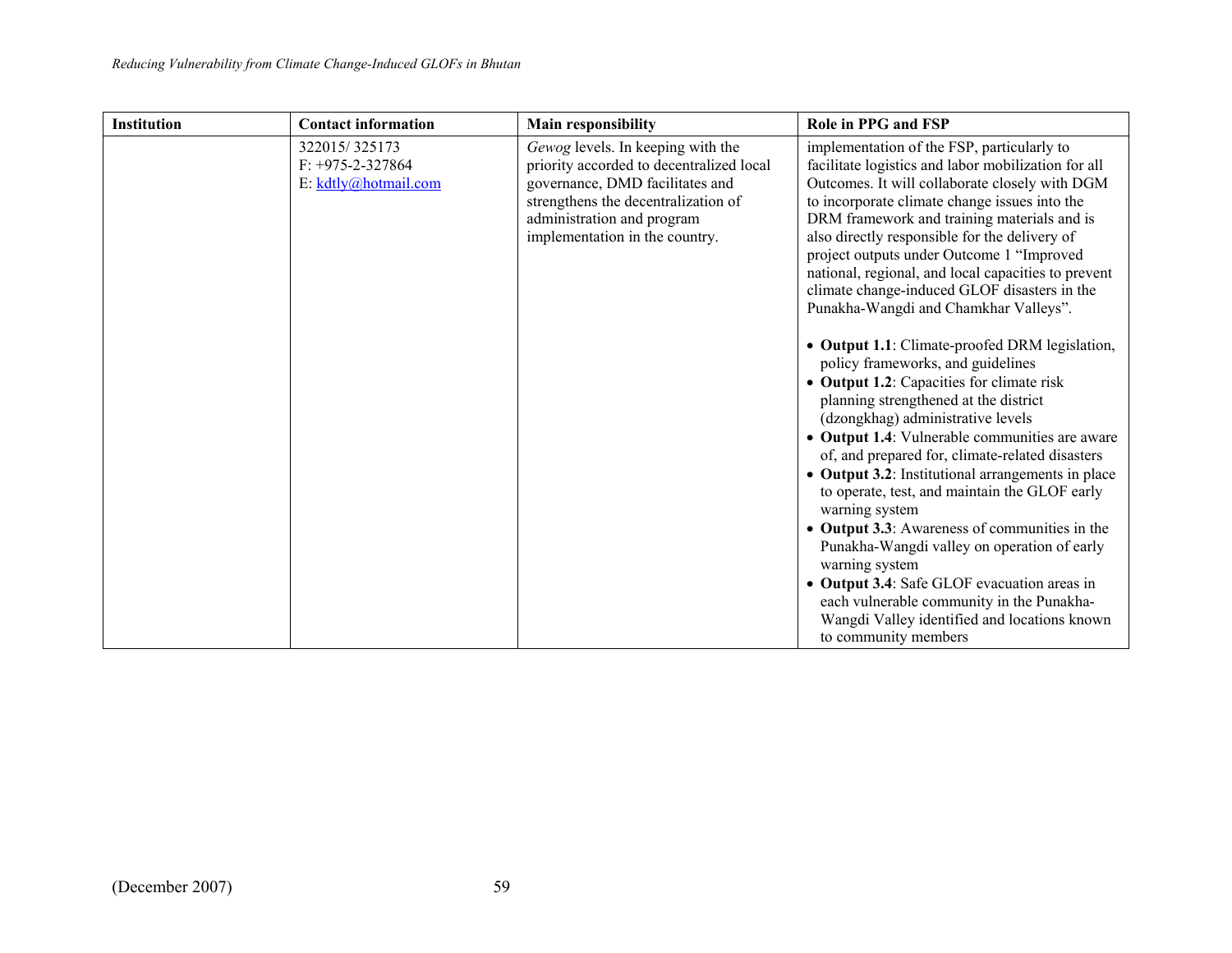| Institution | Contact information | Main responsibility | Role in PPG and FSP |
|---|---|---|---|
| | 322015/ 325173<br>F: +975-2-327864<br>E: kdtly@hotmail.com | *Gewog* levels. In keeping with the priority accorded to decentralized local governance, DMD facilitates and strengthens the decentralization of administration and program implementation in the country. | implementation of the FSP, particularly to facilitate logistics and labor mobilization for all Outcomes. It will collaborate closely with DGM to incorporate climate change issues into the DRM framework and training materials and is also directly responsible for the delivery of project outputs under Outcome 1 "Improved national, regional, and local capacities to prevent climate change-induced GLOF disasters in the Punakha-Wangdi and Chamkhar Valleys".<br><br>• **Output 1.1**: Climate-proofed DRM legislation, policy frameworks, and guidelines<br>• **Output 1.2**: Capacities for climate risk planning strengthened at the district (dzongkhag) administrative levels<br>• **Output 1.4**: Vulnerable communities are aware of, and prepared for, climate-related disasters<br>• **Output 3.2**: Institutional arrangements in place to operate, test, and maintain the GLOF early warning system<br>• **Output 3.3**: Awareness of communities in the Punakha-Wangdi valley on operation of early warning system<br>• **Output 3.4**: Safe GLOF evacuation areas in each vulnerable community in the Punakha-Wangdi Valley identified and locations known to community members |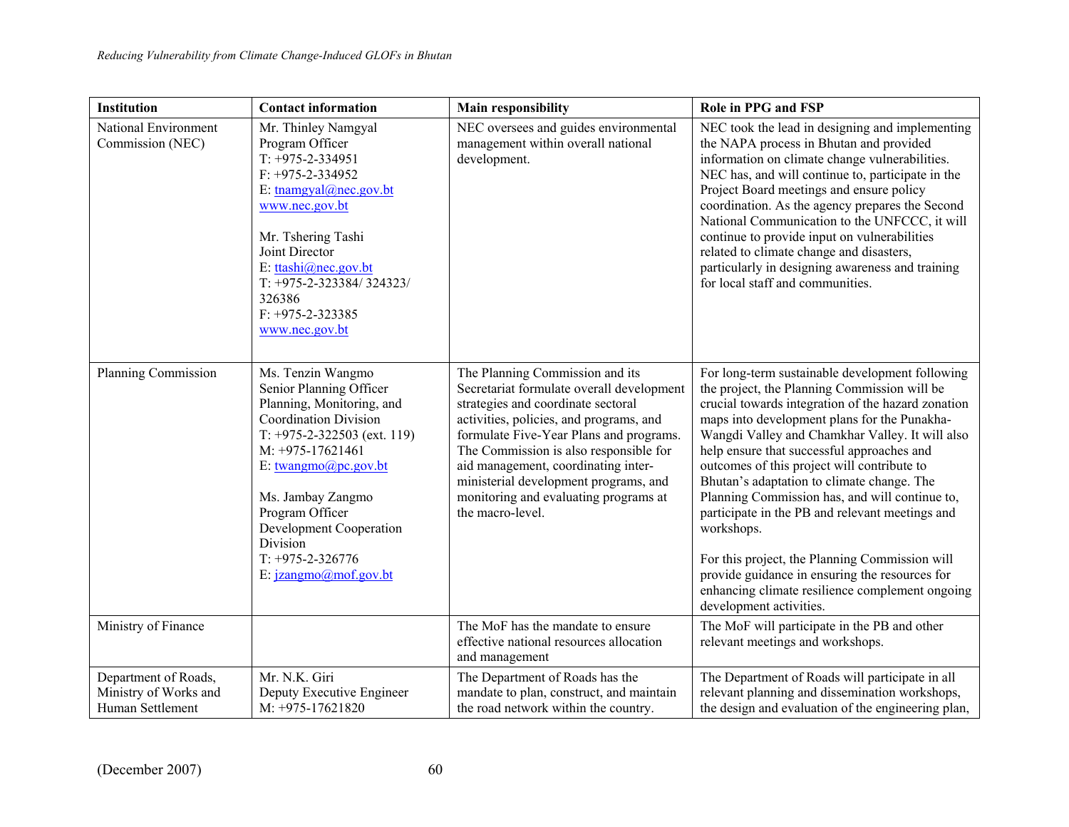| Institution | Contact information | Main responsibility | Role in PPG and FSP |
| --- | --- | --- | --- |
| National Environment Commission (NEC) | Mr. Thinley Namgyal<br>Program Officer<br>T: +975-2-334951<br>F: +975-2-334952<br>E: tnamgyal@nec.gov.bt<br>www.nec.gov.bt<br><br>Mr. Tshering Tashi<br>Joint Director<br>E: ttashi@nec.gov.bt<br>T: +975-2-323384/ 324323/ 326386<br>F: +975-2-323385<br>www.nec.gov.bt | NEC oversees and guides environmental management within overall national development. | NEC took the lead in designing and implementing the NAPA process in Bhutan and provided information on climate change vulnerabilities. NEC has, and will continue to, participate in the Project Board meetings and ensure policy coordination. As the agency prepares the Second National Communication to the UNFCCC, it will continue to provide input on vulnerabilities related to climate change and disasters, particularly in designing awareness and training for local staff and communities. |
| Planning Commission | Ms. Tenzin Wangmo<br>Senior Planning Officer<br>Planning, Monitoring, and Coordination Division<br>T: +975-2-322503 (ext. 119)<br>M: +975-17621461<br>E: twangmo@pc.gov.bt<br><br>Ms. Jambay Zangmo<br>Program Officer<br>Development Cooperation Division<br>T: +975-2-326776<br>E: jzangmo@mof.gov.bt | The Planning Commission and its Secretariat formulate overall development strategies and coordinate sectoral activities, policies, and programs, and formulate Five-Year Plans and programs. The Commission is also responsible for aid management, coordinating inter-ministerial development programs, and monitoring and evaluating programs at the macro-level. | For long-term sustainable development following the project, the Planning Commission will be crucial towards integration of the hazard zonation maps into development plans for the Punakha-Wangdi Valley and Chamkhar Valley. It will also help ensure that successful approaches and outcomes of this project will contribute to Bhutan's adaptation to climate change. The Planning Commission has, and will continue to, participate in the PB and relevant meetings and workshops.<br><br>For this project, the Planning Commission will provide guidance in ensuring the resources for enhancing climate resilience complement ongoing development activities. |
| Ministry of Finance | | The MoF has the mandate to ensure effective national resources allocation and management | The MoF will participate in the PB and other relevant meetings and workshops. |
| Department of Roads, Ministry of Works and Human Settlement | Mr. N.K. Giri<br>Deputy Executive Engineer<br>M: +975-17621820 | The Department of Roads has the mandate to plan, construct, and maintain the road network within the country. | The Department of Roads will participate in all relevant planning and dissemination workshops, the design and evaluation of the engineering plan, |

(December 2007)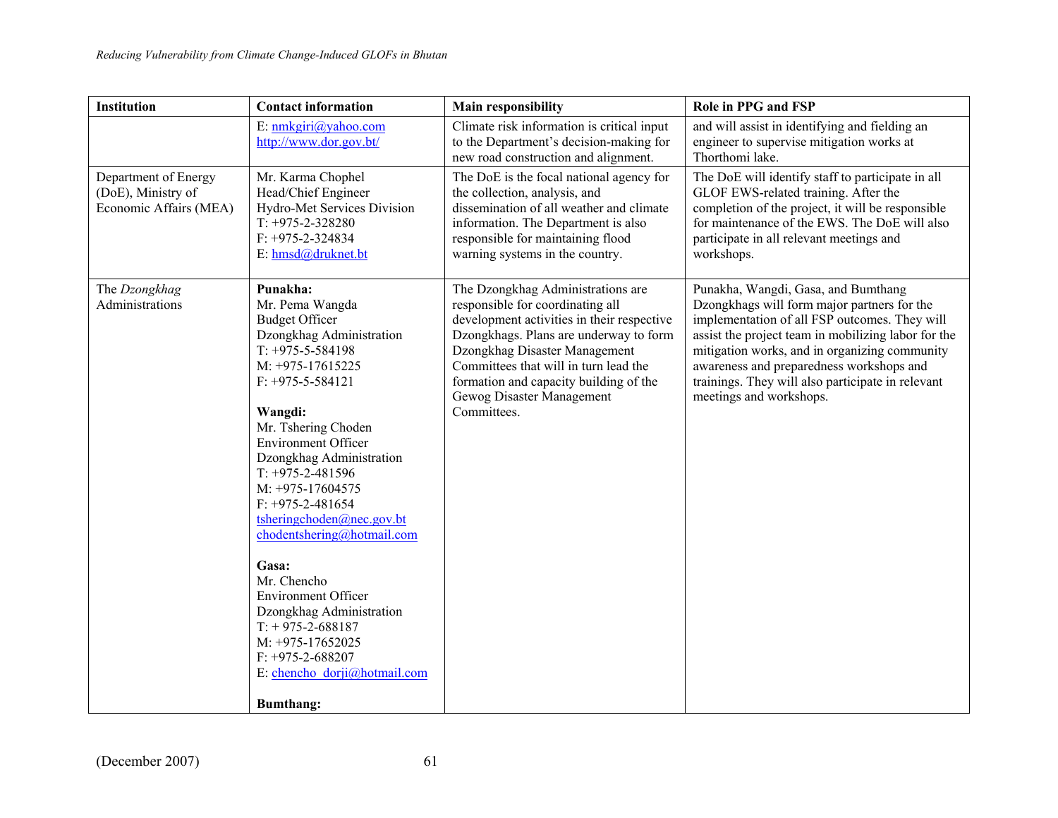| Institution | Contact information | Main responsibility | Role in PPG and FSP |
|---|---|---|---|
| | E: nmkgiri@yahoo.com<br>http://www.dor.gov.bt/ | Climate risk information is critical input to the Department's decision-making for new road construction and alignment. | and will assist in identifying and fielding an engineer to supervise mitigation works at Thorthomi lake. |
| Department of Energy (DoE), Ministry of Economic Affairs (MEA) | Mr. Karma Chophel<br>Head/Chief Engineer<br>Hydro-Met Services Division<br>T: +975-2-328280<br>F: +975-2-324834<br>E: hmsd@druknet.bt | The DoE is the focal national agency for the collection, analysis, and dissemination of all weather and climate information. The Department is also responsible for maintaining flood warning systems in the country. | The DoE will identify staff to participate in all GLOF EWS-related training. After the completion of the project, it will be responsible for maintenance of the EWS. The DoE will also participate in all relevant meetings and workshops. |
| The *Dzongkhag* Administrations | **Punakha:**<br>Mr. Pema Wangda<br>Budget Officer<br>Dzongkhag Administration<br>T: +975-5-584198<br>M: +975-17615225<br>F: +975-5-584121<br><br>**Wangdi:**<br>Mr. Tshering Choden<br>Environment Officer<br>Dzongkhag Administration<br>T: +975-2-481596<br>M: +975-17604575<br>F: +975-2-481654<br>tsheringchoden@nec.gov.bt<br>chodentshering@hotmail.com<br><br>**Gasa:**<br>Mr. Chencho<br>Environment Officer<br>Dzongkhag Administration<br>T: + 975-2-688187<br>M: +975-17652025<br>F: +975-2-688207<br>E: chencho_dorji@hotmail.com<br><br>**Bumthang:** | The Dzongkhag Administrations are responsible for coordinating all development activities in their respective Dzongkhags. Plans are underway to form Dzongkhag Disaster Management Committees that will in turn lead the formation and capacity building of the Gewog Disaster Management Committees. | Punakha, Wangdi, Gasa, and Bumthang Dzongkhags will form major partners for the implementation of all FSP outcomes. They will assist the project team in mobilizing labor for the mitigation works, and in organizing community awareness and preparedness workshops and trainings. They will also participate in relevant meetings and workshops. |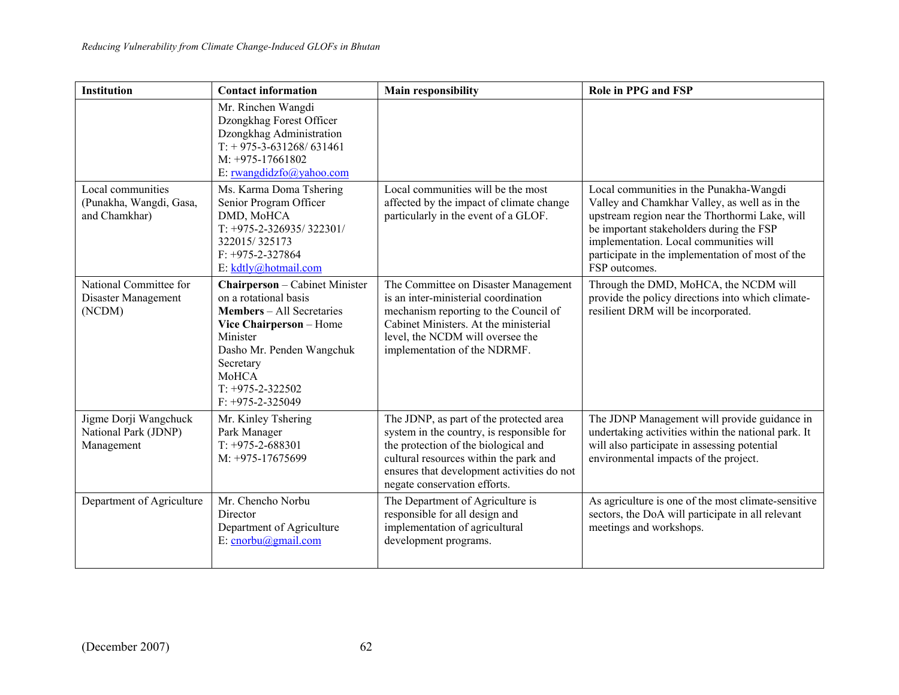| Institution | Contact information | Main responsibility | Role in PPG and FSP |
|---|---|---|---|
| | Mr. Rinchen Wangdi<br>Dzongkhag Forest Officer<br>Dzongkhag Administration<br>T: + 975-3-631268/ 631461<br>M: +975-17661802<br>E: rwangdidzfo@yahoo.com | | |
| Local communities (Punakha, Wangdi, Gasa, and Chamkhar) | Ms. Karma Doma Tshering<br>Senior Program Officer<br>DMD, MoHCA<br>T: +975-2-326935/ 322301/ 322015/ 325173<br>F: +975-2-327864<br>E: kdtly@hotmail.com | Local communities will be the most affected by the impact of climate change particularly in the event of a GLOF. | Local communities in the Punakha-Wangdi Valley and Chamkhar Valley, as well as in the upstream region near the Thorthormi Lake, will be important stakeholders during the FSP implementation. Local communities will participate in the implementation of most of the FSP outcomes. |
| National Committee for Disaster Management (NCDM) | **Chairperson** – Cabinet Minister on a rotational basis<br>**Members** – All Secretaries<br>**Vice Chairperson** – Home Minister<br>Dasho Mr. Penden Wangchuk<br>Secretary<br>MoHCA<br>T: +975-2-322502<br>F: +975-2-325049 | The Committee on Disaster Management is an inter-ministerial coordination mechanism reporting to the Council of Cabinet Ministers. At the ministerial level, the NCDM will oversee the implementation of the NDRMF. | Through the DMD, MoHCA, the NCDM will provide the policy directions into which climate-resilient DRM will be incorporated. |
| Jigme Dorji Wangchuck National Park (JDNP) Management | Mr. Kinley Tshering<br>Park Manager<br>T: +975-2-688301<br>M: +975-17675699 | The JDNP, as part of the protected area system in the country, is responsible for the protection of the biological and cultural resources within the park and ensures that development activities do not negate conservation efforts. | The JDNP Management will provide guidance in undertaking activities within the national park. It will also participate in assessing potential environmental impacts of the project. |
| Department of Agriculture | Mr. Chencho Norbu<br>Director<br>Department of Agriculture<br>E: cnorbu@gmail.com | The Department of Agriculture is responsible for all design and implementation of agricultural development programs. | As agriculture is one of the most climate-sensitive sectors, the DoA will participate in all relevant meetings and workshops. |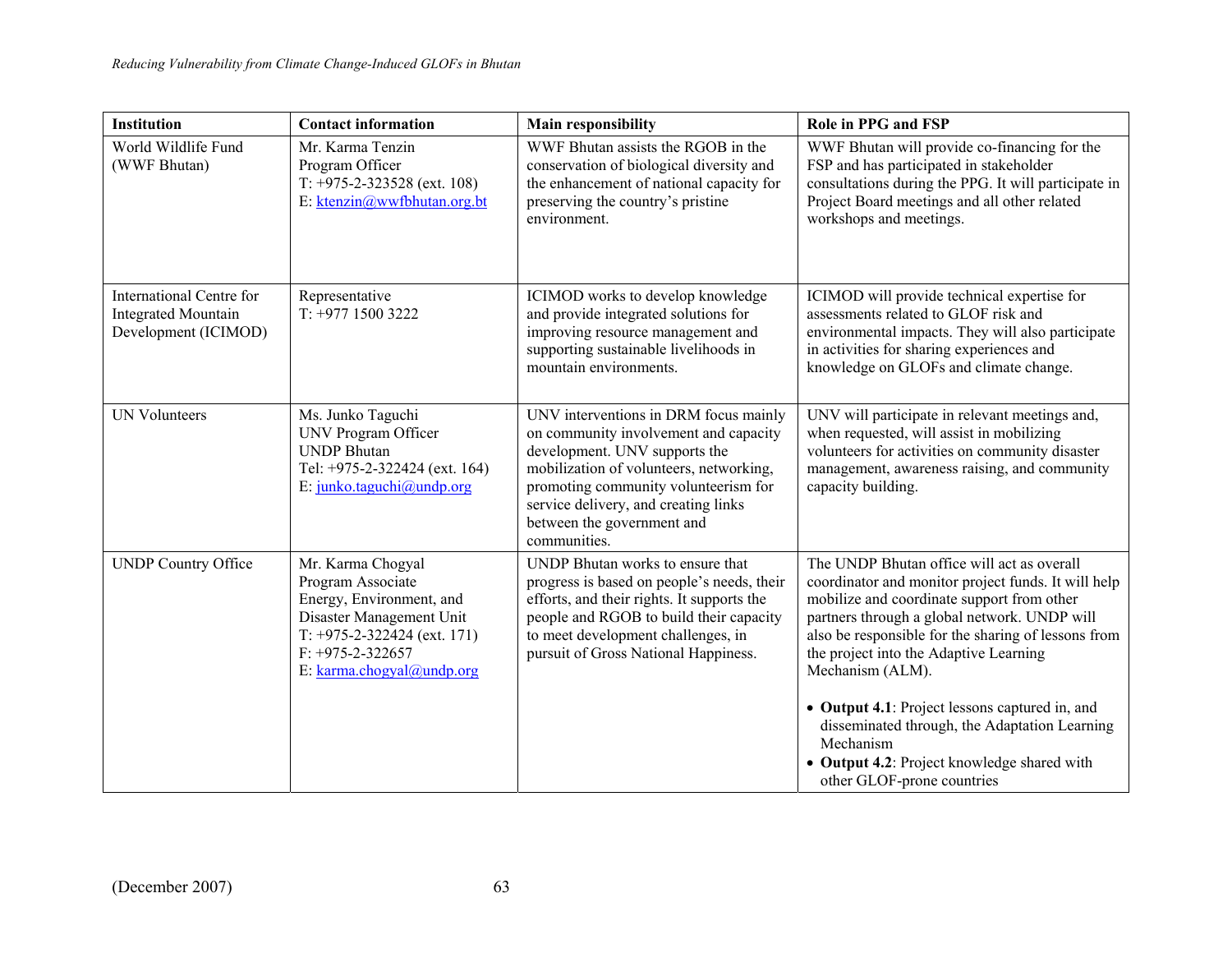| Institution | Contact information | Main responsibility | Role in PPG and FSP |
|---|---|---|---|
| World Wildlife Fund (WWF Bhutan) | Mr. Karma Tenzin<br>Program Officer<br>T: +975-2-323528 (ext. 108)<br>E: ktenzin@wwfbhutan.org.bt | WWF Bhutan assists the RGOB in the conservation of biological diversity and the enhancement of national capacity for preserving the country's pristine environment. | WWF Bhutan will provide co-financing for the FSP and has participated in stakeholder consultations during the PPG. It will participate in Project Board meetings and all other related workshops and meetings. |
| International Centre for Integrated Mountain Development (ICIMOD) | Representative<br>T: +977 1500 3222 | ICIMOD works to develop knowledge and provide integrated solutions for improving resource management and supporting sustainable livelihoods in mountain environments. | ICIMOD will provide technical expertise for assessments related to GLOF risk and environmental impacts. They will also participate in activities for sharing experiences and knowledge on GLOFs and climate change. |
| UN Volunteers | Ms. Junko Taguchi<br>UNV Program Officer<br>UNDP Bhutan<br>Tel: +975-2-322424 (ext. 164)<br>E: junko.taguchi@undp.org | UNV interventions in DRM focus mainly on community involvement and capacity development. UNV supports the mobilization of volunteers, networking, promoting community volunteerism for service delivery, and creating links between the government and communities. | UNV will participate in relevant meetings and, when requested, will assist in mobilizing volunteers for activities on community disaster management, awareness raising, and community capacity building. |
| UNDP Country Office | Mr. Karma Chogyal<br>Program Associate<br>Energy, Environment, and Disaster Management Unit<br>T: +975-2-322424 (ext. 171)<br>F: +975-2-322657<br>E: karma.chogyal@undp.org | UNDP Bhutan works to ensure that progress is based on people's needs, their efforts, and their rights. It supports the people and RGOB to build their capacity to meet development challenges, in pursuit of Gross National Happiness. | The UNDP Bhutan office will act as overall coordinator and monitor project funds. It will help mobilize and coordinate support from other partners through a global network. UNDP will also be responsible for the sharing of lessons from the project into the Adaptive Learning Mechanism (ALM).<br><br>• **Output 4.1**: Project lessons captured in, and disseminated through, the Adaptation Learning Mechanism<br>• **Output 4.2**: Project knowledge shared with other GLOF-prone countries |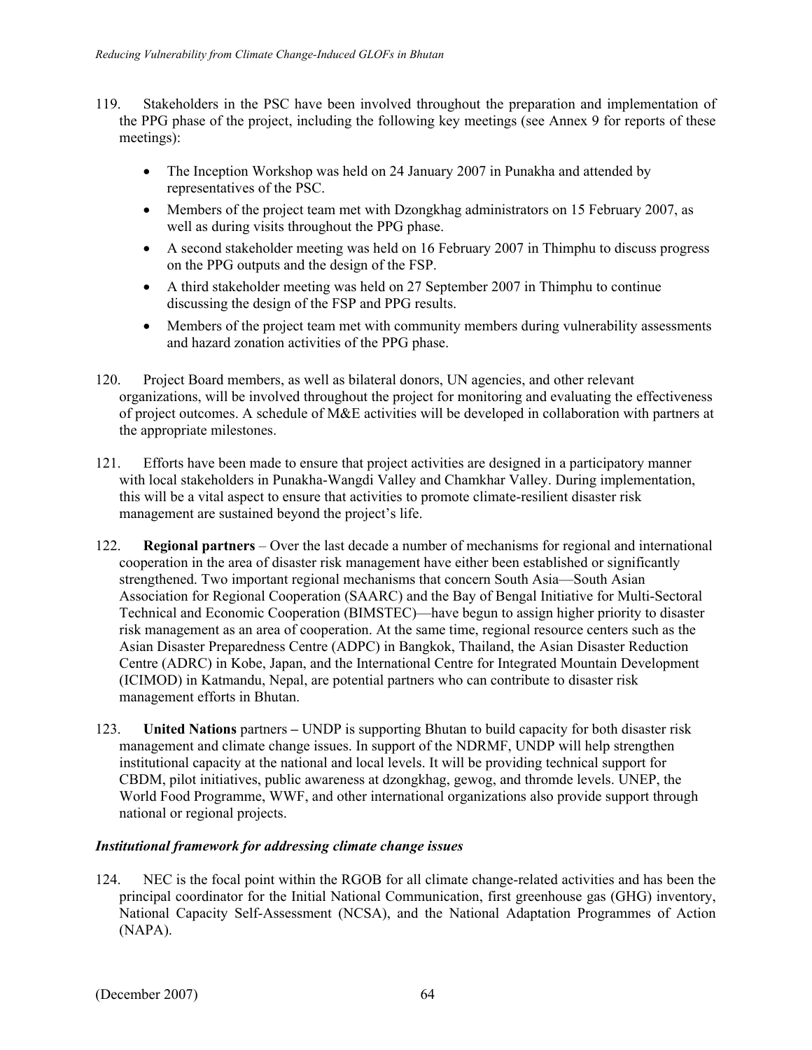119. Stakeholders in the PSC have been involved throughout the preparation and implementation of the PPG phase of the project, including the following key meetings (see Annex 9 for reports of these meetings):

- The Inception Workshop was held on 24 January 2007 in Punakha and attended by representatives of the PSC.
- Members of the project team met with Dzongkhag administrators on 15 February 2007, as well as during visits throughout the PPG phase.
- A second stakeholder meeting was held on 16 February 2007 in Thimphu to discuss progress on the PPG outputs and the design of the FSP.
- A third stakeholder meeting was held on 27 September 2007 in Thimphu to continue discussing the design of the FSP and PPG results.
- Members of the project team met with community members during vulnerability assessments and hazard zonation activities of the PPG phase.

120. Project Board members, as well as bilateral donors, UN agencies, and other relevant organizations, will be involved throughout the project for monitoring and evaluating the effectiveness of project outcomes. A schedule of M&E activities will be developed in collaboration with partners at the appropriate milestones.

121. Efforts have been made to ensure that project activities are designed in a participatory manner with local stakeholders in Punakha-Wangdi Valley and Chamkhar Valley. During implementation, this will be a vital aspect to ensure that activities to promote climate-resilient disaster risk management are sustained beyond the project's life.

122. **Regional partners** – Over the last decade a number of mechanisms for regional and international cooperation in the area of disaster risk management have either been established or significantly strengthened. Two important regional mechanisms that concern South Asia—South Asian Association for Regional Cooperation (SAARC) and the Bay of Bengal Initiative for Multi-Sectoral Technical and Economic Cooperation (BIMSTEC)—have begun to assign higher priority to disaster risk management as an area of cooperation. At the same time, regional resource centers such as the Asian Disaster Preparedness Centre (ADPC) in Bangkok, Thailand, the Asian Disaster Reduction Centre (ADRC) in Kobe, Japan, and the International Centre for Integrated Mountain Development (ICIMOD) in Katmandu, Nepal, are potential partners who can contribute to disaster risk management efforts in Bhutan.

123. **United Nations** partners **–** UNDP is supporting Bhutan to build capacity for both disaster risk management and climate change issues. In support of the NDRMF, UNDP will help strengthen institutional capacity at the national and local levels. It will be providing technical support for CBDM, pilot initiatives, public awareness at dzongkhag, gewog, and thromde levels. UNEP, the World Food Programme, WWF, and other international organizations also provide support through national or regional projects.

***Institutional framework for addressing climate change issues***

124. NEC is the focal point within the RGOB for all climate change-related activities and has been the principal coordinator for the Initial National Communication, first greenhouse gas (GHG) inventory, National Capacity Self-Assessment (NCSA), and the National Adaptation Programmes of Action (NAPA).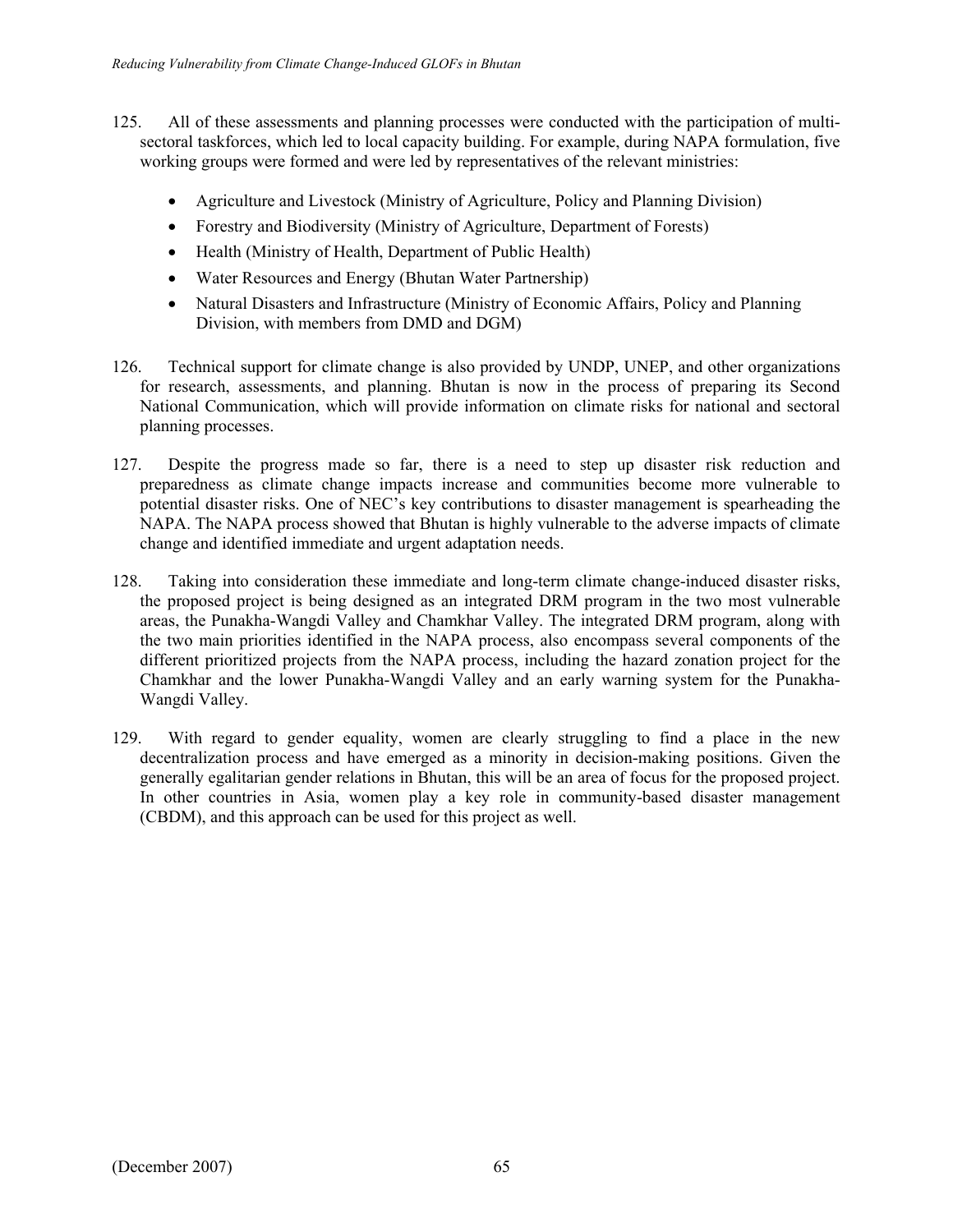125. All of these assessments and planning processes were conducted with the participation of multi-sectoral taskforces, which led to local capacity building. For example, during NAPA formulation, five working groups were formed and were led by representatives of the relevant ministries:

- Agriculture and Livestock (Ministry of Agriculture, Policy and Planning Division)
- Forestry and Biodiversity (Ministry of Agriculture, Department of Forests)
- Health (Ministry of Health, Department of Public Health)
- Water Resources and Energy (Bhutan Water Partnership)
- Natural Disasters and Infrastructure (Ministry of Economic Affairs, Policy and Planning Division, with members from DMD and DGM)

126. Technical support for climate change is also provided by UNDP, UNEP, and other organizations for research, assessments, and planning. Bhutan is now in the process of preparing its Second National Communication, which will provide information on climate risks for national and sectoral planning processes.

127. Despite the progress made so far, there is a need to step up disaster risk reduction and preparedness as climate change impacts increase and communities become more vulnerable to potential disaster risks. One of NEC's key contributions to disaster management is spearheading the NAPA. The NAPA process showed that Bhutan is highly vulnerable to the adverse impacts of climate change and identified immediate and urgent adaptation needs.

128. Taking into consideration these immediate and long-term climate change-induced disaster risks, the proposed project is being designed as an integrated DRM program in the two most vulnerable areas, the Punakha-Wangdi Valley and Chamkhar Valley. The integrated DRM program, along with the two main priorities identified in the NAPA process, also encompass several components of the different prioritized projects from the NAPA process, including the hazard zonation project for the Chamkhar and the lower Punakha-Wangdi Valley and an early warning system for the Punakha-Wangdi Valley.

129. With regard to gender equality, women are clearly struggling to find a place in the new decentralization process and have emerged as a minority in decision-making positions. Given the generally egalitarian gender relations in Bhutan, this will be an area of focus for the proposed project. In other countries in Asia, women play a key role in community-based disaster management (CBDM), and this approach can be used for this project as well.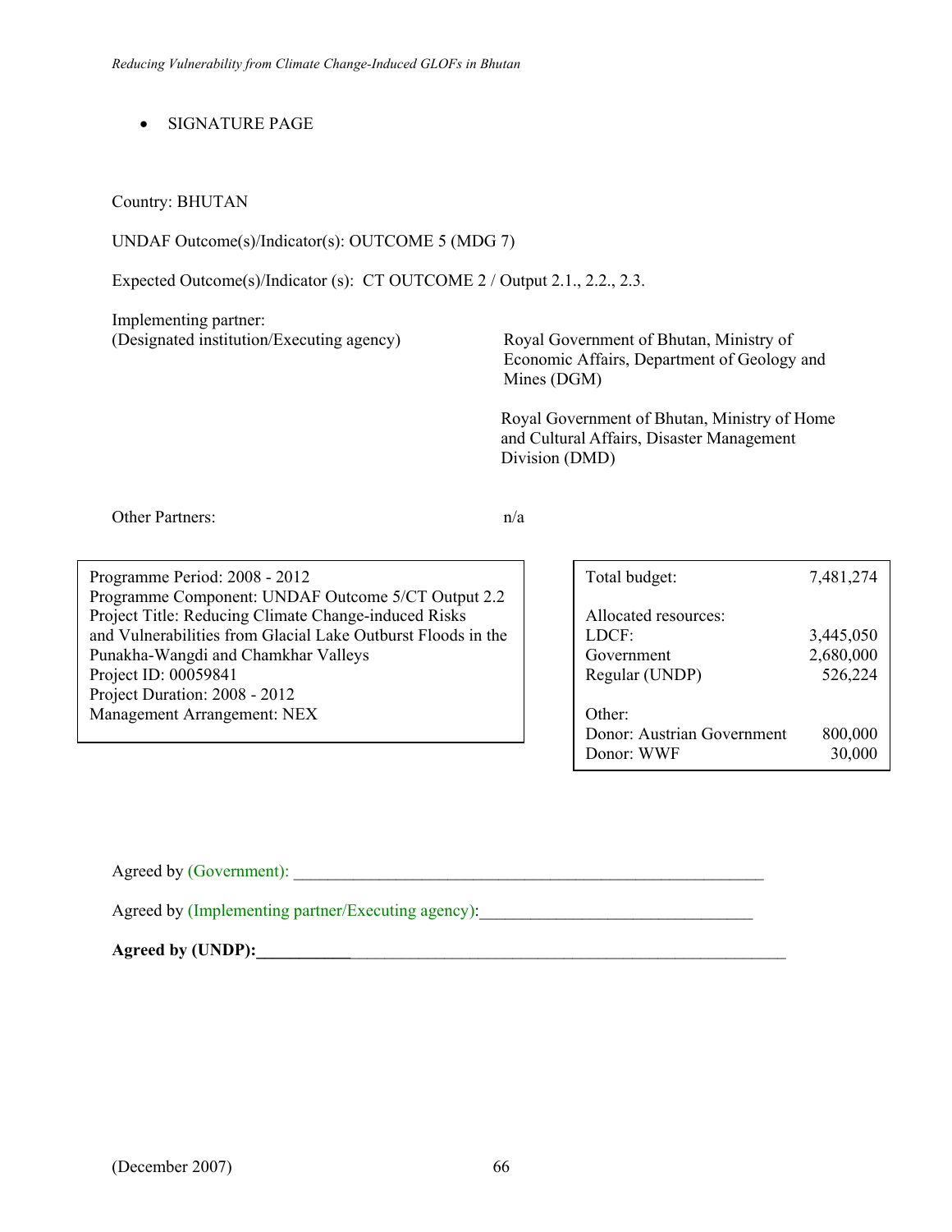- SIGNATURE PAGE

Country: BHUTAN

UNDAF Outcome(s)/Indicator(s): OUTCOME 5 (MDG 7)

Expected Outcome(s)/Indicator (s): CT OUTCOME 2 / Output 2.1., 2.2., 2.3.

Implementing partner:
(Designated institution/Executing agency)

Royal Government of Bhutan, Ministry of Economic Affairs, Department of Geology and Mines (DGM)

Royal Government of Bhutan, Ministry of Home and Cultural Affairs, Disaster Management Division (DMD)

Other Partners: n/a

Programme Period: 2008 - 2012
Programme Component: UNDAF Outcome 5/CT Output 2.2
Project Title: Reducing Climate Change-induced Risks and Vulnerabilities from Glacial Lake Outburst Floods in the Punakha-Wangdi and Chamkhar Valleys
Project ID: 00059841
Project Duration: 2008 - 2012
Management Arrangement: NEX

| | |
|---|---|
| Total budget: | 7,481,274 |
| Allocated resources: | |
| LDCF: | 3,445,050 |
| Government | 2,680,000 |
| Regular (UNDP) | 526,224 |
| Other: | |
| Donor: Austrian Government | 800,000 |
| Donor: WWF | 30,000 |

Agreed by (Government): ____________________________________________

Agreed by (Implementing partner/Executing agency): ______________________________

**Agreed by (UNDP):** ____________________________________________

(December 2007)